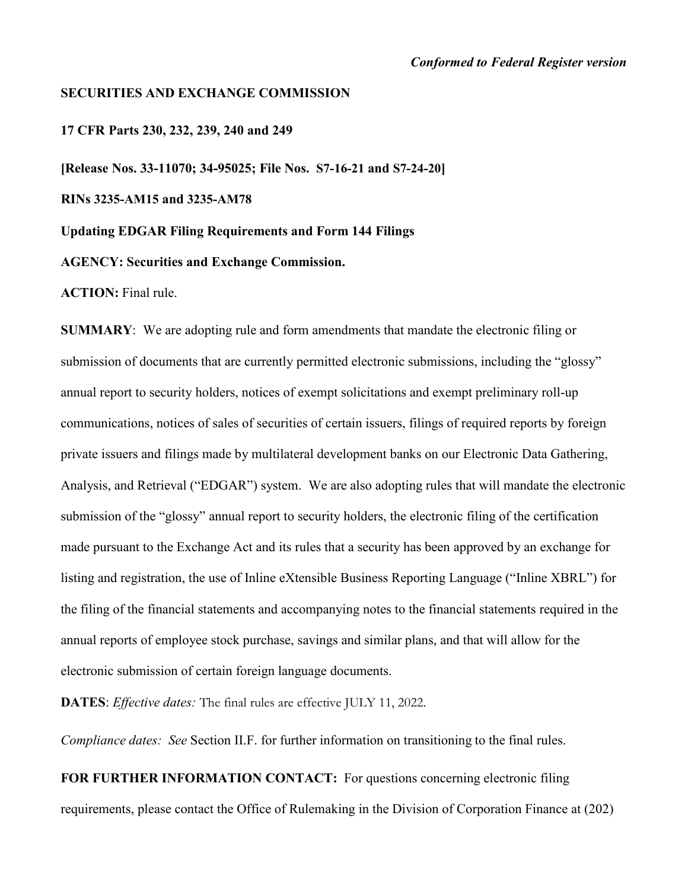*Conformed to Federal Register version*

**SECURITIES AND EXCHANGE COMMISSION**

**17 CFR Parts 230, 232, 239, 240 and 249**

**[Release Nos. 33-11070; 34-95025; File Nos. S7-16-21 and S7-24-20]**

**RINs 3235-AM15 and 3235-AM78**

**Updating EDGAR Filing Requirements and Form 144 Filings**

**AGENCY: Securities and Exchange Commission.**

**ACTION:** Final rule.

**SUMMARY**: We are adopting rule and form amendments that mandate the electronic filing or submission of documents that are currently permitted electronic submissions, including the "glossy" annual report to security holders, notices of exempt solicitations and exempt preliminary roll-up communications, notices of sales of securities of certain issuers, filings of required reports by foreign private issuers and filings made by multilateral development banks on our Electronic Data Gathering, Analysis, and Retrieval ("EDGAR") system. We are also adopting rules that will mandate the electronic submission of the "glossy" annual report to security holders, the electronic filing of the certification made pursuant to the Exchange Act and its rules that a security has been approved by an exchange for listing and registration, the use of Inline eXtensible Business Reporting Language ("Inline XBRL") for the filing of the financial statements and accompanying notes to the financial statements required in the annual reports of employee stock purchase, savings and similar plans, and that will allow for the electronic submission of certain foreign language documents.

**DATES**: *Effective dates:* The final rules are effective JULY 11, 2022.

*Compliance dates: See* Section II.F. for further information on transitioning to the final rules.

**FOR FURTHER INFORMATION CONTACT:** For questions concerning electronic filing requirements, please contact the Office of Rulemaking in the Division of Corporation Finance at (202)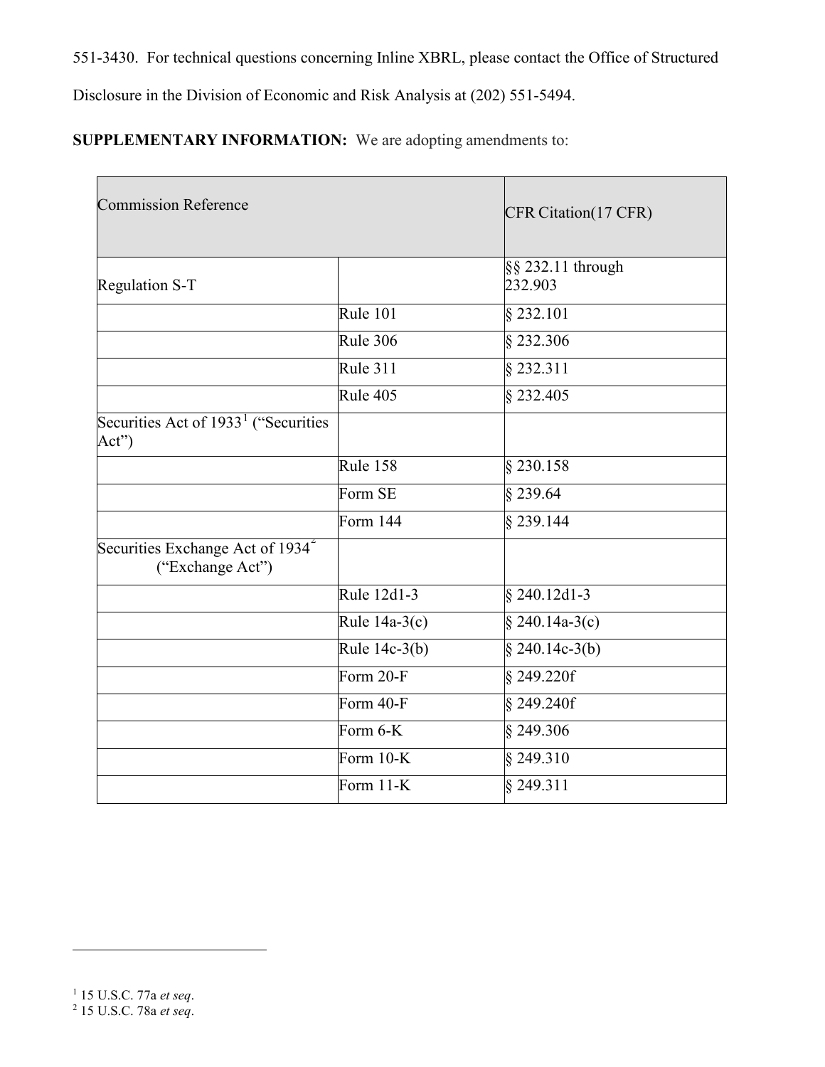551-3430. For technical questions concerning Inline XBRL, please contact the Office of Structured Disclosure in the Division of Economic and Risk Analysis at (202) 551-5494.

**SUPPLEMENTARY INFORMATION:** We are adopting amendments to:

| Commission Reference | | CFR Citation(17 CFR) |
|---|---|---|
| Regulation S-T | | §§ 232.11 through 232.903 |
| | Rule 101 | § 232.101 |
| | Rule 306 | § 232.306 |
| | Rule 311 | § 232.311 |
| | Rule 405 | § 232.405 |
| Securities Act of 1933[1] ("Securities Act") | | |
| | Rule 158 | § 230.158 |
| | Form SE | § 239.64 |
| | Form 144 | § 239.144 |
| Securities Exchange Act of 1934[2] ("Exchange Act") | | |
| | Rule 12d1-3 | § 240.12d1-3 |
| | Rule 14a-3(c) | § 240.14a-3(c) |
| | Rule 14c-3(b) | § 240.14c-3(b) |
| | Form 20-F | § 249.220f |
| | Form 40-F | § 249.240f |
| | Form 6-K | § 249.306 |
| | Form 10-K | § 249.310 |
| | Form 11-K | § 249.311 |

[1] 15 U.S.C. 77a *et seq*.

[2] 15 U.S.C. 78a *et seq*.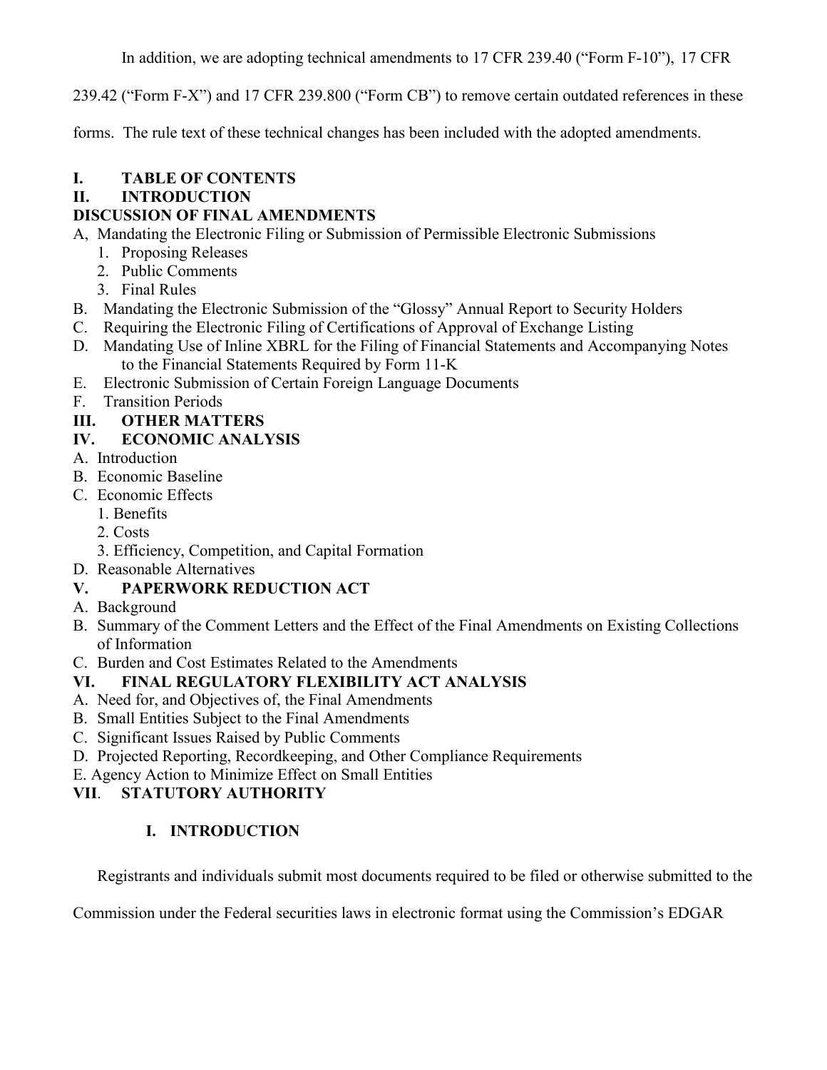In addition, we are adopting technical amendments to 17 CFR 239.40 ("Form F-10"), 17 CFR 239.42 ("Form F-X") and 17 CFR 239.800 ("Form CB") to remove certain outdated references in these forms. The rule text of these technical changes has been included with the adopted amendments.

**I. TABLE OF CONTENTS**

**II. INTRODUCTION**

**DISCUSSION OF FINAL AMENDMENTS**

A, Mandating the Electronic Filing or Submission of Permissible Electronic Submissions
   1. Proposing Releases
   2. Public Comments
   3. Final Rules

B. Mandating the Electronic Submission of the "Glossy" Annual Report to Security Holders

C. Requiring the Electronic Filing of Certifications of Approval of Exchange Listing

D. Mandating Use of Inline XBRL for the Filing of Financial Statements and Accompanying Notes to the Financial Statements Required by Form 11-K

E. Electronic Submission of Certain Foreign Language Documents

F. Transition Periods

**III. OTHER MATTERS**

**IV. ECONOMIC ANALYSIS**

A. Introduction

B. Economic Baseline

C. Economic Effects
   1. Benefits
   2. Costs
   3. Efficiency, Competition, and Capital Formation

D. Reasonable Alternatives

**V. PAPERWORK REDUCTION ACT**

A. Background

B. Summary of the Comment Letters and the Effect of the Final Amendments on Existing Collections of Information

C. Burden and Cost Estimates Related to the Amendments

**VI. FINAL REGULATORY FLEXIBILITY ACT ANALYSIS**

A. Need for, and Objectives of, the Final Amendments

B. Small Entities Subject to the Final Amendments

C. Significant Issues Raised by Public Comments

D. Projected Reporting, Recordkeeping, and Other Compliance Requirements

E. Agency Action to Minimize Effect on Small Entities

**VII. STATUTORY AUTHORITY**

## I. INTRODUCTION

Registrants and individuals submit most documents required to be filed or otherwise submitted to the Commission under the Federal securities laws in electronic format using the Commission's EDGAR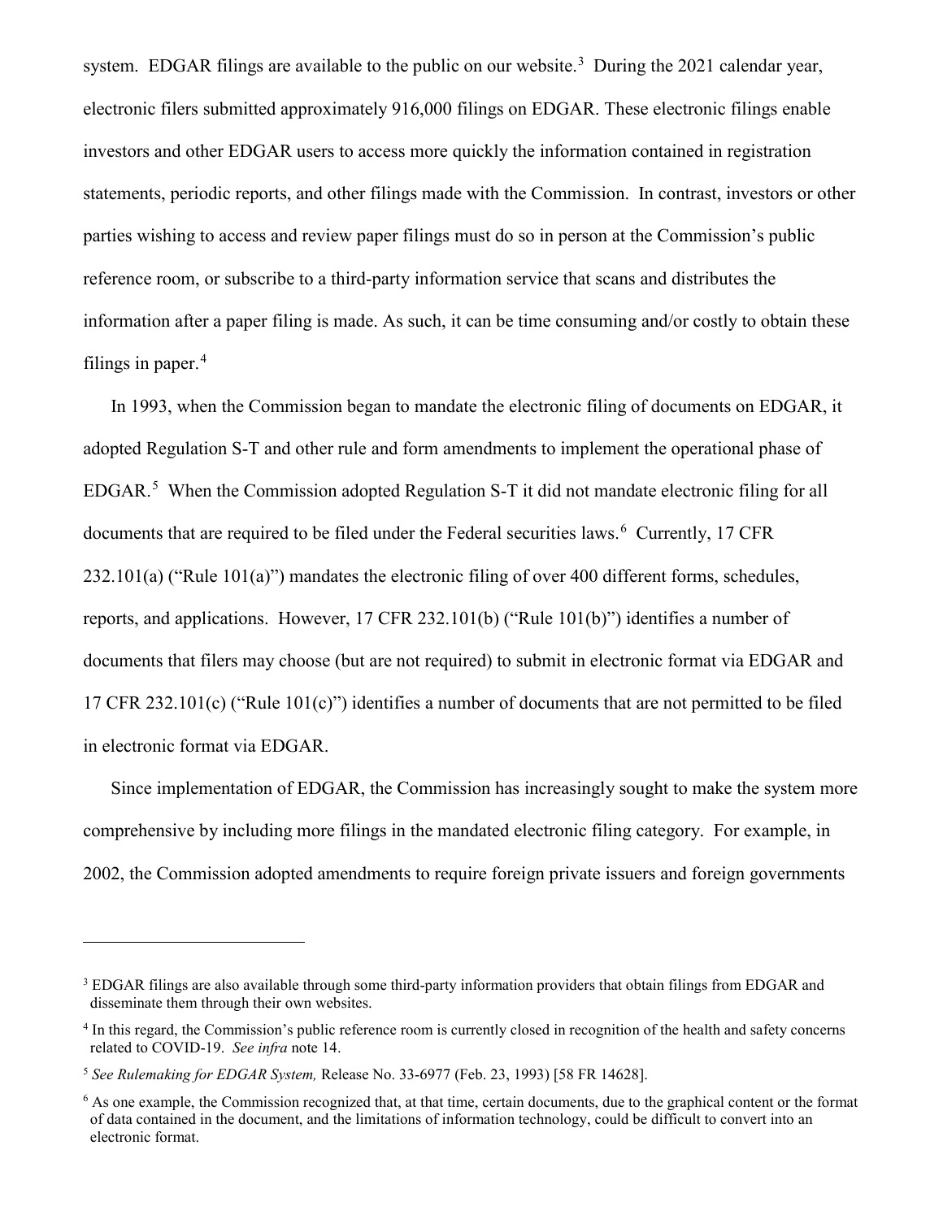system. EDGAR filings are available to the public on our website.[3] During the 2021 calendar year, electronic filers submitted approximately 916,000 filings on EDGAR. These electronic filings enable investors and other EDGAR users to access more quickly the information contained in registration statements, periodic reports, and other filings made with the Commission. In contrast, investors or other parties wishing to access and review paper filings must do so in person at the Commission's public reference room, or subscribe to a third-party information service that scans and distributes the information after a paper filing is made. As such, it can be time consuming and/or costly to obtain these filings in paper.[4]

In 1993, when the Commission began to mandate the electronic filing of documents on EDGAR, it adopted Regulation S-T and other rule and form amendments to implement the operational phase of EDGAR.[5] When the Commission adopted Regulation S-T it did not mandate electronic filing for all documents that are required to be filed under the Federal securities laws.[6] Currently, 17 CFR 232.101(a) ("Rule 101(a)") mandates the electronic filing of over 400 different forms, schedules, reports, and applications. However, 17 CFR 232.101(b) ("Rule 101(b)") identifies a number of documents that filers may choose (but are not required) to submit in electronic format via EDGAR and 17 CFR 232.101(c) ("Rule 101(c)") identifies a number of documents that are not permitted to be filed in electronic format via EDGAR.

Since implementation of EDGAR, the Commission has increasingly sought to make the system more comprehensive by including more filings in the mandated electronic filing category. For example, in 2002, the Commission adopted amendments to require foreign private issuers and foreign governments

---

[3] EDGAR filings are also available through some third-party information providers that obtain filings from EDGAR and disseminate them through their own websites.

[4] In this regard, the Commission's public reference room is currently closed in recognition of the health and safety concerns related to COVID-19. *See infra* note 14.

[5] *See Rulemaking for EDGAR System,* Release No. 33-6977 (Feb. 23, 1993) [58 FR 14628].

[6] As one example, the Commission recognized that, at that time, certain documents, due to the graphical content or the format of data contained in the document, and the limitations of information technology, could be difficult to convert into an electronic format.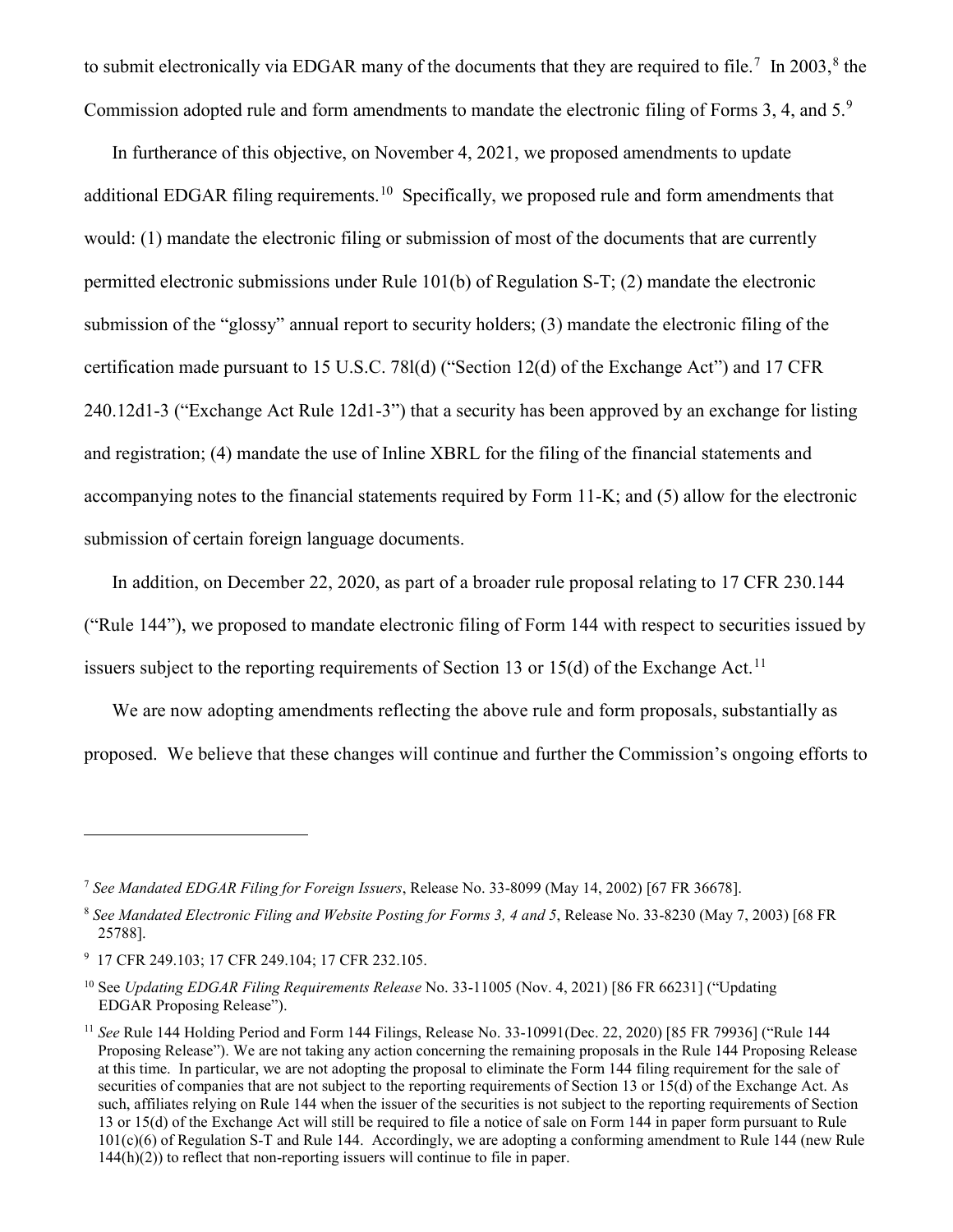to submit electronically via EDGAR many of the documents that they are required to file.[7] In 2003,[8] the Commission adopted rule and form amendments to mandate the electronic filing of Forms 3, 4, and 5.[9]

In furtherance of this objective, on November 4, 2021, we proposed amendments to update additional EDGAR filing requirements.[10] Specifically, we proposed rule and form amendments that would: (1) mandate the electronic filing or submission of most of the documents that are currently permitted electronic submissions under Rule 101(b) of Regulation S-T; (2) mandate the electronic submission of the "glossy" annual report to security holders; (3) mandate the electronic filing of the certification made pursuant to 15 U.S.C. 78l(d) ("Section 12(d) of the Exchange Act") and 17 CFR 240.12d1-3 ("Exchange Act Rule 12d1-3") that a security has been approved by an exchange for listing and registration; (4) mandate the use of Inline XBRL for the filing of the financial statements and accompanying notes to the financial statements required by Form 11-K; and (5) allow for the electronic submission of certain foreign language documents.

In addition, on December 22, 2020, as part of a broader rule proposal relating to 17 CFR 230.144 ("Rule 144"), we proposed to mandate electronic filing of Form 144 with respect to securities issued by issuers subject to the reporting requirements of Section 13 or 15(d) of the Exchange Act.[11]

We are now adopting amendments reflecting the above rule and form proposals, substantially as proposed. We believe that these changes will continue and further the Commission's ongoing efforts to

---

[7] *See Mandated EDGAR Filing for Foreign Issuers*, Release No. 33-8099 (May 14, 2002) [67 FR 36678].

[8] *See Mandated Electronic Filing and Website Posting for Forms 3, 4 and 5*, Release No. 33-8230 (May 7, 2003) [68 FR 25788].

[9] 17 CFR 249.103; 17 CFR 249.104; 17 CFR 232.105.

[10] See *Updating EDGAR Filing Requirements Release* No. 33-11005 (Nov. 4, 2021) [86 FR 66231] ("Updating EDGAR Proposing Release").

[11] *See* Rule 144 Holding Period and Form 144 Filings, Release No. 33-10991(Dec. 22, 2020) [85 FR 79936] ("Rule 144 Proposing Release"). We are not taking any action concerning the remaining proposals in the Rule 144 Proposing Release at this time. In particular, we are not adopting the proposal to eliminate the Form 144 filing requirement for the sale of securities of companies that are not subject to the reporting requirements of Section 13 or 15(d) of the Exchange Act. As such, affiliates relying on Rule 144 when the issuer of the securities is not subject to the reporting requirements of Section 13 or 15(d) of the Exchange Act will still be required to file a notice of sale on Form 144 in paper form pursuant to Rule 101(c)(6) of Regulation S-T and Rule 144. Accordingly, we are adopting a conforming amendment to Rule 144 (new Rule 144(h)(2)) to reflect that non-reporting issuers will continue to file in paper.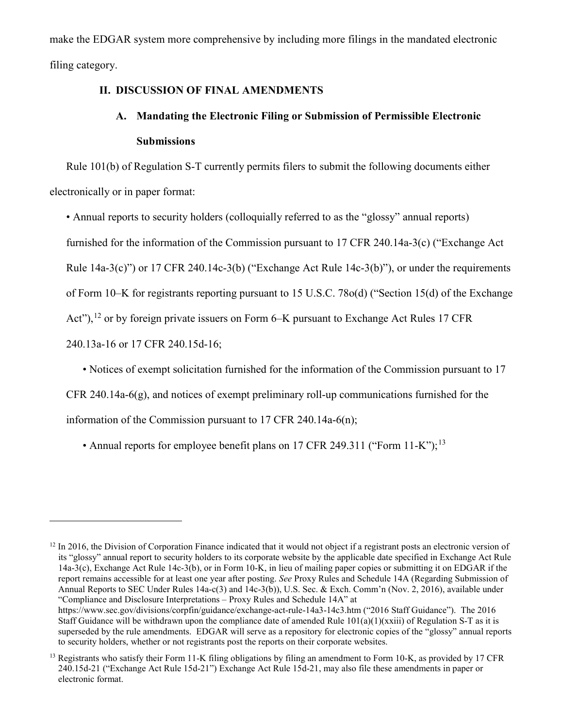make the EDGAR system more comprehensive by including more filings in the mandated electronic filing category.

## II. DISCUSSION OF FINAL AMENDMENTS

### A. Mandating the Electronic Filing or Submission of Permissible Electronic Submissions

Rule 101(b) of Regulation S-T currently permits filers to submit the following documents either electronically or in paper format:

- Annual reports to security holders (colloquially referred to as the "glossy" annual reports) furnished for the information of the Commission pursuant to 17 CFR 240.14a-3(c) ("Exchange Act Rule 14a-3(c)") or 17 CFR 240.14c-3(b) ("Exchange Act Rule 14c-3(b)"), or under the requirements of Form 10–K for registrants reporting pursuant to 15 U.S.C. 78o(d) ("Section 15(d) of the Exchange Act"),[12] or by foreign private issuers on Form 6–K pursuant to Exchange Act Rules 17 CFR 240.13a-16 or 17 CFR 240.15d-16;
- Notices of exempt solicitation furnished for the information of the Commission pursuant to 17 CFR 240.14a-6(g), and notices of exempt preliminary roll-up communications furnished for the information of the Commission pursuant to 17 CFR 240.14a-6(n);
- Annual reports for employee benefit plans on 17 CFR 249.311 ("Form 11-K");[13]

---

[12] In 2016, the Division of Corporation Finance indicated that it would not object if a registrant posts an electronic version of its "glossy" annual report to security holders to its corporate website by the applicable date specified in Exchange Act Rule 14a-3(c), Exchange Act Rule 14c-3(b), or in Form 10-K, in lieu of mailing paper copies or submitting it on EDGAR if the report remains accessible for at least one year after posting. *See* Proxy Rules and Schedule 14A (Regarding Submission of Annual Reports to SEC Under Rules 14a-c(3) and 14c-3(b)), U.S. Sec. & Exch. Comm'n (Nov. 2, 2016), available under "Compliance and Disclosure Interpretations – Proxy Rules and Schedule 14A" at https://www.sec.gov/divisions/corpfin/guidance/exchange-act-rule-14a3-14c3.htm ("2016 Staff Guidance"). The 2016 Staff Guidance will be withdrawn upon the compliance date of amended Rule 101(a)(1)(xxiii) of Regulation S-T as it is superseded by the rule amendments. EDGAR will serve as a repository for electronic copies of the "glossy" annual reports to security holders, whether or not registrants post the reports on their corporate websites.

[13] Registrants who satisfy their Form 11-K filing obligations by filing an amendment to Form 10-K, as provided by 17 CFR 240.15d-21 ("Exchange Act Rule 15d-21") Exchange Act Rule 15d-21, may also file these amendments in paper or electronic format.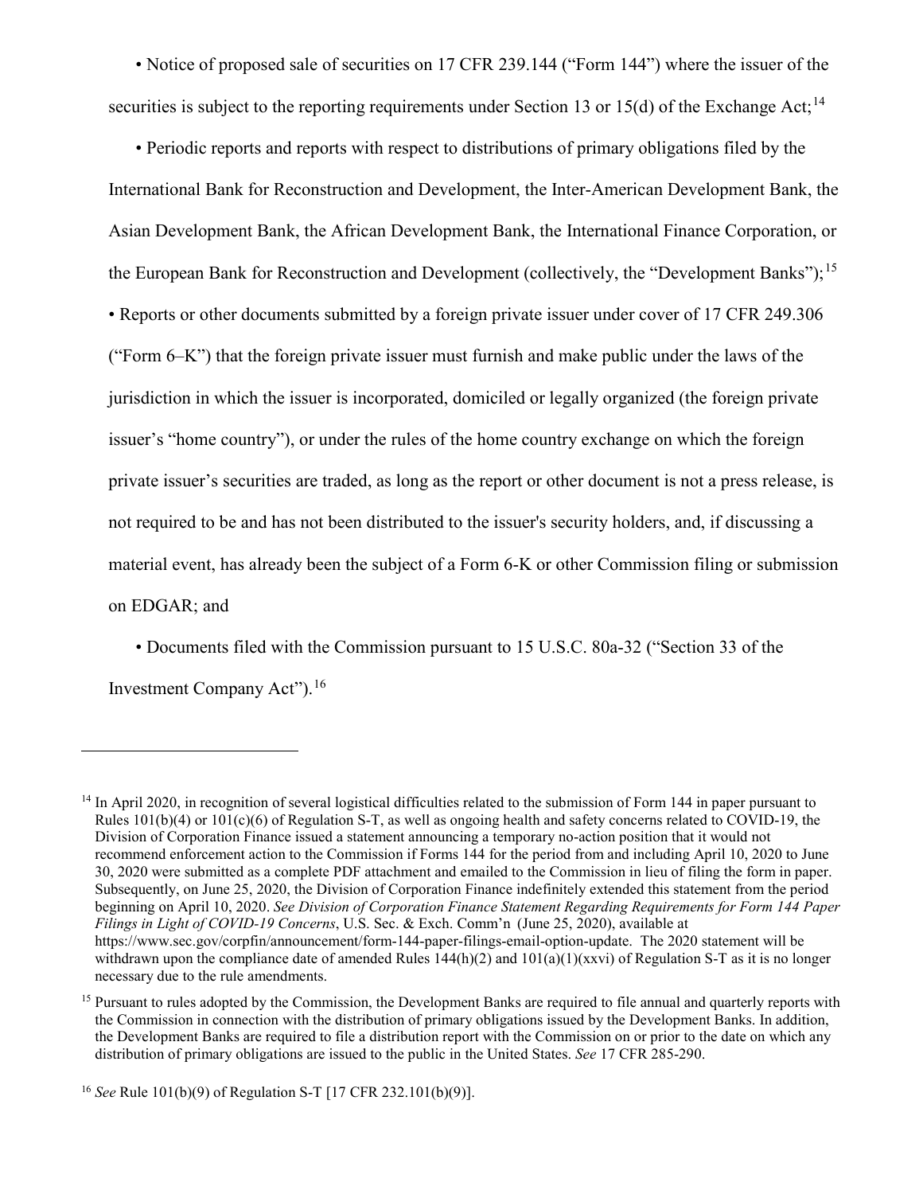- Notice of proposed sale of securities on 17 CFR 239.144 ("Form 144") where the issuer of the securities is subject to the reporting requirements under Section 13 or 15(d) of the Exchange Act;[14]

- Periodic reports and reports with respect to distributions of primary obligations filed by the International Bank for Reconstruction and Development, the Inter-American Development Bank, the Asian Development Bank, the African Development Bank, the International Finance Corporation, or the European Bank for Reconstruction and Development (collectively, the "Development Banks");[15]

- Reports or other documents submitted by a foreign private issuer under cover of 17 CFR 249.306 ("Form 6–K") that the foreign private issuer must furnish and make public under the laws of the jurisdiction in which the issuer is incorporated, domiciled or legally organized (the foreign private issuer's "home country"), or under the rules of the home country exchange on which the foreign private issuer's securities are traded, as long as the report or other document is not a press release, is not required to be and has not been distributed to the issuer's security holders, and, if discussing a material event, has already been the subject of a Form 6-K or other Commission filing or submission on EDGAR; and

- Documents filed with the Commission pursuant to 15 U.S.C. 80a-32 ("Section 33 of the Investment Company Act").[16]

---

[14] In April 2020, in recognition of several logistical difficulties related to the submission of Form 144 in paper pursuant to Rules 101(b)(4) or 101(c)(6) of Regulation S-T, as well as ongoing health and safety concerns related to COVID-19, the Division of Corporation Finance issued a statement announcing a temporary no-action position that it would not recommend enforcement action to the Commission if Forms 144 for the period from and including April 10, 2020 to June 30, 2020 were submitted as a complete PDF attachment and emailed to the Commission in lieu of filing the form in paper. Subsequently, on June 25, 2020, the Division of Corporation Finance indefinitely extended this statement from the period beginning on April 10, 2020. *See Division of Corporation Finance Statement Regarding Requirements for Form 144 Paper Filings in Light of COVID-19 Concerns*, U.S. Sec. & Exch. Comm'n (June 25, 2020), available at https://www.sec.gov/corpfin/announcement/form-144-paper-filings-email-option-update. The 2020 statement will be withdrawn upon the compliance date of amended Rules 144(h)(2) and 101(a)(1)(xxvi) of Regulation S-T as it is no longer necessary due to the rule amendments.

[15] Pursuant to rules adopted by the Commission, the Development Banks are required to file annual and quarterly reports with the Commission in connection with the distribution of primary obligations issued by the Development Banks. In addition, the Development Banks are required to file a distribution report with the Commission on or prior to the date on which any distribution of primary obligations are issued to the public in the United States. *See* 17 CFR 285-290.

[16] *See* Rule 101(b)(9) of Regulation S-T [17 CFR 232.101(b)(9)].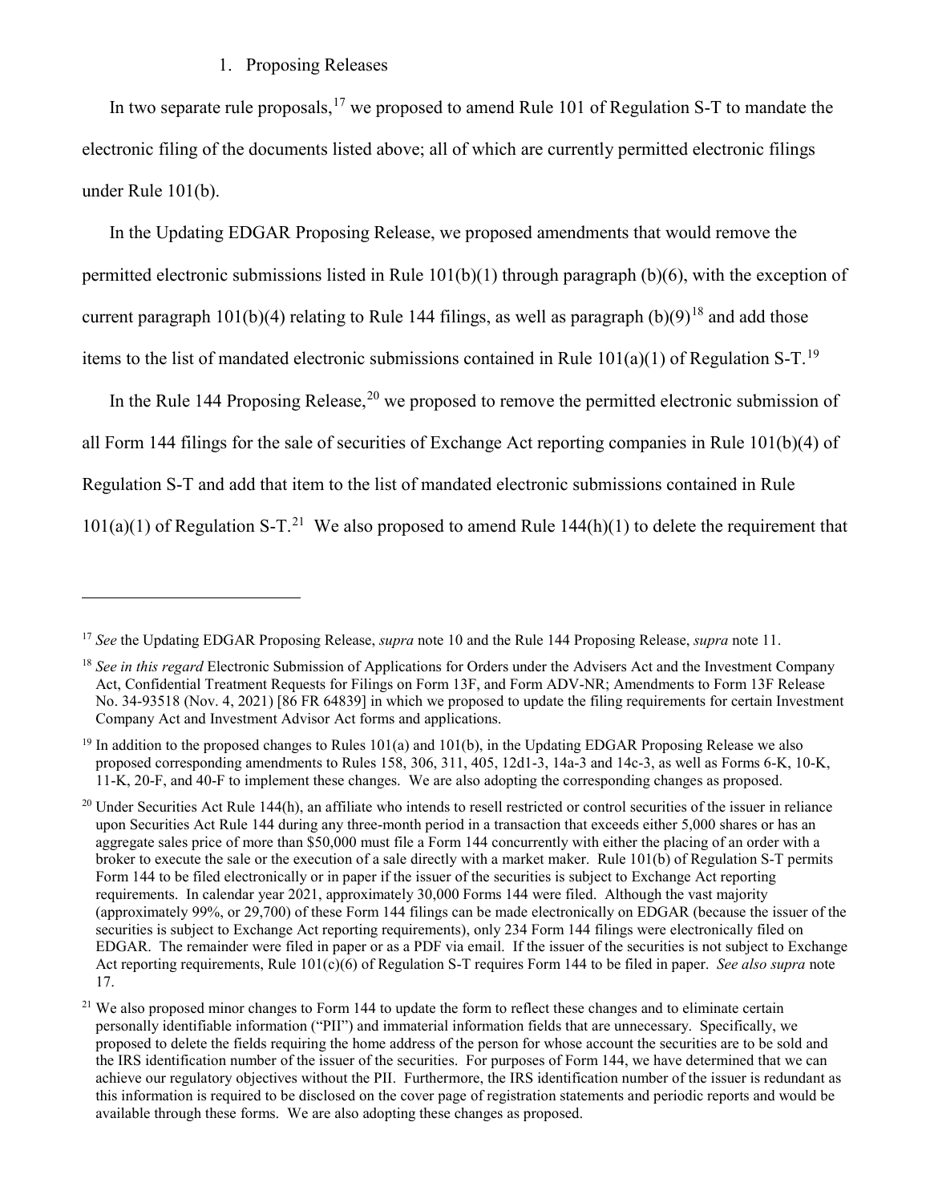### 1. Proposing Releases

In two separate rule proposals,[17] we proposed to amend Rule 101 of Regulation S-T to mandate the electronic filing of the documents listed above; all of which are currently permitted electronic filings under Rule 101(b).

In the Updating EDGAR Proposing Release, we proposed amendments that would remove the permitted electronic submissions listed in Rule 101(b)(1) through paragraph (b)(6), with the exception of current paragraph 101(b)(4) relating to Rule 144 filings, as well as paragraph (b)(9)[18] and add those items to the list of mandated electronic submissions contained in Rule 101(a)(1) of Regulation S-T.[19]

In the Rule 144 Proposing Release,[20] we proposed to remove the permitted electronic submission of all Form 144 filings for the sale of securities of Exchange Act reporting companies in Rule 101(b)(4) of Regulation S-T and add that item to the list of mandated electronic submissions contained in Rule 101(a)(1) of Regulation S-T.[21] We also proposed to amend Rule 144(h)(1) to delete the requirement that

---

[17] *See* the Updating EDGAR Proposing Release, *supra* note 10 and the Rule 144 Proposing Release, *supra* note 11.

[18] *See in this regard* Electronic Submission of Applications for Orders under the Advisers Act and the Investment Company Act, Confidential Treatment Requests for Filings on Form 13F, and Form ADV-NR; Amendments to Form 13F Release No. 34-93518 (Nov. 4, 2021) [86 FR 64839] in which we proposed to update the filing requirements for certain Investment Company Act and Investment Advisor Act forms and applications.

[19] In addition to the proposed changes to Rules 101(a) and 101(b), in the Updating EDGAR Proposing Release we also proposed corresponding amendments to Rules 158, 306, 311, 405, 12d1-3, 14a-3 and 14c-3, as well as Forms 6-K, 10-K, 11-K, 20-F, and 40-F to implement these changes. We are also adopting the corresponding changes as proposed.

[20] Under Securities Act Rule 144(h), an affiliate who intends to resell restricted or control securities of the issuer in reliance upon Securities Act Rule 144 during any three-month period in a transaction that exceeds either 5,000 shares or has an aggregate sales price of more than $50,000 must file a Form 144 concurrently with either the placing of an order with a broker to execute the sale or the execution of a sale directly with a market maker. Rule 101(b) of Regulation S-T permits Form 144 to be filed electronically or in paper if the issuer of the securities is subject to Exchange Act reporting requirements. In calendar year 2021, approximately 30,000 Forms 144 were filed. Although the vast majority (approximately 99%, or 29,700) of these Form 144 filings can be made electronically on EDGAR (because the issuer of the securities is subject to Exchange Act reporting requirements), only 234 Form 144 filings were electronically filed on EDGAR. The remainder were filed in paper or as a PDF via email. If the issuer of the securities is not subject to Exchange Act reporting requirements, Rule 101(c)(6) of Regulation S-T requires Form 144 to be filed in paper. *See also supra* note 17.

[21] We also proposed minor changes to Form 144 to update the form to reflect these changes and to eliminate certain personally identifiable information ("PII") and immaterial information fields that are unnecessary. Specifically, we proposed to delete the fields requiring the home address of the person for whose account the securities are to be sold and the IRS identification number of the issuer of the securities. For purposes of Form 144, we have determined that we can achieve our regulatory objectives without the PII. Furthermore, the IRS identification number of the issuer is redundant as this information is required to be disclosed on the cover page of registration statements and periodic reports and would be available through these forms. We are also adopting these changes as proposed.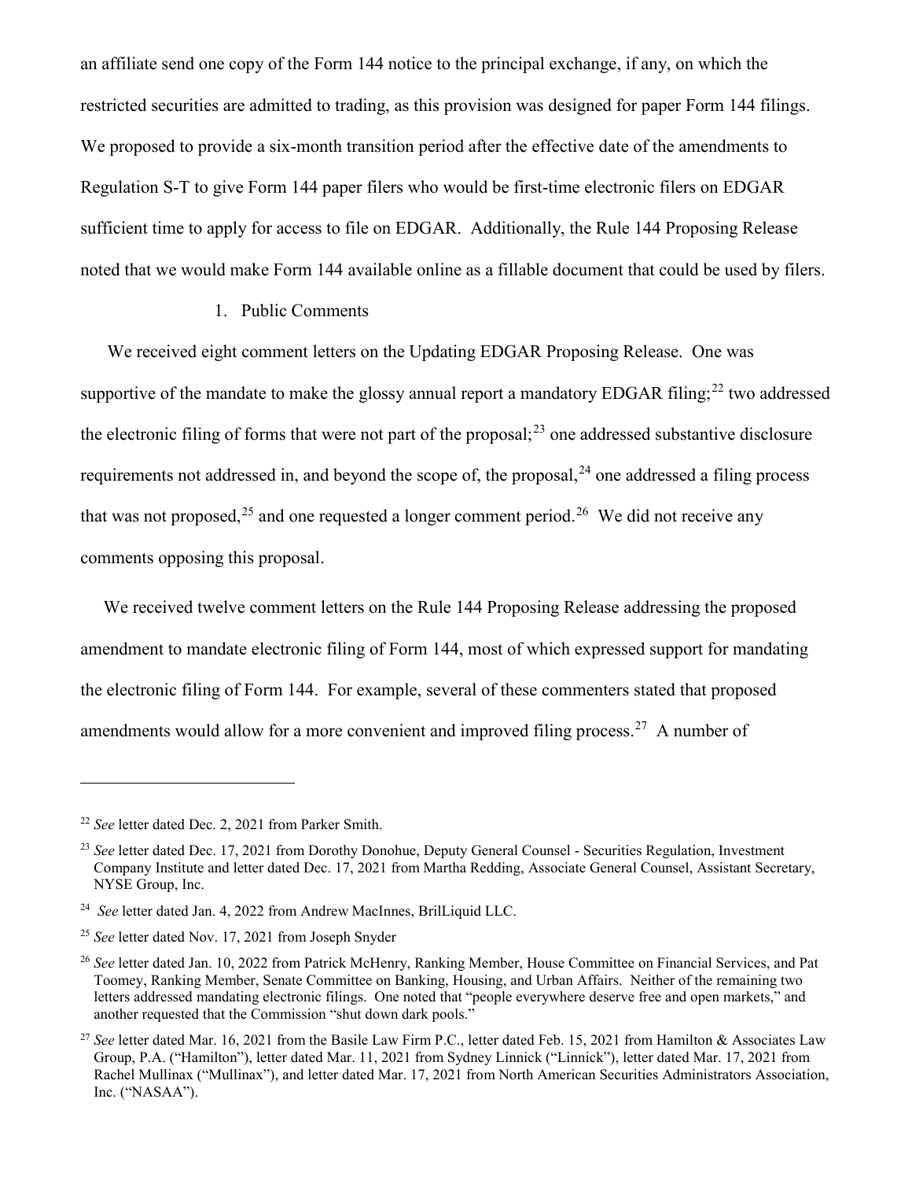an affiliate send one copy of the Form 144 notice to the principal exchange, if any, on which the restricted securities are admitted to trading, as this provision was designed for paper Form 144 filings. We proposed to provide a six-month transition period after the effective date of the amendments to Regulation S-T to give Form 144 paper filers who would be first-time electronic filers on EDGAR sufficient time to apply for access to file on EDGAR. Additionally, the Rule 144 Proposing Release noted that we would make Form 144 available online as a fillable document that could be used by filers.

1. Public Comments

We received eight comment letters on the Updating EDGAR Proposing Release. One was supportive of the mandate to make the glossy annual report a mandatory EDGAR filing;[22] two addressed the electronic filing of forms that were not part of the proposal;[23] one addressed substantive disclosure requirements not addressed in, and beyond the scope of, the proposal,[24] one addressed a filing process that was not proposed,[25] and one requested a longer comment period.[26] We did not receive any comments opposing this proposal.

We received twelve comment letters on the Rule 144 Proposing Release addressing the proposed amendment to mandate electronic filing of Form 144, most of which expressed support for mandating the electronic filing of Form 144. For example, several of these commenters stated that proposed amendments would allow for a more convenient and improved filing process.[27] A number of

---

[22] *See* letter dated Dec. 2, 2021 from Parker Smith.

[23] *See* letter dated Dec. 17, 2021 from Dorothy Donohue, Deputy General Counsel - Securities Regulation, Investment Company Institute and letter dated Dec. 17, 2021 from Martha Redding, Associate General Counsel, Assistant Secretary, NYSE Group, Inc.

[24] *See* letter dated Jan. 4, 2022 from Andrew MacInnes, BrilLiquid LLC.

[25] *See* letter dated Nov. 17, 2021 from Joseph Snyder

[26] *See* letter dated Jan. 10, 2022 from Patrick McHenry, Ranking Member, House Committee on Financial Services, and Pat Toomey, Ranking Member, Senate Committee on Banking, Housing, and Urban Affairs. Neither of the remaining two letters addressed mandating electronic filings. One noted that "people everywhere deserve free and open markets," and another requested that the Commission "shut down dark pools."

[27] *See* letter dated Mar. 16, 2021 from the Basile Law Firm P.C., letter dated Feb. 15, 2021 from Hamilton & Associates Law Group, P.A. ("Hamilton"), letter dated Mar. 11, 2021 from Sydney Linnick ("Linnick"), letter dated Mar. 17, 2021 from Rachel Mullinax ("Mullinax"), and letter dated Mar. 17, 2021 from North American Securities Administrators Association, Inc. ("NASAA").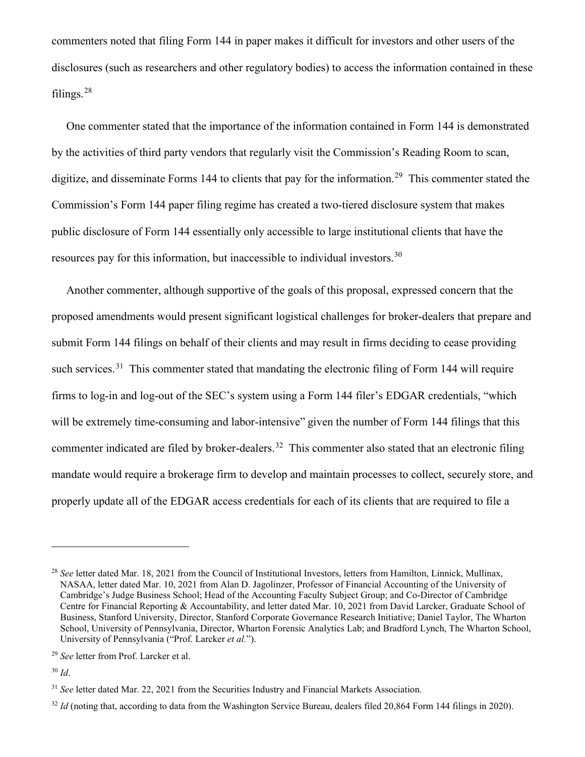commenters noted that filing Form 144 in paper makes it difficult for investors and other users of the disclosures (such as researchers and other regulatory bodies) to access the information contained in these filings.[28]

One commenter stated that the importance of the information contained in Form 144 is demonstrated by the activities of third party vendors that regularly visit the Commission's Reading Room to scan, digitize, and disseminate Forms 144 to clients that pay for the information.[29] This commenter stated the Commission's Form 144 paper filing regime has created a two-tiered disclosure system that makes public disclosure of Form 144 essentially only accessible to large institutional clients that have the resources pay for this information, but inaccessible to individual investors.[30]

Another commenter, although supportive of the goals of this proposal, expressed concern that the proposed amendments would present significant logistical challenges for broker-dealers that prepare and submit Form 144 filings on behalf of their clients and may result in firms deciding to cease providing such services.[31] This commenter stated that mandating the electronic filing of Form 144 will require firms to log-in and log-out of the SEC's system using a Form 144 filer's EDGAR credentials, "which will be extremely time-consuming and labor-intensive" given the number of Form 144 filings that this commenter indicated are filed by broker-dealers.[32] This commenter also stated that an electronic filing mandate would require a brokerage firm to develop and maintain processes to collect, securely store, and properly update all of the EDGAR access credentials for each of its clients that are required to file a

---

[28] *See* letter dated Mar. 18, 2021 from the Council of Institutional Investors, letters from Hamilton, Linnick, Mullinax, NASAA, letter dated Mar. 10, 2021 from Alan D. Jagolinzer, Professor of Financial Accounting of the University of Cambridge's Judge Business School; Head of the Accounting Faculty Subject Group; and Co-Director of Cambridge Centre for Financial Reporting & Accountability, and letter dated Mar. 10, 2021 from David Larcker, Graduate School of Business, Stanford University, Director, Stanford Corporate Governance Research Initiative; Daniel Taylor, The Wharton School, University of Pennsylvania, Director, Wharton Forensic Analytics Lab; and Bradford Lynch, The Wharton School, University of Pennsylvania ("Prof. Larcker *et al.*").

[29] *See* letter from Prof. Larcker et al.

[30] *Id*.

[31] *See* letter dated Mar. 22, 2021 from the Securities Industry and Financial Markets Association.

[32] *Id* (noting that, according to data from the Washington Service Bureau, dealers filed 20,864 Form 144 filings in 2020).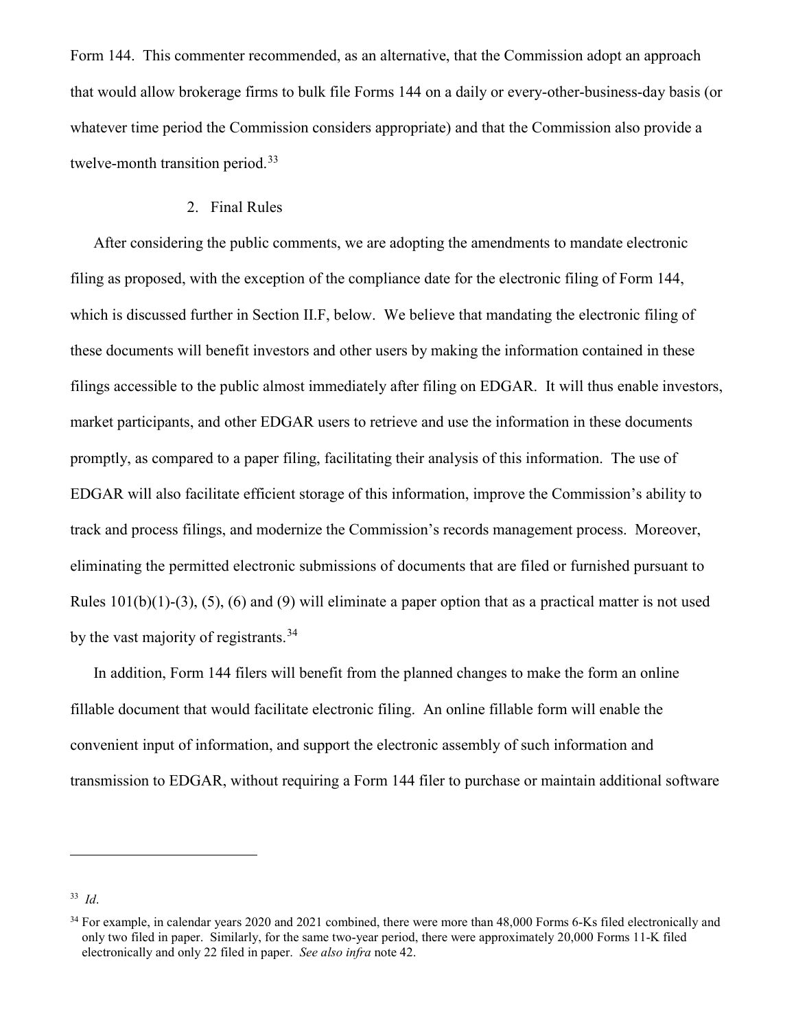Form 144. This commenter recommended, as an alternative, that the Commission adopt an approach that would allow brokerage firms to bulk file Forms 144 on a daily or every-other-business-day basis (or whatever time period the Commission considers appropriate) and that the Commission also provide a twelve-month transition period.[33]

2. Final Rules

After considering the public comments, we are adopting the amendments to mandate electronic filing as proposed, with the exception of the compliance date for the electronic filing of Form 144, which is discussed further in Section II.F, below. We believe that mandating the electronic filing of these documents will benefit investors and other users by making the information contained in these filings accessible to the public almost immediately after filing on EDGAR. It will thus enable investors, market participants, and other EDGAR users to retrieve and use the information in these documents promptly, as compared to a paper filing, facilitating their analysis of this information. The use of EDGAR will also facilitate efficient storage of this information, improve the Commission's ability to track and process filings, and modernize the Commission's records management process. Moreover, eliminating the permitted electronic submissions of documents that are filed or furnished pursuant to Rules 101(b)(1)-(3), (5), (6) and (9) will eliminate a paper option that as a practical matter is not used by the vast majority of registrants.[34]

In addition, Form 144 filers will benefit from the planned changes to make the form an online fillable document that would facilitate electronic filing. An online fillable form will enable the convenient input of information, and support the electronic assembly of such information and transmission to EDGAR, without requiring a Form 144 filer to purchase or maintain additional software

---

[33] *Id*.

[34] For example, in calendar years 2020 and 2021 combined, there were more than 48,000 Forms 6-Ks filed electronically and only two filed in paper. Similarly, for the same two-year period, there were approximately 20,000 Forms 11-K filed electronically and only 22 filed in paper. *See also infra* note 42.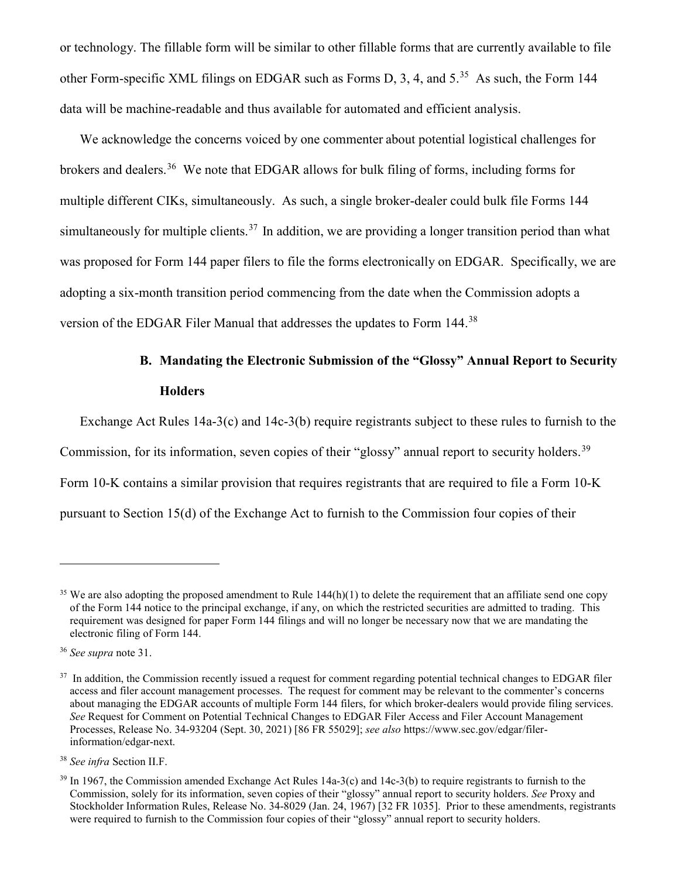or technology. The fillable form will be similar to other fillable forms that are currently available to file other Form-specific XML filings on EDGAR such as Forms D, 3, 4, and 5.[35] As such, the Form 144 data will be machine-readable and thus available for automated and efficient analysis.

We acknowledge the concerns voiced by one commenter about potential logistical challenges for brokers and dealers.[36] We note that EDGAR allows for bulk filing of forms, including forms for multiple different CIKs, simultaneously. As such, a single broker-dealer could bulk file Forms 144 simultaneously for multiple clients.[37] In addition, we are providing a longer transition period than what was proposed for Form 144 paper filers to file the forms electronically on EDGAR. Specifically, we are adopting a six-month transition period commencing from the date when the Commission adopts a version of the EDGAR Filer Manual that addresses the updates to Form 144.[38]

### B. Mandating the Electronic Submission of the "Glossy" Annual Report to Security Holders

Exchange Act Rules 14a-3(c) and 14c-3(b) require registrants subject to these rules to furnish to the Commission, for its information, seven copies of their "glossy" annual report to security holders.[39] Form 10-K contains a similar provision that requires registrants that are required to file a Form 10-K pursuant to Section 15(d) of the Exchange Act to furnish to the Commission four copies of their

---

[35] We are also adopting the proposed amendment to Rule 144(h)(1) to delete the requirement that an affiliate send one copy of the Form 144 notice to the principal exchange, if any, on which the restricted securities are admitted to trading. This requirement was designed for paper Form 144 filings and will no longer be necessary now that we are mandating the electronic filing of Form 144.

[36] *See supra* note 31.

[37] In addition, the Commission recently issued a request for comment regarding potential technical changes to EDGAR filer access and filer account management processes. The request for comment may be relevant to the commenter's concerns about managing the EDGAR accounts of multiple Form 144 filers, for which broker-dealers would provide filing services. *See* Request for Comment on Potential Technical Changes to EDGAR Filer Access and Filer Account Management Processes, Release No. 34-93204 (Sept. 30, 2021) [86 FR 55029]; *see also* https://www.sec.gov/edgar/filer-information/edgar-next.

[38] *See infra* Section II.F.

[39] In 1967, the Commission amended Exchange Act Rules 14a-3(c) and 14c-3(b) to require registrants to furnish to the Commission, solely for its information, seven copies of their "glossy" annual report to security holders. *See* Proxy and Stockholder Information Rules, Release No. 34-8029 (Jan. 24, 1967) [32 FR 1035]. Prior to these amendments, registrants were required to furnish to the Commission four copies of their "glossy" annual report to security holders.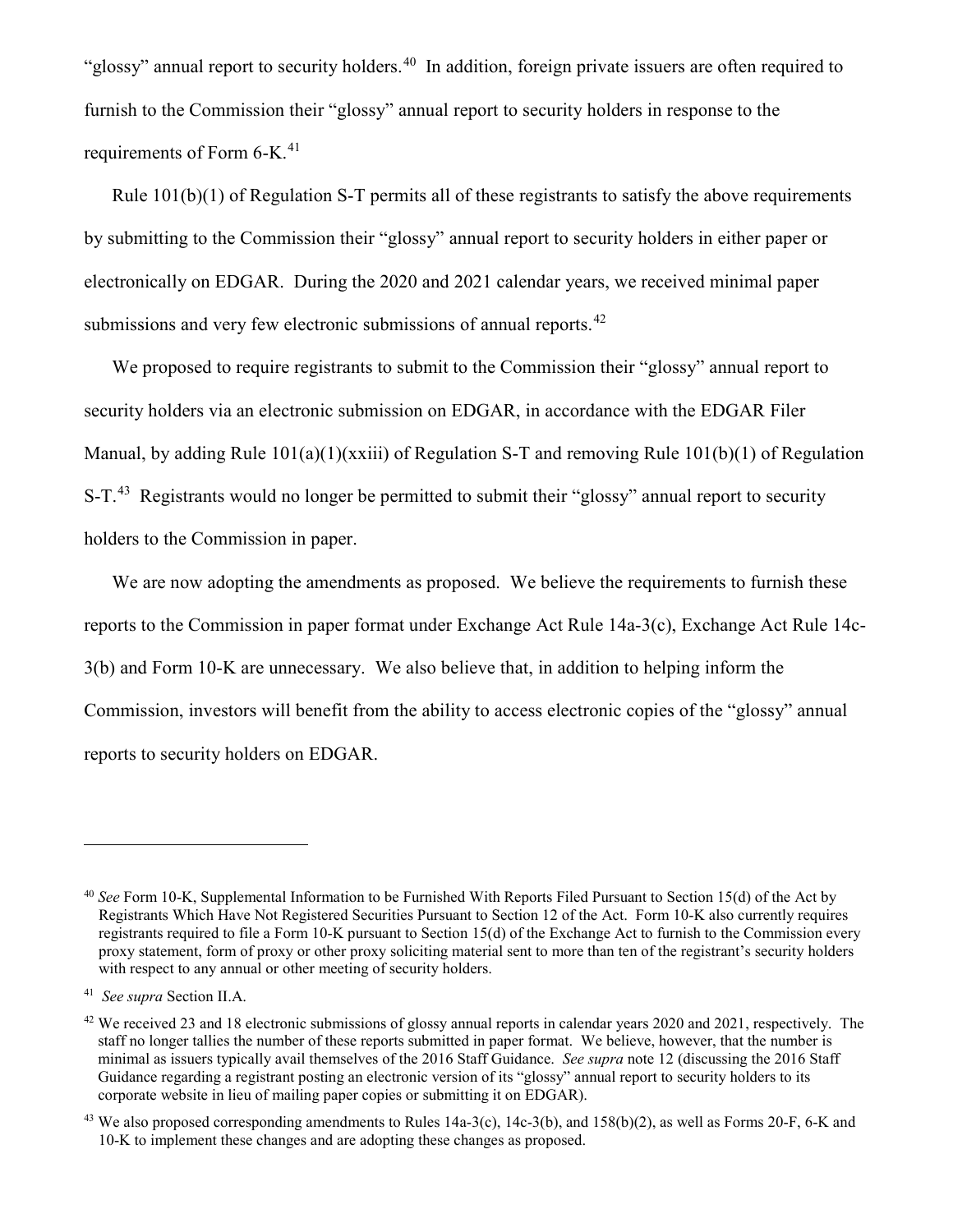"glossy" annual report to security holders.[40] In addition, foreign private issuers are often required to furnish to the Commission their "glossy" annual report to security holders in response to the requirements of Form 6-K.[41]

Rule 101(b)(1) of Regulation S-T permits all of these registrants to satisfy the above requirements by submitting to the Commission their "glossy" annual report to security holders in either paper or electronically on EDGAR. During the 2020 and 2021 calendar years, we received minimal paper submissions and very few electronic submissions of annual reports.[42]

We proposed to require registrants to submit to the Commission their "glossy" annual report to security holders via an electronic submission on EDGAR, in accordance with the EDGAR Filer Manual, by adding Rule 101(a)(1)(xxiii) of Regulation S-T and removing Rule 101(b)(1) of Regulation S-T.[43] Registrants would no longer be permitted to submit their "glossy" annual report to security holders to the Commission in paper.

We are now adopting the amendments as proposed. We believe the requirements to furnish these reports to the Commission in paper format under Exchange Act Rule 14a-3(c), Exchange Act Rule 14c-3(b) and Form 10-K are unnecessary. We also believe that, in addition to helping inform the Commission, investors will benefit from the ability to access electronic copies of the "glossy" annual reports to security holders on EDGAR.

---

[40] *See* Form 10-K, Supplemental Information to be Furnished With Reports Filed Pursuant to Section 15(d) of the Act by Registrants Which Have Not Registered Securities Pursuant to Section 12 of the Act. Form 10-K also currently requires registrants required to file a Form 10-K pursuant to Section 15(d) of the Exchange Act to furnish to the Commission every proxy statement, form of proxy or other proxy soliciting material sent to more than ten of the registrant's security holders with respect to any annual or other meeting of security holders.

[41] *See supra* Section II.A.

[42] We received 23 and 18 electronic submissions of glossy annual reports in calendar years 2020 and 2021, respectively. The staff no longer tallies the number of these reports submitted in paper format. We believe, however, that the number is minimal as issuers typically avail themselves of the 2016 Staff Guidance. *See supra* note 12 (discussing the 2016 Staff Guidance regarding a registrant posting an electronic version of its "glossy" annual report to security holders to its corporate website in lieu of mailing paper copies or submitting it on EDGAR).

[43] We also proposed corresponding amendments to Rules 14a-3(c), 14c-3(b), and 158(b)(2), as well as Forms 20-F, 6-K and 10-K to implement these changes and are adopting these changes as proposed.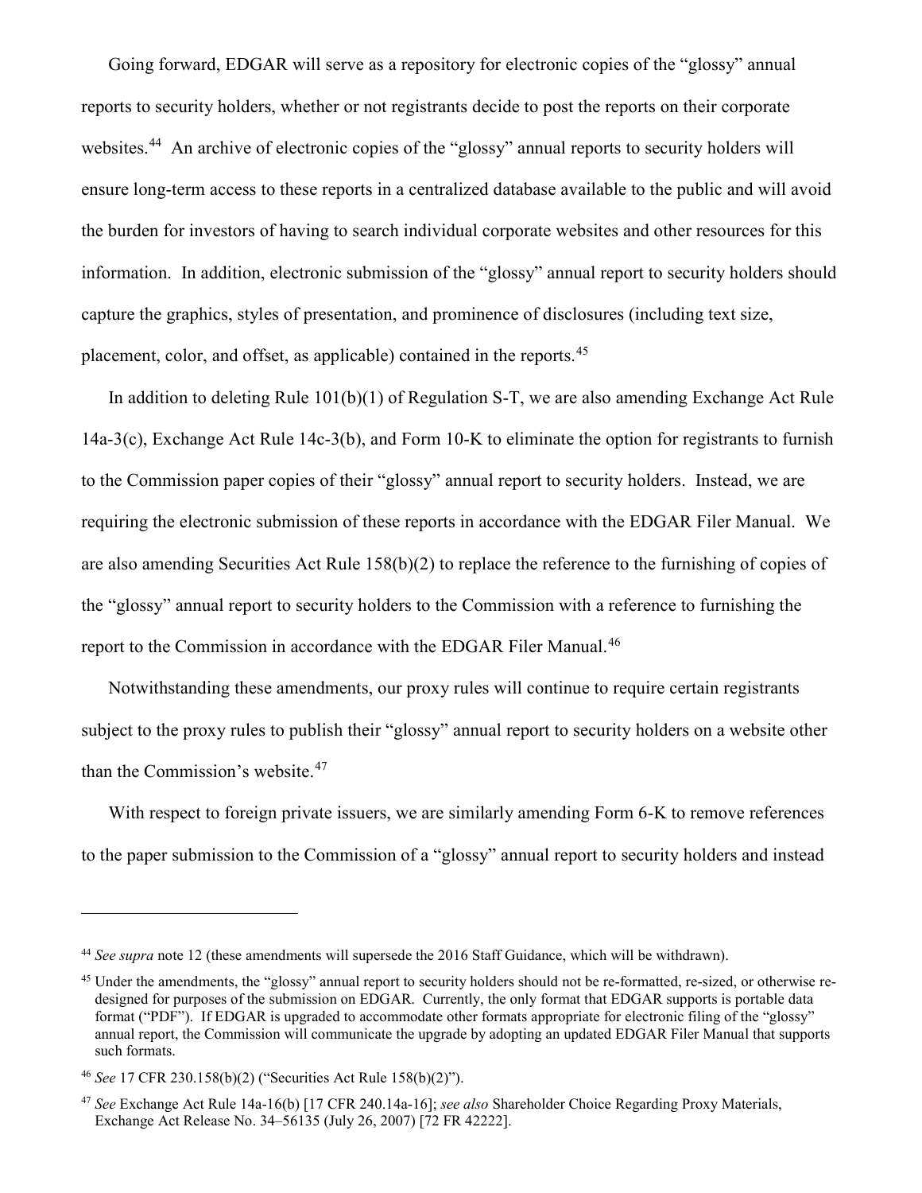Going forward, EDGAR will serve as a repository for electronic copies of the "glossy" annual reports to security holders, whether or not registrants decide to post the reports on their corporate websites.[44] An archive of electronic copies of the "glossy" annual reports to security holders will ensure long-term access to these reports in a centralized database available to the public and will avoid the burden for investors of having to search individual corporate websites and other resources for this information. In addition, electronic submission of the "glossy" annual report to security holders should capture the graphics, styles of presentation, and prominence of disclosures (including text size, placement, color, and offset, as applicable) contained in the reports.[45]

In addition to deleting Rule 101(b)(1) of Regulation S-T, we are also amending Exchange Act Rule 14a-3(c), Exchange Act Rule 14c-3(b), and Form 10-K to eliminate the option for registrants to furnish to the Commission paper copies of their "glossy" annual report to security holders. Instead, we are requiring the electronic submission of these reports in accordance with the EDGAR Filer Manual. We are also amending Securities Act Rule 158(b)(2) to replace the reference to the furnishing of copies of the "glossy" annual report to security holders to the Commission with a reference to furnishing the report to the Commission in accordance with the EDGAR Filer Manual.[46]

Notwithstanding these amendments, our proxy rules will continue to require certain registrants subject to the proxy rules to publish their "glossy" annual report to security holders on a website other than the Commission's website.[47]

With respect to foreign private issuers, we are similarly amending Form 6-K to remove references to the paper submission to the Commission of a "glossy" annual report to security holders and instead

---

[44] *See supra* note 12 (these amendments will supersede the 2016 Staff Guidance, which will be withdrawn).

[45] Under the amendments, the "glossy" annual report to security holders should not be re-formatted, re-sized, or otherwise re-designed for purposes of the submission on EDGAR. Currently, the only format that EDGAR supports is portable data format ("PDF"). If EDGAR is upgraded to accommodate other formats appropriate for electronic filing of the "glossy" annual report, the Commission will communicate the upgrade by adopting an updated EDGAR Filer Manual that supports such formats.

[46] *See* 17 CFR 230.158(b)(2) ("Securities Act Rule 158(b)(2)").

[47] *See* Exchange Act Rule 14a-16(b) [17 CFR 240.14a-16]; *see also* Shareholder Choice Regarding Proxy Materials, Exchange Act Release No. 34–56135 (July 26, 2007) [72 FR 42222].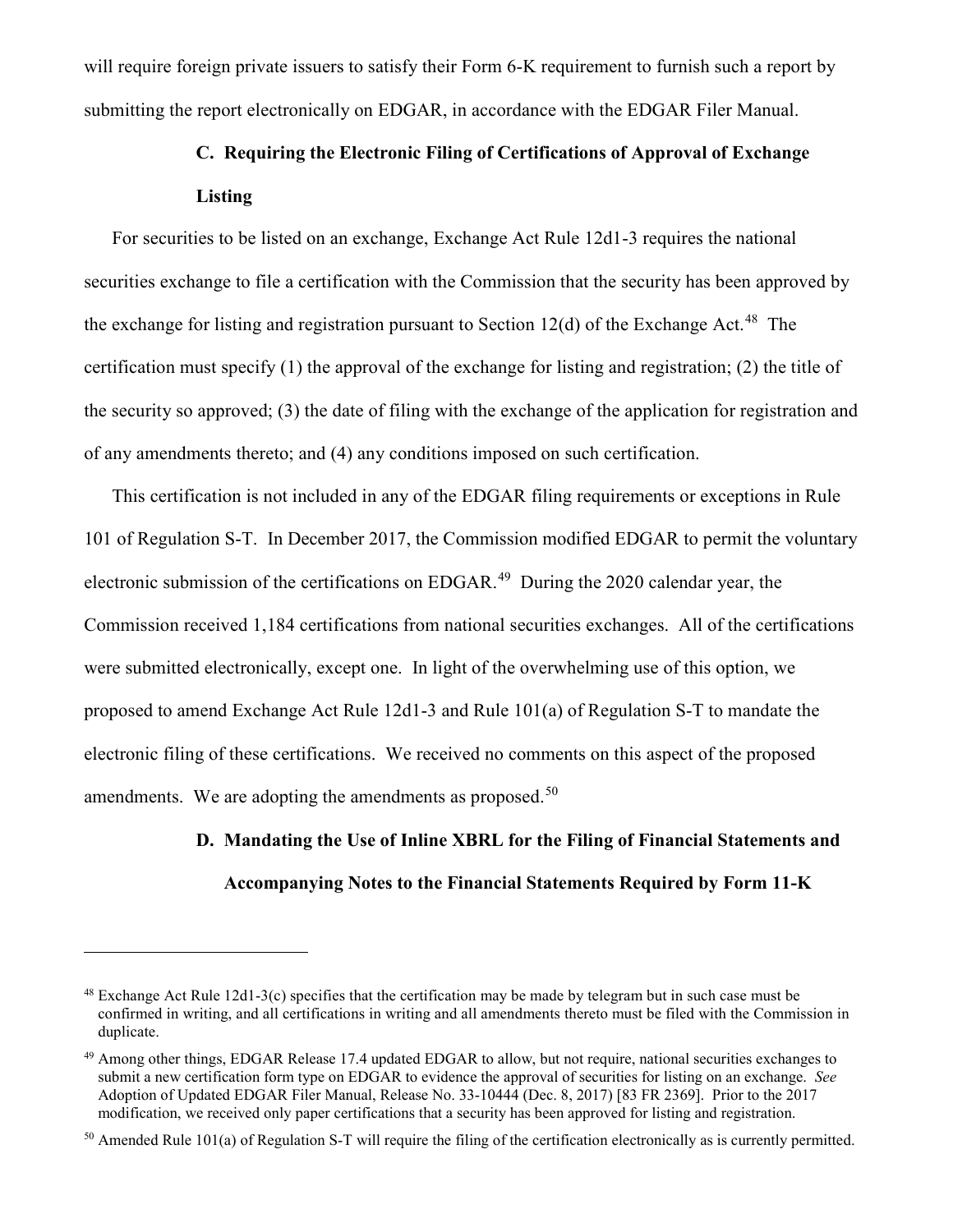will require foreign private issuers to satisfy their Form 6-K requirement to furnish such a report by submitting the report electronically on EDGAR, in accordance with the EDGAR Filer Manual.

### C. Requiring the Electronic Filing of Certifications of Approval of Exchange Listing

For securities to be listed on an exchange, Exchange Act Rule 12d1-3 requires the national securities exchange to file a certification with the Commission that the security has been approved by the exchange for listing and registration pursuant to Section 12(d) of the Exchange Act.[48] The certification must specify (1) the approval of the exchange for listing and registration; (2) the title of the security so approved; (3) the date of filing with the exchange of the application for registration and of any amendments thereto; and (4) any conditions imposed on such certification.

This certification is not included in any of the EDGAR filing requirements or exceptions in Rule 101 of Regulation S-T. In December 2017, the Commission modified EDGAR to permit the voluntary electronic submission of the certifications on EDGAR.[49] During the 2020 calendar year, the Commission received 1,184 certifications from national securities exchanges. All of the certifications were submitted electronically, except one. In light of the overwhelming use of this option, we proposed to amend Exchange Act Rule 12d1-3 and Rule 101(a) of Regulation S-T to mandate the electronic filing of these certifications. We received no comments on this aspect of the proposed amendments. We are adopting the amendments as proposed.[50]

### D. Mandating the Use of Inline XBRL for the Filing of Financial Statements and Accompanying Notes to the Financial Statements Required by Form 11-K

---

[48] Exchange Act Rule 12d1-3(c) specifies that the certification may be made by telegram but in such case must be confirmed in writing, and all certifications in writing and all amendments thereto must be filed with the Commission in duplicate.

[49] Among other things, EDGAR Release 17.4 updated EDGAR to allow, but not require, national securities exchanges to submit a new certification form type on EDGAR to evidence the approval of securities for listing on an exchange. *See* Adoption of Updated EDGAR Filer Manual, Release No. 33-10444 (Dec. 8, 2017) [83 FR 2369]. Prior to the 2017 modification, we received only paper certifications that a security has been approved for listing and registration.

[50] Amended Rule 101(a) of Regulation S-T will require the filing of the certification electronically as is currently permitted.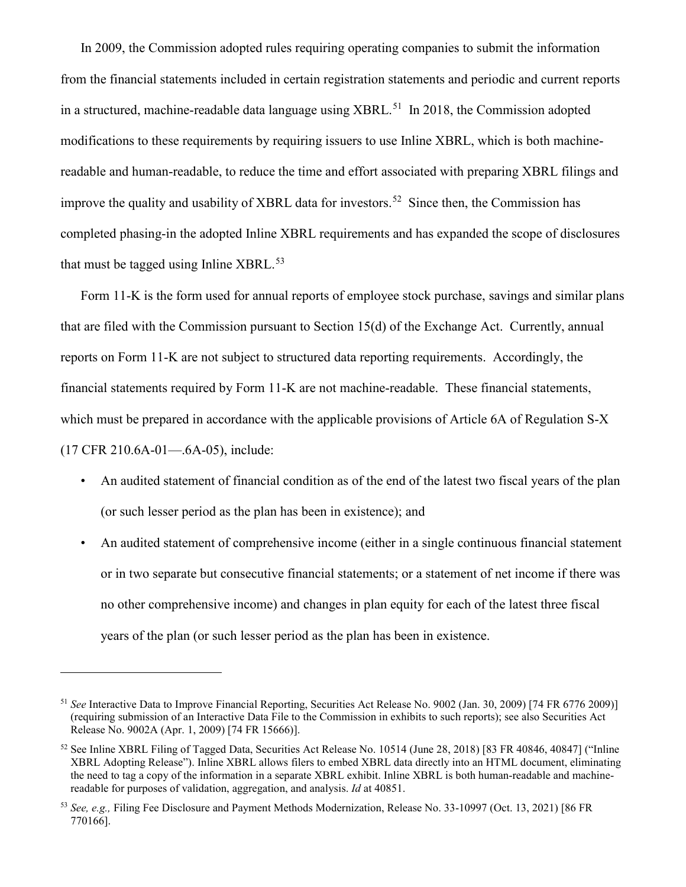In 2009, the Commission adopted rules requiring operating companies to submit the information from the financial statements included in certain registration statements and periodic and current reports in a structured, machine-readable data language using XBRL.[51] In 2018, the Commission adopted modifications to these requirements by requiring issuers to use Inline XBRL, which is both machine-readable and human-readable, to reduce the time and effort associated with preparing XBRL filings and improve the quality and usability of XBRL data for investors.[52] Since then, the Commission has completed phasing-in the adopted Inline XBRL requirements and has expanded the scope of disclosures that must be tagged using Inline XBRL.[53]

Form 11-K is the form used for annual reports of employee stock purchase, savings and similar plans that are filed with the Commission pursuant to Section 15(d) of the Exchange Act. Currently, annual reports on Form 11-K are not subject to structured data reporting requirements. Accordingly, the financial statements required by Form 11-K are not machine-readable. These financial statements, which must be prepared in accordance with the applicable provisions of Article 6A of Regulation S-X (17 CFR 210.6A-01—.6A-05), include:

- An audited statement of financial condition as of the end of the latest two fiscal years of the plan (or such lesser period as the plan has been in existence); and
- An audited statement of comprehensive income (either in a single continuous financial statement or in two separate but consecutive financial statements; or a statement of net income if there was no other comprehensive income) and changes in plan equity for each of the latest three fiscal years of the plan (or such lesser period as the plan has been in existence.

---

[51] *See* Interactive Data to Improve Financial Reporting, Securities Act Release No. 9002 (Jan. 30, 2009) [74 FR 6776 2009)] (requiring submission of an Interactive Data File to the Commission in exhibits to such reports); see also Securities Act Release No. 9002A (Apr. 1, 2009) [74 FR 15666)].

[52] See Inline XBRL Filing of Tagged Data, Securities Act Release No. 10514 (June 28, 2018) [83 FR 40846, 40847] ("Inline XBRL Adopting Release"). Inline XBRL allows filers to embed XBRL data directly into an HTML document, eliminating the need to tag a copy of the information in a separate XBRL exhibit. Inline XBRL is both human-readable and machine-readable for purposes of validation, aggregation, and analysis. *Id* at 40851.

[53] *See, e.g.,* Filing Fee Disclosure and Payment Methods Modernization, Release No. 33-10997 (Oct. 13, 2021) [86 FR 770166].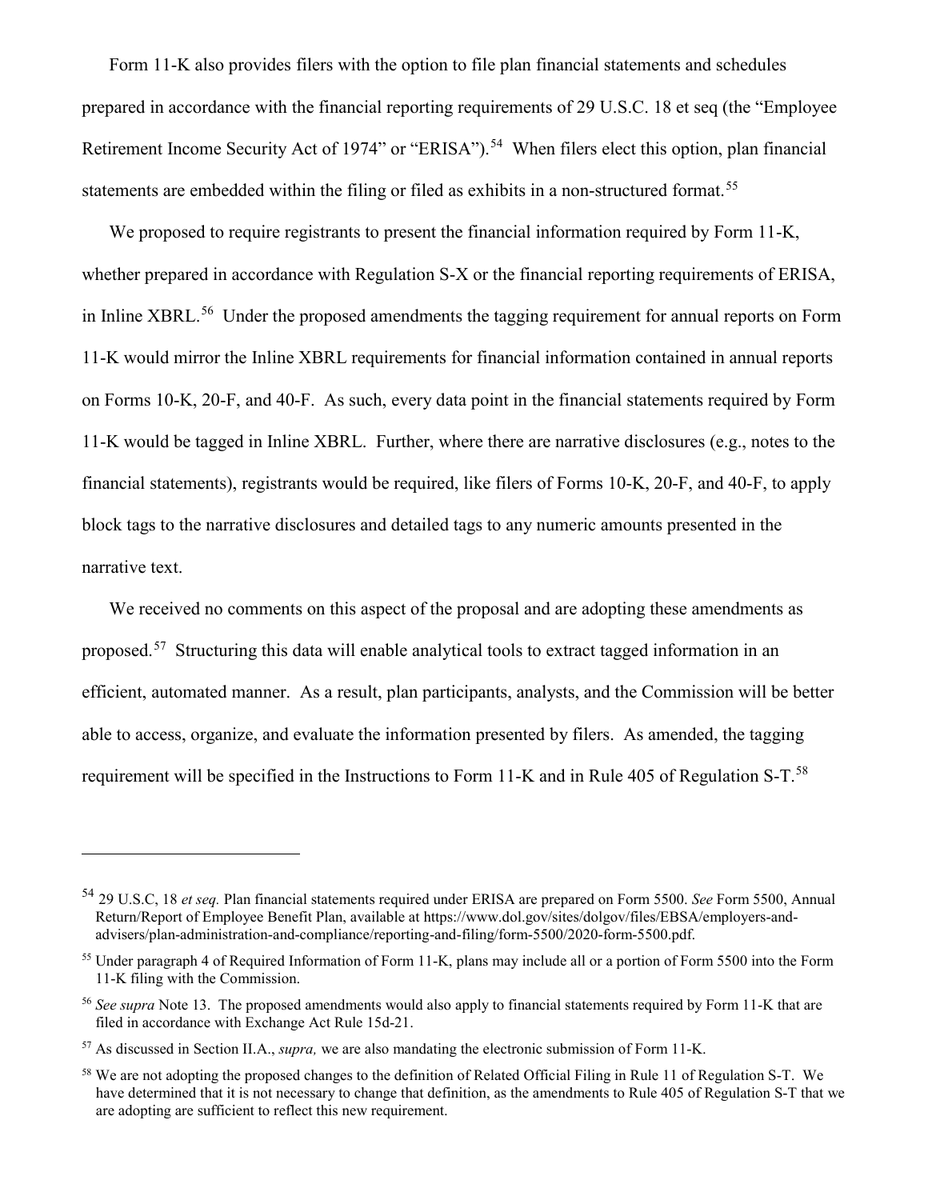Form 11-K also provides filers with the option to file plan financial statements and schedules prepared in accordance with the financial reporting requirements of 29 U.S.C. 18 et seq (the "Employee Retirement Income Security Act of 1974" or "ERISA").[54] When filers elect this option, plan financial statements are embedded within the filing or filed as exhibits in a non-structured format.[55]

We proposed to require registrants to present the financial information required by Form 11-K, whether prepared in accordance with Regulation S-X or the financial reporting requirements of ERISA, in Inline XBRL.[56] Under the proposed amendments the tagging requirement for annual reports on Form 11-K would mirror the Inline XBRL requirements for financial information contained in annual reports on Forms 10-K, 20-F, and 40-F. As such, every data point in the financial statements required by Form 11-K would be tagged in Inline XBRL. Further, where there are narrative disclosures (e.g., notes to the financial statements), registrants would be required, like filers of Forms 10-K, 20-F, and 40-F, to apply block tags to the narrative disclosures and detailed tags to any numeric amounts presented in the narrative text.

We received no comments on this aspect of the proposal and are adopting these amendments as proposed.[57] Structuring this data will enable analytical tools to extract tagged information in an efficient, automated manner. As a result, plan participants, analysts, and the Commission will be better able to access, organize, and evaluate the information presented by filers. As amended, the tagging requirement will be specified in the Instructions to Form 11-K and in Rule 405 of Regulation S-T.[58]

---

[54] 29 U.S.C, 18 *et seq.* Plan financial statements required under ERISA are prepared on Form 5500. *See* Form 5500, Annual Return/Report of Employee Benefit Plan, available at https://www.dol.gov/sites/dolgov/files/EBSA/employers-and-advisers/plan-administration-and-compliance/reporting-and-filing/form-5500/2020-form-5500.pdf.

[55] Under paragraph 4 of Required Information of Form 11-K, plans may include all or a portion of Form 5500 into the Form 11-K filing with the Commission.

[56] *See supra* Note 13. The proposed amendments would also apply to financial statements required by Form 11-K that are filed in accordance with Exchange Act Rule 15d-21.

[57] As discussed in Section II.A., *supra,* we are also mandating the electronic submission of Form 11-K.

[58] We are not adopting the proposed changes to the definition of Related Official Filing in Rule 11 of Regulation S-T. We have determined that it is not necessary to change that definition, as the amendments to Rule 405 of Regulation S-T that we are adopting are sufficient to reflect this new requirement.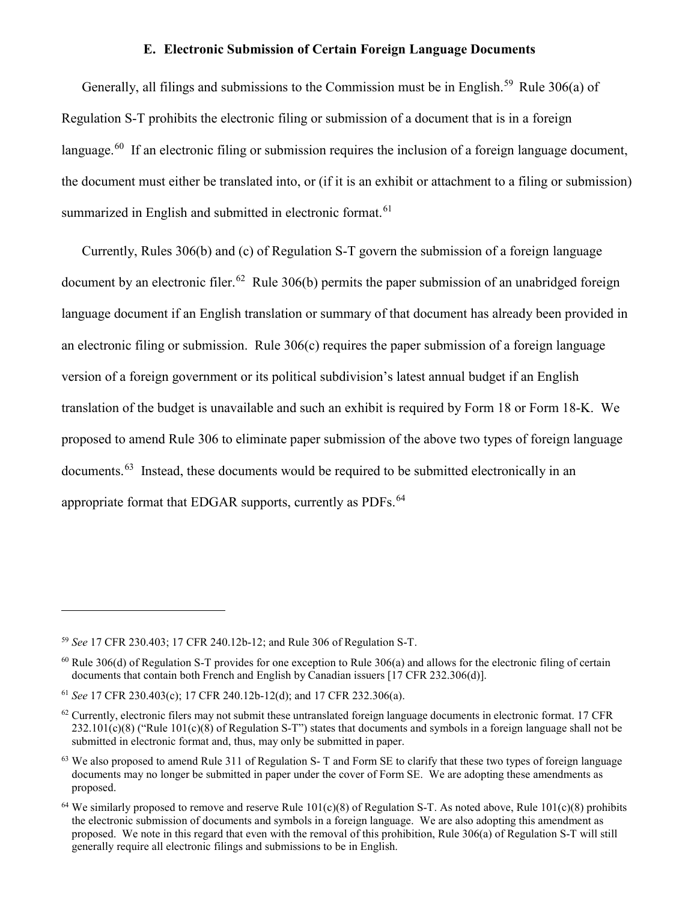### E. Electronic Submission of Certain Foreign Language Documents

Generally, all filings and submissions to the Commission must be in English.[59] Rule 306(a) of Regulation S-T prohibits the electronic filing or submission of a document that is in a foreign language.[60] If an electronic filing or submission requires the inclusion of a foreign language document, the document must either be translated into, or (if it is an exhibit or attachment to a filing or submission) summarized in English and submitted in electronic format.[61]

Currently, Rules 306(b) and (c) of Regulation S-T govern the submission of a foreign language document by an electronic filer.[62] Rule 306(b) permits the paper submission of an unabridged foreign language document if an English translation or summary of that document has already been provided in an electronic filing or submission. Rule 306(c) requires the paper submission of a foreign language version of a foreign government or its political subdivision's latest annual budget if an English translation of the budget is unavailable and such an exhibit is required by Form 18 or Form 18-K. We proposed to amend Rule 306 to eliminate paper submission of the above two types of foreign language documents.[63] Instead, these documents would be required to be submitted electronically in an appropriate format that EDGAR supports, currently as PDFs.[64]

---

[59] *See* 17 CFR 230.403; 17 CFR 240.12b-12; and Rule 306 of Regulation S-T.

[60] Rule 306(d) of Regulation S-T provides for one exception to Rule 306(a) and allows for the electronic filing of certain documents that contain both French and English by Canadian issuers [17 CFR 232.306(d)].

[61] *See* 17 CFR 230.403(c); 17 CFR 240.12b-12(d); and 17 CFR 232.306(a).

[62] Currently, electronic filers may not submit these untranslated foreign language documents in electronic format. 17 CFR 232.101(c)(8) ("Rule 101(c)(8) of Regulation S-T") states that documents and symbols in a foreign language shall not be submitted in electronic format and, thus, may only be submitted in paper.

[63] We also proposed to amend Rule 311 of Regulation S- T and Form SE to clarify that these two types of foreign language documents may no longer be submitted in paper under the cover of Form SE. We are adopting these amendments as proposed.

[64] We similarly proposed to remove and reserve Rule 101(c)(8) of Regulation S-T. As noted above, Rule 101(c)(8) prohibits the electronic submission of documents and symbols in a foreign language. We are also adopting this amendment as proposed. We note in this regard that even with the removal of this prohibition, Rule 306(a) of Regulation S-T will still generally require all electronic filings and submissions to be in English.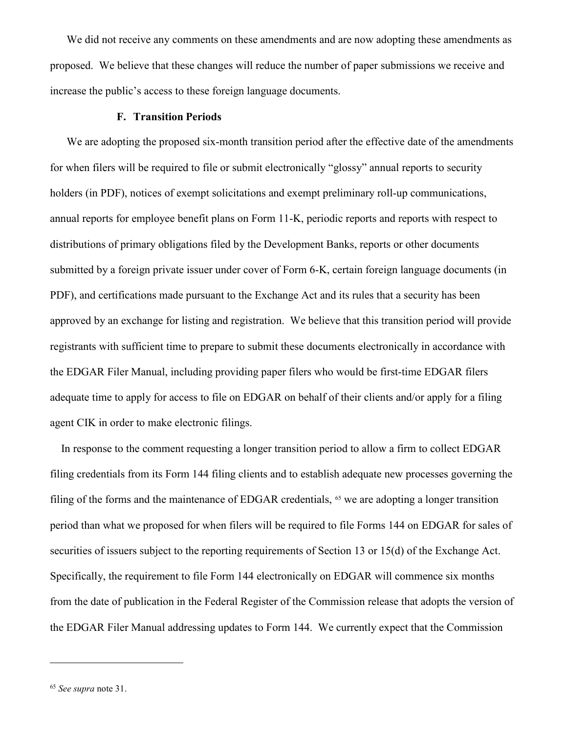We did not receive any comments on these amendments and are now adopting these amendments as proposed. We believe that these changes will reduce the number of paper submissions we receive and increase the public's access to these foreign language documents.

### F. Transition Periods

We are adopting the proposed six-month transition period after the effective date of the amendments for when filers will be required to file or submit electronically "glossy" annual reports to security holders (in PDF), notices of exempt solicitations and exempt preliminary roll-up communications, annual reports for employee benefit plans on Form 11-K, periodic reports and reports with respect to distributions of primary obligations filed by the Development Banks, reports or other documents submitted by a foreign private issuer under cover of Form 6-K, certain foreign language documents (in PDF), and certifications made pursuant to the Exchange Act and its rules that a security has been approved by an exchange for listing and registration. We believe that this transition period will provide registrants with sufficient time to prepare to submit these documents electronically in accordance with the EDGAR Filer Manual, including providing paper filers who would be first-time EDGAR filers adequate time to apply for access to file on EDGAR on behalf of their clients and/or apply for a filing agent CIK in order to make electronic filings.

In response to the comment requesting a longer transition period to allow a firm to collect EDGAR filing credentials from its Form 144 filing clients and to establish adequate new processes governing the filing of the forms and the maintenance of EDGAR credentials, [65] we are adopting a longer transition period than what we proposed for when filers will be required to file Forms 144 on EDGAR for sales of securities of issuers subject to the reporting requirements of Section 13 or 15(d) of the Exchange Act. Specifically, the requirement to file Form 144 electronically on EDGAR will commence six months from the date of publication in the Federal Register of the Commission release that adopts the version of the EDGAR Filer Manual addressing updates to Form 144. We currently expect that the Commission

---

[65] *See supra* note 31.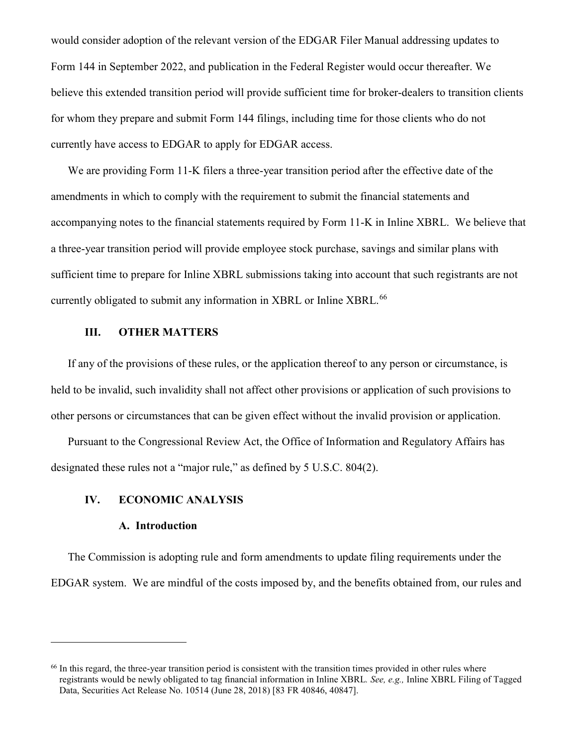would consider adoption of the relevant version of the EDGAR Filer Manual addressing updates to Form 144 in September 2022, and publication in the Federal Register would occur thereafter. We believe this extended transition period will provide sufficient time for broker-dealers to transition clients for whom they prepare and submit Form 144 filings, including time for those clients who do not currently have access to EDGAR to apply for EDGAR access.

We are providing Form 11-K filers a three-year transition period after the effective date of the amendments in which to comply with the requirement to submit the financial statements and accompanying notes to the financial statements required by Form 11-K in Inline XBRL. We believe that a three-year transition period will provide employee stock purchase, savings and similar plans with sufficient time to prepare for Inline XBRL submissions taking into account that such registrants are not currently obligated to submit any information in XBRL or Inline XBRL.[66]

## III. OTHER MATTERS

If any of the provisions of these rules, or the application thereof to any person or circumstance, is held to be invalid, such invalidity shall not affect other provisions or application of such provisions to other persons or circumstances that can be given effect without the invalid provision or application.

Pursuant to the Congressional Review Act, the Office of Information and Regulatory Affairs has designated these rules not a "major rule," as defined by 5 U.S.C. 804(2).

## IV. ECONOMIC ANALYSIS

### A. Introduction

The Commission is adopting rule and form amendments to update filing requirements under the EDGAR system. We are mindful of the costs imposed by, and the benefits obtained from, our rules and

---

[66] In this regard, the three-year transition period is consistent with the transition times provided in other rules where registrants would be newly obligated to tag financial information in Inline XBRL. *See, e.g.,* Inline XBRL Filing of Tagged Data, Securities Act Release No. 10514 (June 28, 2018) [83 FR 40846, 40847].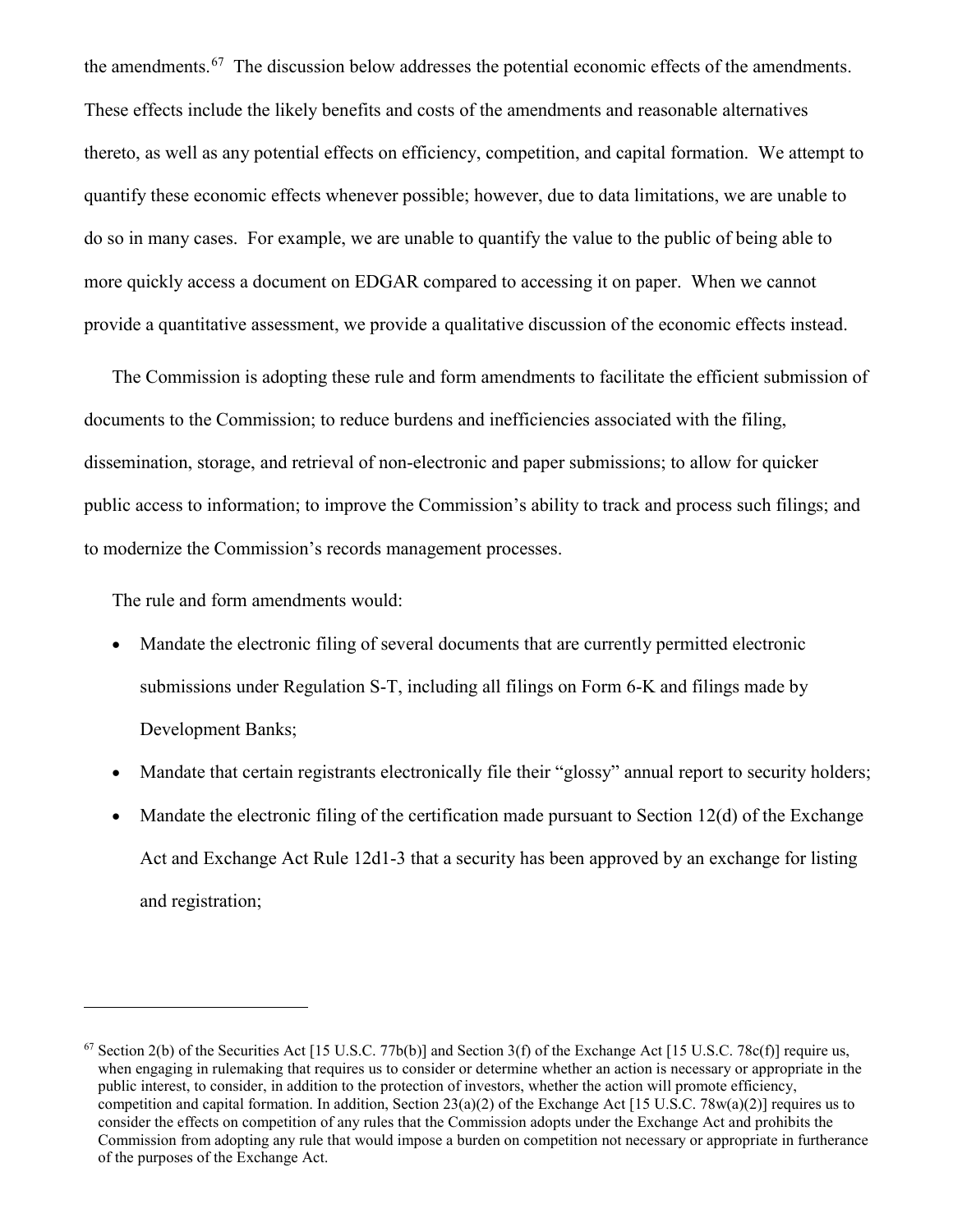the amendments.[67] The discussion below addresses the potential economic effects of the amendments. These effects include the likely benefits and costs of the amendments and reasonable alternatives thereto, as well as any potential effects on efficiency, competition, and capital formation. We attempt to quantify these economic effects whenever possible; however, due to data limitations, we are unable to do so in many cases. For example, we are unable to quantify the value to the public of being able to more quickly access a document on EDGAR compared to accessing it on paper. When we cannot provide a quantitative assessment, we provide a qualitative discussion of the economic effects instead.

The Commission is adopting these rule and form amendments to facilitate the efficient submission of documents to the Commission; to reduce burdens and inefficiencies associated with the filing, dissemination, storage, and retrieval of non-electronic and paper submissions; to allow for quicker public access to information; to improve the Commission's ability to track and process such filings; and to modernize the Commission's records management processes.

The rule and form amendments would:

- Mandate the electronic filing of several documents that are currently permitted electronic submissions under Regulation S-T, including all filings on Form 6-K and filings made by Development Banks;
- Mandate that certain registrants electronically file their "glossy" annual report to security holders;
- Mandate the electronic filing of the certification made pursuant to Section 12(d) of the Exchange Act and Exchange Act Rule 12d1-3 that a security has been approved by an exchange for listing and registration;

[67] Section 2(b) of the Securities Act [15 U.S.C. 77b(b)] and Section 3(f) of the Exchange Act [15 U.S.C. 78c(f)] require us, when engaging in rulemaking that requires us to consider or determine whether an action is necessary or appropriate in the public interest, to consider, in addition to the protection of investors, whether the action will promote efficiency, competition and capital formation. In addition, Section 23(a)(2) of the Exchange Act [15 U.S.C. 78w(a)(2)] requires us to consider the effects on competition of any rules that the Commission adopts under the Exchange Act and prohibits the Commission from adopting any rule that would impose a burden on competition not necessary or appropriate in furtherance of the purposes of the Exchange Act.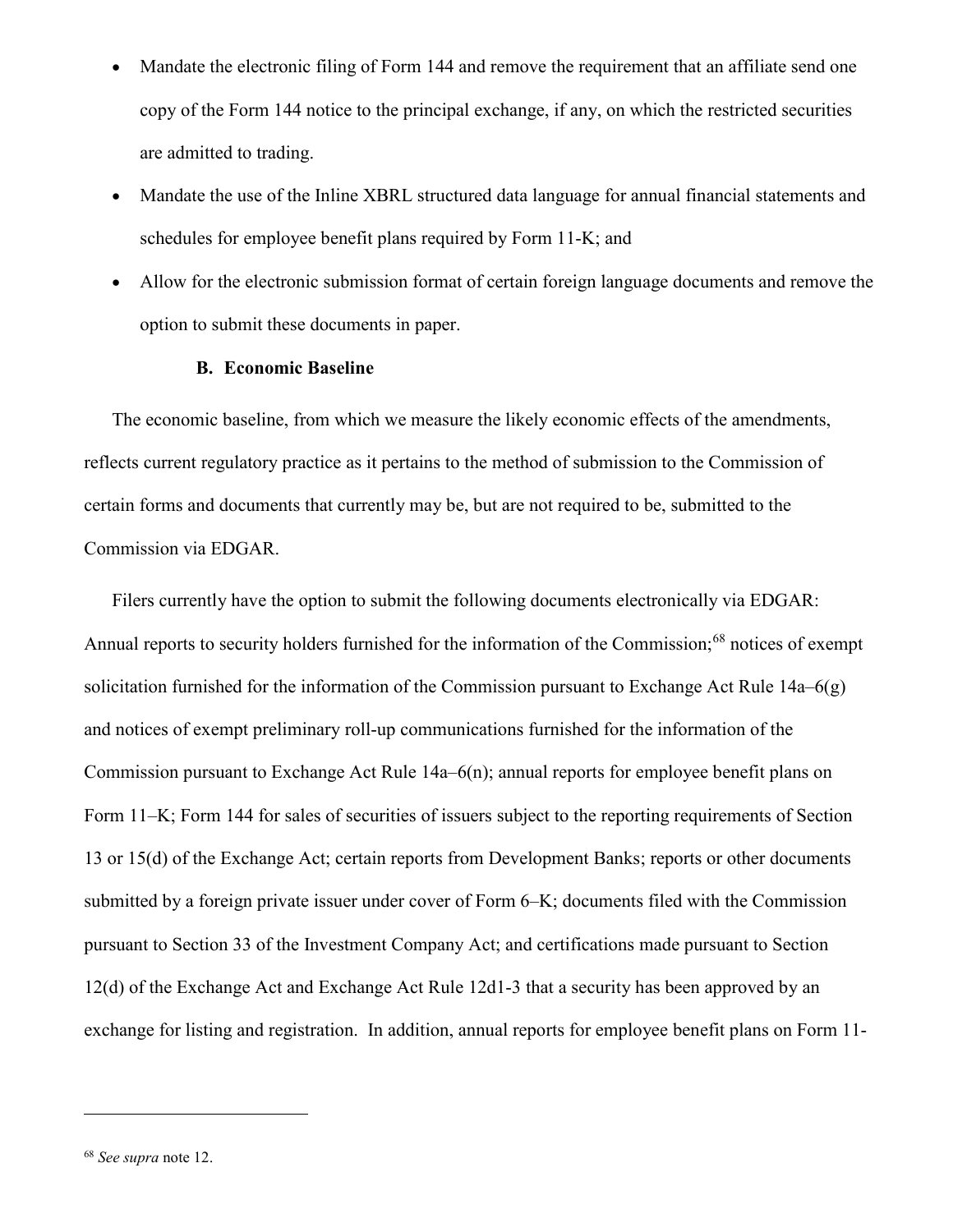- Mandate the electronic filing of Form 144 and remove the requirement that an affiliate send one copy of the Form 144 notice to the principal exchange, if any, on which the restricted securities are admitted to trading.
- Mandate the use of the Inline XBRL structured data language for annual financial statements and schedules for employee benefit plans required by Form 11-K; and
- Allow for the electronic submission format of certain foreign language documents and remove the option to submit these documents in paper.

### B. Economic Baseline

The economic baseline, from which we measure the likely economic effects of the amendments, reflects current regulatory practice as it pertains to the method of submission to the Commission of certain forms and documents that currently may be, but are not required to be, submitted to the Commission via EDGAR.

Filers currently have the option to submit the following documents electronically via EDGAR: Annual reports to security holders furnished for the information of the Commission;[68] notices of exempt solicitation furnished for the information of the Commission pursuant to Exchange Act Rule 14a–6(g) and notices of exempt preliminary roll-up communications furnished for the information of the Commission pursuant to Exchange Act Rule 14a–6(n); annual reports for employee benefit plans on Form 11–K; Form 144 for sales of securities of issuers subject to the reporting requirements of Section 13 or 15(d) of the Exchange Act; certain reports from Development Banks; reports or other documents submitted by a foreign private issuer under cover of Form 6–K; documents filed with the Commission pursuant to Section 33 of the Investment Company Act; and certifications made pursuant to Section 12(d) of the Exchange Act and Exchange Act Rule 12d1-3 that a security has been approved by an exchange for listing and registration. In addition, annual reports for employee benefit plans on Form 11-

---

[68] *See supra* note 12.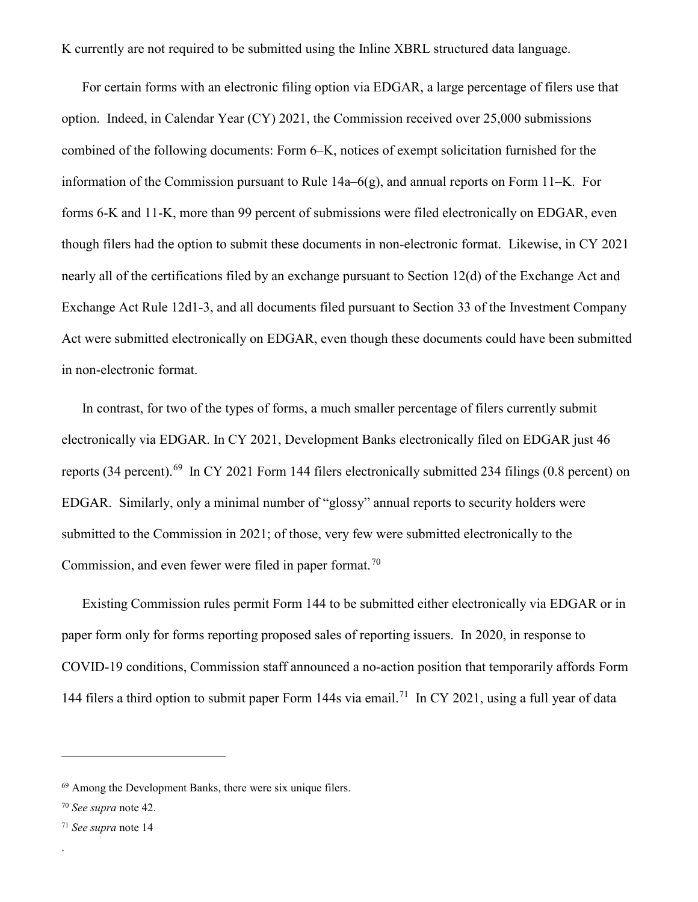K currently are not required to be submitted using the Inline XBRL structured data language.

For certain forms with an electronic filing option via EDGAR, a large percentage of filers use that option. Indeed, in Calendar Year (CY) 2021, the Commission received over 25,000 submissions combined of the following documents: Form 6–K, notices of exempt solicitation furnished for the information of the Commission pursuant to Rule 14a–6(g), and annual reports on Form 11–K. For forms 6-K and 11-K, more than 99 percent of submissions were filed electronically on EDGAR, even though filers had the option to submit these documents in non-electronic format. Likewise, in CY 2021 nearly all of the certifications filed by an exchange pursuant to Section 12(d) of the Exchange Act and Exchange Act Rule 12d1-3, and all documents filed pursuant to Section 33 of the Investment Company Act were submitted electronically on EDGAR, even though these documents could have been submitted in non-electronic format.

In contrast, for two of the types of forms, a much smaller percentage of filers currently submit electronically via EDGAR. In CY 2021, Development Banks electronically filed on EDGAR just 46 reports (34 percent).[69] In CY 2021 Form 144 filers electronically submitted 234 filings (0.8 percent) on EDGAR. Similarly, only a minimal number of "glossy" annual reports to security holders were submitted to the Commission in 2021; of those, very few were submitted electronically to the Commission, and even fewer were filed in paper format.[70]

Existing Commission rules permit Form 144 to be submitted either electronically via EDGAR or in paper form only for forms reporting proposed sales of reporting issuers. In 2020, in response to COVID-19 conditions, Commission staff announced a no-action position that temporarily affords Form 144 filers a third option to submit paper Form 144s via email.[71] In CY 2021, using a full year of data

[69] Among the Development Banks, there were six unique filers.

[70] *See supra* note 42.

[71] *See supra* note 14

.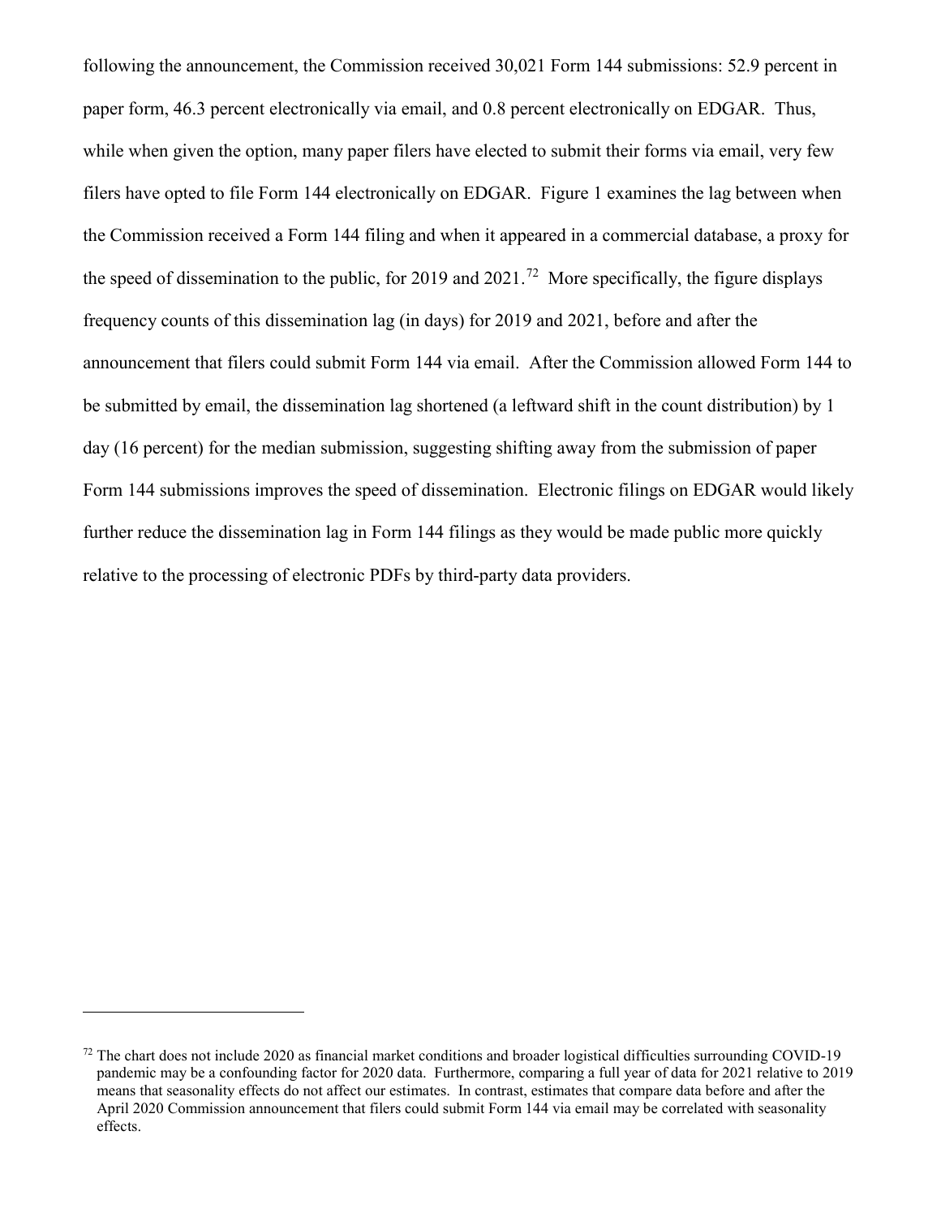following the announcement, the Commission received 30,021 Form 144 submissions: 52.9 percent in paper form, 46.3 percent electronically via email, and 0.8 percent electronically on EDGAR. Thus, while when given the option, many paper filers have elected to submit their forms via email, very few filers have opted to file Form 144 electronically on EDGAR. Figure 1 examines the lag between when the Commission received a Form 144 filing and when it appeared in a commercial database, a proxy for the speed of dissemination to the public, for 2019 and 2021.[72] More specifically, the figure displays frequency counts of this dissemination lag (in days) for 2019 and 2021, before and after the announcement that filers could submit Form 144 via email. After the Commission allowed Form 144 to be submitted by email, the dissemination lag shortened (a leftward shift in the count distribution) by 1 day (16 percent) for the median submission, suggesting shifting away from the submission of paper Form 144 submissions improves the speed of dissemination. Electronic filings on EDGAR would likely further reduce the dissemination lag in Form 144 filings as they would be made public more quickly relative to the processing of electronic PDFs by third-party data providers.

---

[72] The chart does not include 2020 as financial market conditions and broader logistical difficulties surrounding COVID-19 pandemic may be a confounding factor for 2020 data. Furthermore, comparing a full year of data for 2021 relative to 2019 means that seasonality effects do not affect our estimates. In contrast, estimates that compare data before and after the April 2020 Commission announcement that filers could submit Form 144 via email may be correlated with seasonality effects.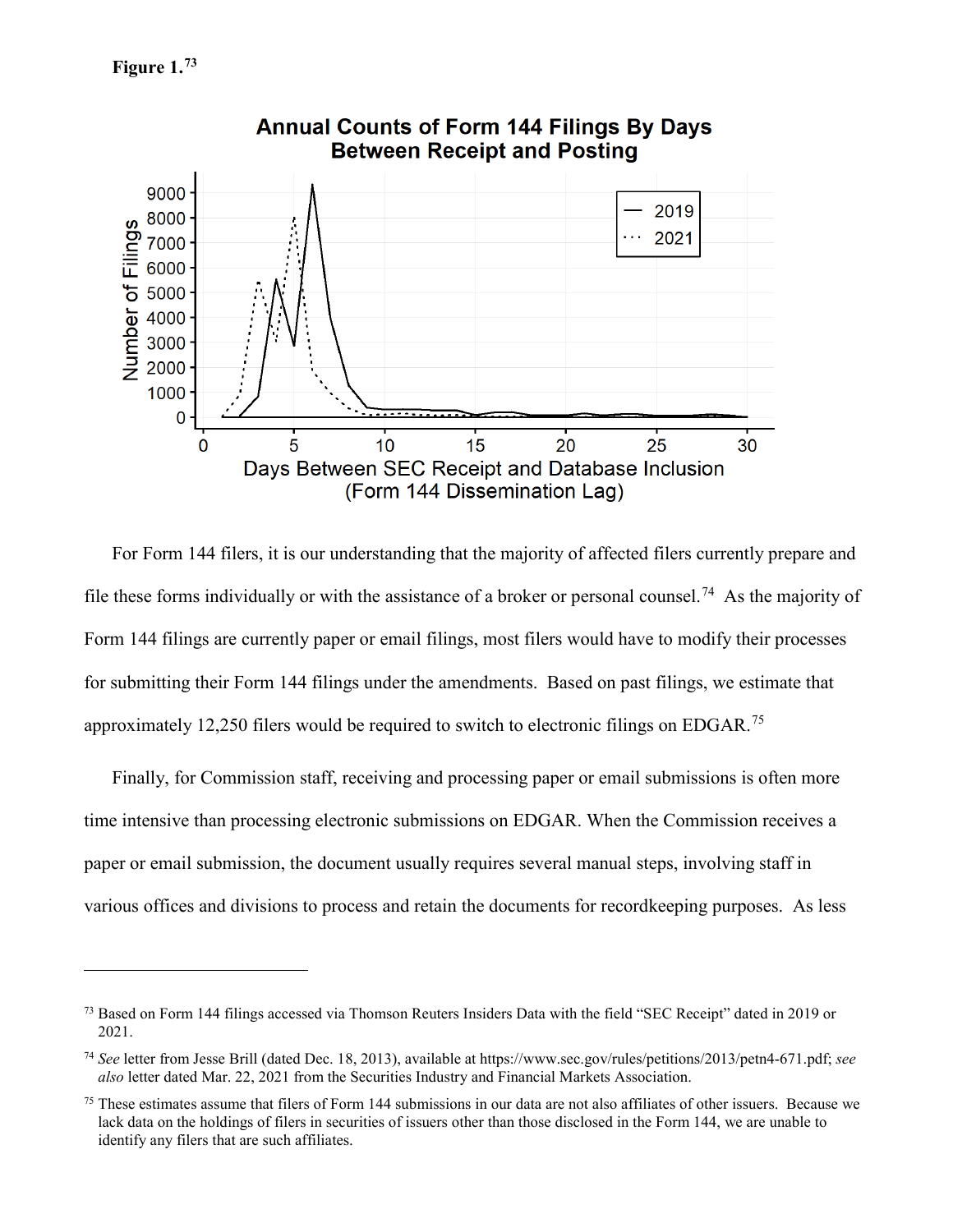**Figure 1.**[73]

For Form 144 filers, it is our understanding that the majority of affected filers currently prepare and file these forms individually or with the assistance of a broker or personal counsel.[74] As the majority of Form 144 filings are currently paper or email filings, most filers would have to modify their processes for submitting their Form 144 filings under the amendments. Based on past filings, we estimate that approximately 12,250 filers would be required to switch to electronic filings on EDGAR.[75]

Finally, for Commission staff, receiving and processing paper or email submissions is often more time intensive than processing electronic submissions on EDGAR. When the Commission receives a paper or email submission, the document usually requires several manual steps, involving staff in various offices and divisions to process and retain the documents for recordkeeping purposes. As less

---

[73] Based on Form 144 filings accessed via Thomson Reuters Insiders Data with the field "SEC Receipt" dated in 2019 or 2021.

[74] *See* letter from Jesse Brill (dated Dec. 18, 2013), available at https://www.sec.gov/rules/petitions/2013/petn4-671.pdf; *see also* letter dated Mar. 22, 2021 from the Securities Industry and Financial Markets Association.

[75] These estimates assume that filers of Form 144 submissions in our data are not also affiliates of other issuers. Because we lack data on the holdings of filers in securities of issuers other than those disclosed in the Form 144, we are unable to identify any filers that are such affiliates.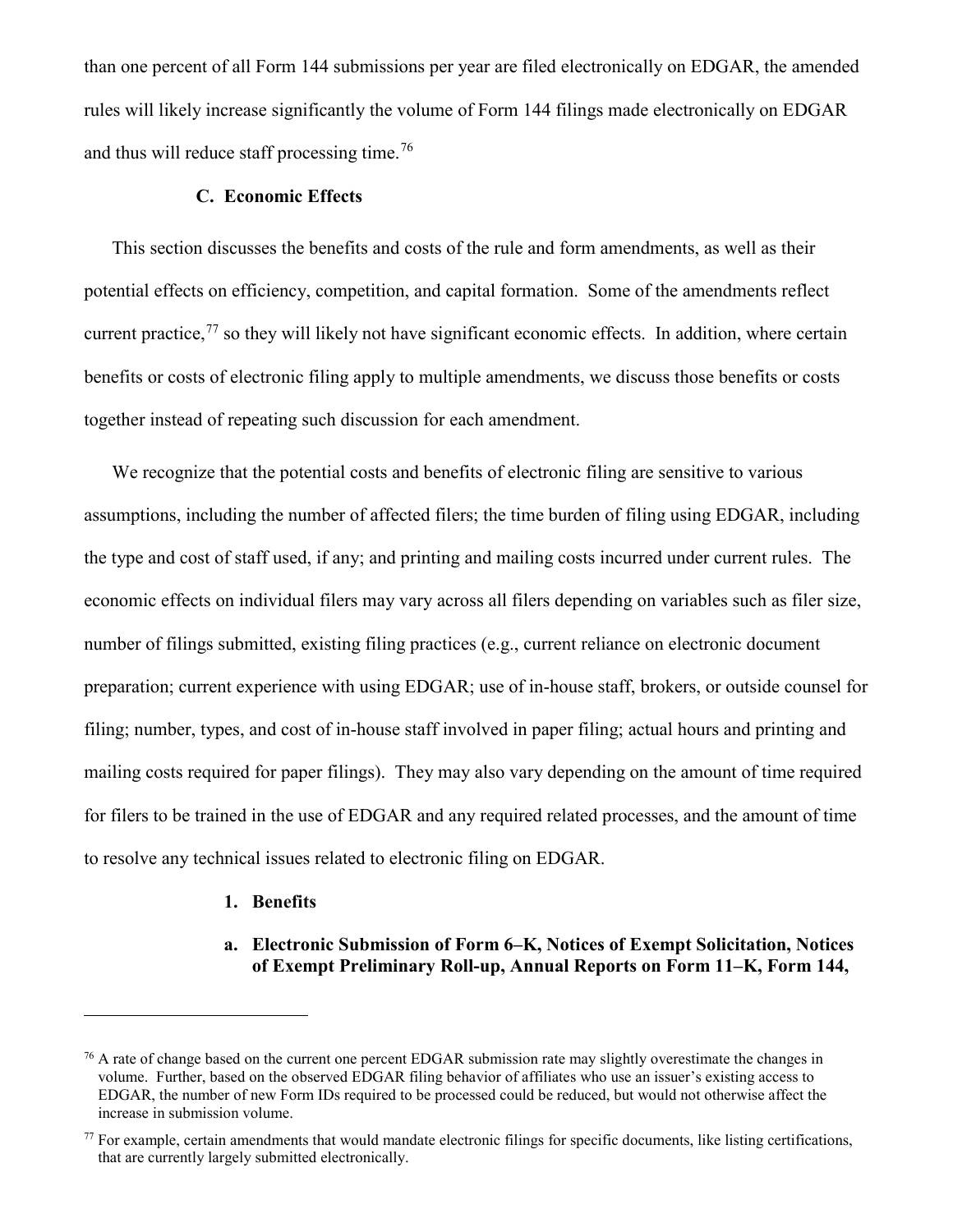than one percent of all Form 144 submissions per year are filed electronically on EDGAR, the amended rules will likely increase significantly the volume of Form 144 filings made electronically on EDGAR and thus will reduce staff processing time.[76]

### C. Economic Effects

This section discusses the benefits and costs of the rule and form amendments, as well as their potential effects on efficiency, competition, and capital formation. Some of the amendments reflect current practice,[77] so they will likely not have significant economic effects. In addition, where certain benefits or costs of electronic filing apply to multiple amendments, we discuss those benefits or costs together instead of repeating such discussion for each amendment.

We recognize that the potential costs and benefits of electronic filing are sensitive to various assumptions, including the number of affected filers; the time burden of filing using EDGAR, including the type and cost of staff used, if any; and printing and mailing costs incurred under current rules. The economic effects on individual filers may vary across all filers depending on variables such as filer size, number of filings submitted, existing filing practices (e.g., current reliance on electronic document preparation; current experience with using EDGAR; use of in-house staff, brokers, or outside counsel for filing; number, types, and cost of in-house staff involved in paper filing; actual hours and printing and mailing costs required for paper filings). They may also vary depending on the amount of time required for filers to be trained in the use of EDGAR and any required related processes, and the amount of time to resolve any technical issues related to electronic filing on EDGAR.

#### 1. Benefits

##### a. Electronic Submission of Form 6–K, Notices of Exempt Solicitation, Notices of Exempt Preliminary Roll-up, Annual Reports on Form 11–K, Form 144,

---

[76] A rate of change based on the current one percent EDGAR submission rate may slightly overestimate the changes in volume. Further, based on the observed EDGAR filing behavior of affiliates who use an issuer's existing access to EDGAR, the number of new Form IDs required to be processed could be reduced, but would not otherwise affect the increase in submission volume.

[77] For example, certain amendments that would mandate electronic filings for specific documents, like listing certifications, that are currently largely submitted electronically.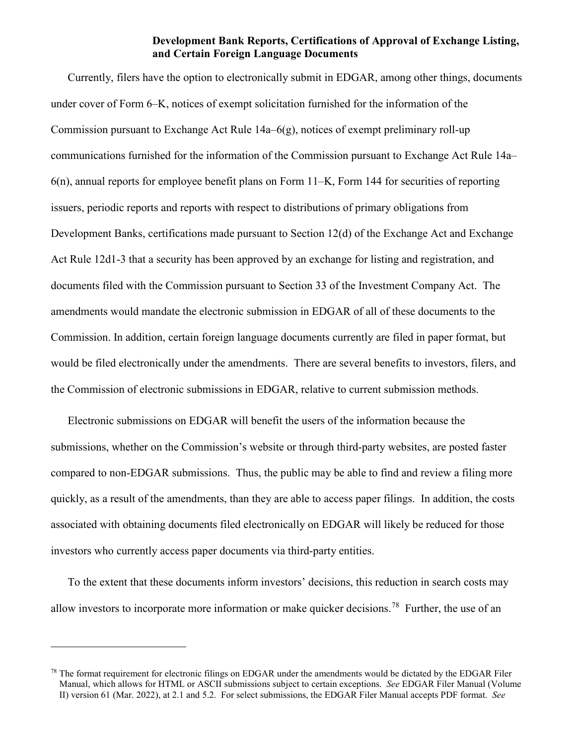### Development Bank Reports, Certifications of Approval of Exchange Listing, and Certain Foreign Language Documents

Currently, filers have the option to electronically submit in EDGAR, among other things, documents under cover of Form 6–K, notices of exempt solicitation furnished for the information of the Commission pursuant to Exchange Act Rule 14a–6(g), notices of exempt preliminary roll-up communications furnished for the information of the Commission pursuant to Exchange Act Rule 14a–6(n), annual reports for employee benefit plans on Form 11–K, Form 144 for securities of reporting issuers, periodic reports and reports with respect to distributions of primary obligations from Development Banks, certifications made pursuant to Section 12(d) of the Exchange Act and Exchange Act Rule 12d1-3 that a security has been approved by an exchange for listing and registration, and documents filed with the Commission pursuant to Section 33 of the Investment Company Act. The amendments would mandate the electronic submission in EDGAR of all of these documents to the Commission. In addition, certain foreign language documents currently are filed in paper format, but would be filed electronically under the amendments. There are several benefits to investors, filers, and the Commission of electronic submissions in EDGAR, relative to current submission methods.

Electronic submissions on EDGAR will benefit the users of the information because the submissions, whether on the Commission's website or through third-party websites, are posted faster compared to non-EDGAR submissions. Thus, the public may be able to find and review a filing more quickly, as a result of the amendments, than they are able to access paper filings. In addition, the costs associated with obtaining documents filed electronically on EDGAR will likely be reduced for those investors who currently access paper documents via third-party entities.

To the extent that these documents inform investors' decisions, this reduction in search costs may allow investors to incorporate more information or make quicker decisions.[78] Further, the use of an

---

[78] The format requirement for electronic filings on EDGAR under the amendments would be dictated by the EDGAR Filer Manual, which allows for HTML or ASCII submissions subject to certain exceptions. *See* EDGAR Filer Manual (Volume II) version 61 (Mar. 2022), at 2.1 and 5.2. For select submissions, the EDGAR Filer Manual accepts PDF format. *See*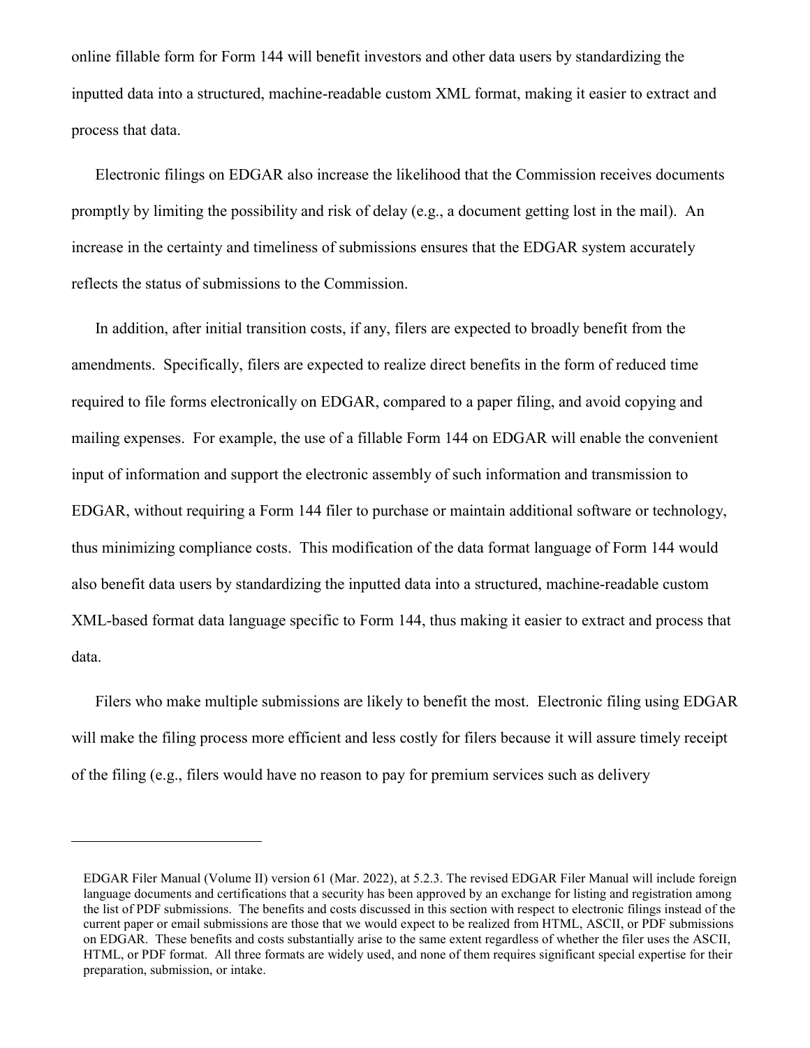online fillable form for Form 144 will benefit investors and other data users by standardizing the inputted data into a structured, machine-readable custom XML format, making it easier to extract and process that data.

Electronic filings on EDGAR also increase the likelihood that the Commission receives documents promptly by limiting the possibility and risk of delay (e.g., a document getting lost in the mail). An increase in the certainty and timeliness of submissions ensures that the EDGAR system accurately reflects the status of submissions to the Commission.

In addition, after initial transition costs, if any, filers are expected to broadly benefit from the amendments. Specifically, filers are expected to realize direct benefits in the form of reduced time required to file forms electronically on EDGAR, compared to a paper filing, and avoid copying and mailing expenses. For example, the use of a fillable Form 144 on EDGAR will enable the convenient input of information and support the electronic assembly of such information and transmission to EDGAR, without requiring a Form 144 filer to purchase or maintain additional software or technology, thus minimizing compliance costs. This modification of the data format language of Form 144 would also benefit data users by standardizing the inputted data into a structured, machine-readable custom XML-based format data language specific to Form 144, thus making it easier to extract and process that data.

Filers who make multiple submissions are likely to benefit the most. Electronic filing using EDGAR will make the filing process more efficient and less costly for filers because it will assure timely receipt of the filing (e.g., filers would have no reason to pay for premium services such as delivery

---

EDGAR Filer Manual (Volume II) version 61 (Mar. 2022), at 5.2.3. The revised EDGAR Filer Manual will include foreign language documents and certifications that a security has been approved by an exchange for listing and registration among the list of PDF submissions. The benefits and costs discussed in this section with respect to electronic filings instead of the current paper or email submissions are those that we would expect to be realized from HTML, ASCII, or PDF submissions on EDGAR. These benefits and costs substantially arise to the same extent regardless of whether the filer uses the ASCII, HTML, or PDF format. All three formats are widely used, and none of them requires significant special expertise for their preparation, submission, or intake.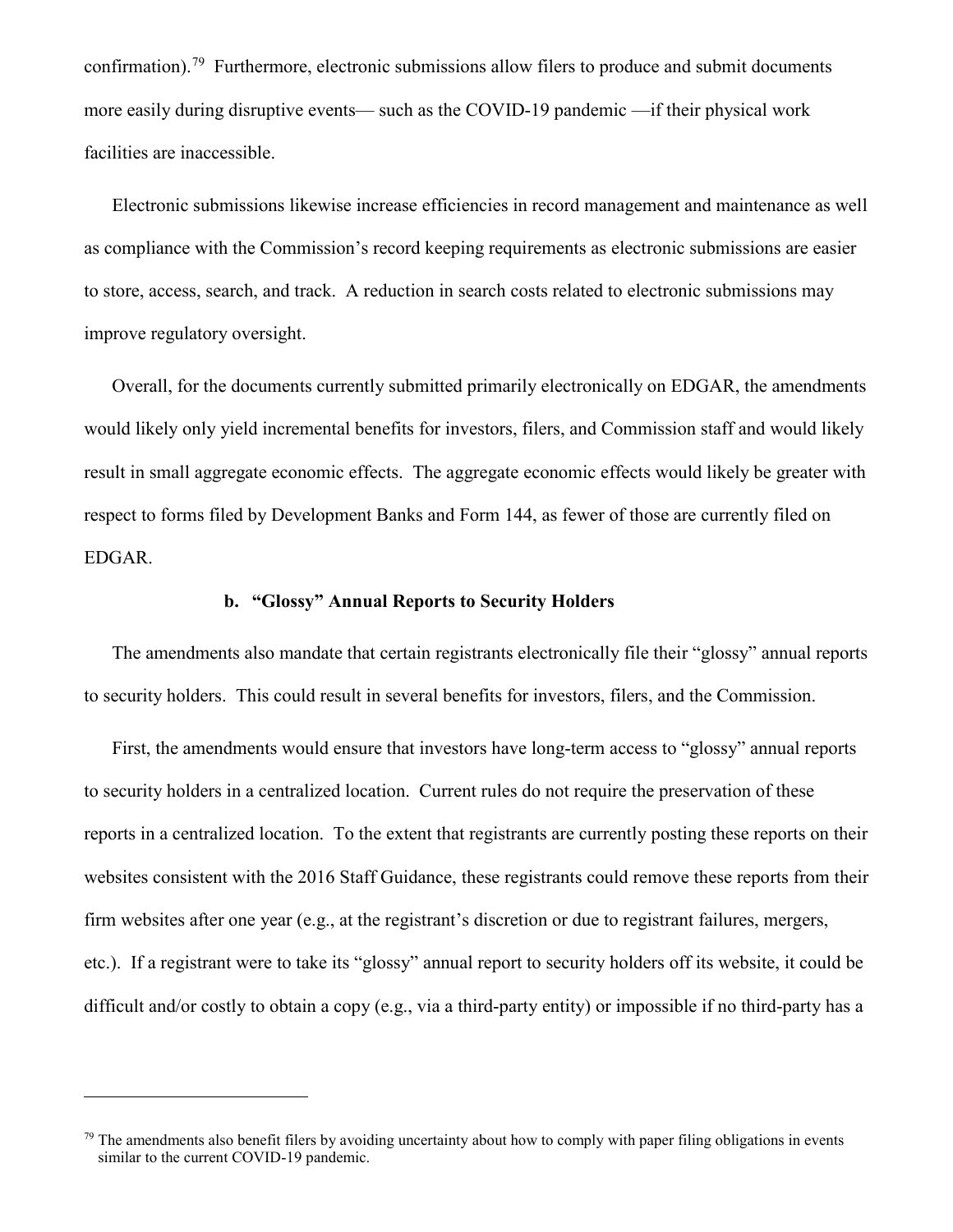confirmation).[79] Furthermore, electronic submissions allow filers to produce and submit documents more easily during disruptive events— such as the COVID-19 pandemic —if their physical work facilities are inaccessible.

Electronic submissions likewise increase efficiencies in record management and maintenance as well as compliance with the Commission's record keeping requirements as electronic submissions are easier to store, access, search, and track. A reduction in search costs related to electronic submissions may improve regulatory oversight.

Overall, for the documents currently submitted primarily electronically on EDGAR, the amendments would likely only yield incremental benefits for investors, filers, and Commission staff and would likely result in small aggregate economic effects. The aggregate economic effects would likely be greater with respect to forms filed by Development Banks and Form 144, as fewer of those are currently filed on EDGAR.

#### b. "Glossy" Annual Reports to Security Holders

The amendments also mandate that certain registrants electronically file their "glossy" annual reports to security holders. This could result in several benefits for investors, filers, and the Commission.

First, the amendments would ensure that investors have long-term access to "glossy" annual reports to security holders in a centralized location. Current rules do not require the preservation of these reports in a centralized location. To the extent that registrants are currently posting these reports on their websites consistent with the 2016 Staff Guidance, these registrants could remove these reports from their firm websites after one year (e.g., at the registrant's discretion or due to registrant failures, mergers, etc.). If a registrant were to take its "glossy" annual report to security holders off its website, it could be difficult and/or costly to obtain a copy (e.g., via a third-party entity) or impossible if no third-party has a

---

[79] The amendments also benefit filers by avoiding uncertainty about how to comply with paper filing obligations in events similar to the current COVID-19 pandemic.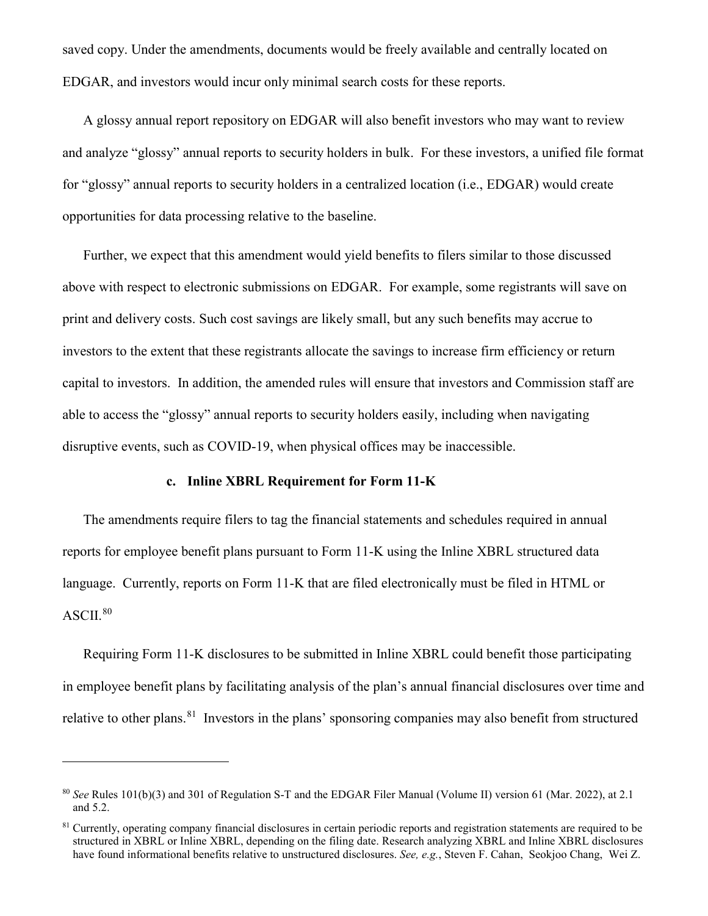saved copy. Under the amendments, documents would be freely available and centrally located on EDGAR, and investors would incur only minimal search costs for these reports.

A glossy annual report repository on EDGAR will also benefit investors who may want to review and analyze "glossy" annual reports to security holders in bulk. For these investors, a unified file format for "glossy" annual reports to security holders in a centralized location (i.e., EDGAR) would create opportunities for data processing relative to the baseline.

Further, we expect that this amendment would yield benefits to filers similar to those discussed above with respect to electronic submissions on EDGAR. For example, some registrants will save on print and delivery costs. Such cost savings are likely small, but any such benefits may accrue to investors to the extent that these registrants allocate the savings to increase firm efficiency or return capital to investors. In addition, the amended rules will ensure that investors and Commission staff are able to access the "glossy" annual reports to security holders easily, including when navigating disruptive events, such as COVID-19, when physical offices may be inaccessible.

### c. Inline XBRL Requirement for Form 11-K

The amendments require filers to tag the financial statements and schedules required in annual reports for employee benefit plans pursuant to Form 11-K using the Inline XBRL structured data language. Currently, reports on Form 11-K that are filed electronically must be filed in HTML or ASCII.[80]

Requiring Form 11-K disclosures to be submitted in Inline XBRL could benefit those participating in employee benefit plans by facilitating analysis of the plan's annual financial disclosures over time and relative to other plans.[81] Investors in the plans' sponsoring companies may also benefit from structured

---

[80] *See* Rules 101(b)(3) and 301 of Regulation S-T and the EDGAR Filer Manual (Volume II) version 61 (Mar. 2022), at 2.1 and 5.2.

[81] Currently, operating company financial disclosures in certain periodic reports and registration statements are required to be structured in XBRL or Inline XBRL, depending on the filing date. Research analyzing XBRL and Inline XBRL disclosures have found informational benefits relative to unstructured disclosures. *See, e.g.*, Steven F. Cahan, Seokjoo Chang, Wei Z.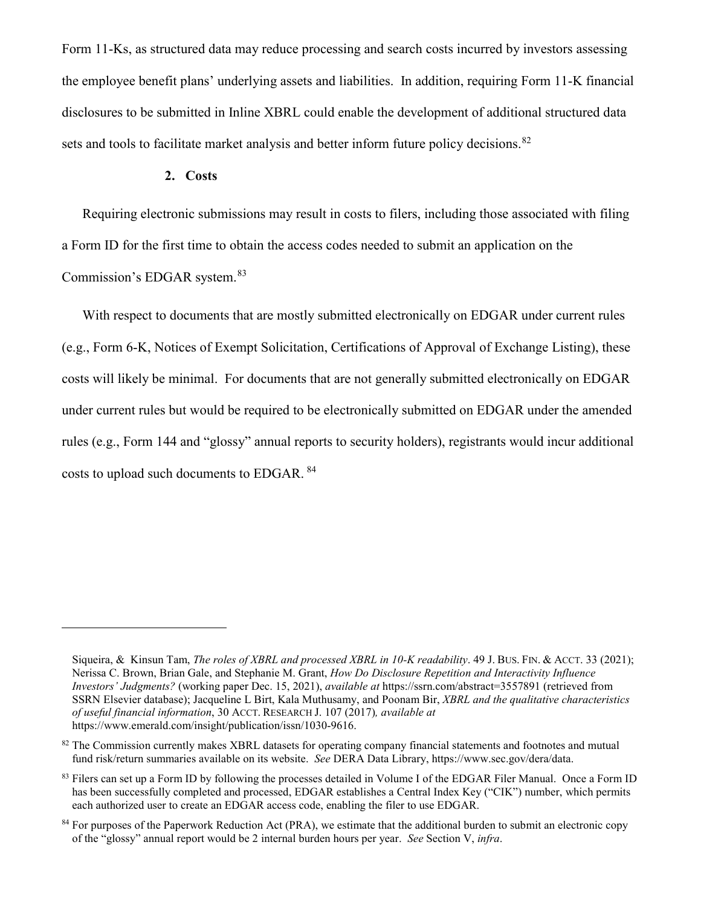Form 11-Ks, as structured data may reduce processing and search costs incurred by investors assessing the employee benefit plans' underlying assets and liabilities. In addition, requiring Form 11-K financial disclosures to be submitted in Inline XBRL could enable the development of additional structured data sets and tools to facilitate market analysis and better inform future policy decisions.[82]

### 2. Costs

Requiring electronic submissions may result in costs to filers, including those associated with filing a Form ID for the first time to obtain the access codes needed to submit an application on the Commission's EDGAR system.[83]

With respect to documents that are mostly submitted electronically on EDGAR under current rules (e.g., Form 6-K, Notices of Exempt Solicitation, Certifications of Approval of Exchange Listing), these costs will likely be minimal. For documents that are not generally submitted electronically on EDGAR under current rules but would be required to be electronically submitted on EDGAR under the amended rules (e.g., Form 144 and "glossy" annual reports to security holders), registrants would incur additional costs to upload such documents to EDGAR.[84]

---

Siqueira, & Kinsun Tam, *The roles of XBRL and processed XBRL in 10-K readability*. 49 J. BUS. FIN. & ACCT. 33 (2021); Nerissa C. Brown, Brian Gale, and Stephanie M. Grant, *How Do Disclosure Repetition and Interactivity Influence Investors' Judgments?* (working paper Dec. 15, 2021), *available at* https://ssrn.com/abstract=3557891 (retrieved from SSRN Elsevier database); Jacqueline L Birt, Kala Muthusamy, and Poonam Bir, *XBRL and the qualitative characteristics of useful financial information*, 30 ACCT. RESEARCH J. 107 (2017)*, available at* https://www.emerald.com/insight/publication/issn/1030-9616.

[82] The Commission currently makes XBRL datasets for operating company financial statements and footnotes and mutual fund risk/return summaries available on its website. *See* DERA Data Library, https://www.sec.gov/dera/data.

[83] Filers can set up a Form ID by following the processes detailed in Volume I of the EDGAR Filer Manual. Once a Form ID has been successfully completed and processed, EDGAR establishes a Central Index Key ("CIK") number, which permits each authorized user to create an EDGAR access code, enabling the filer to use EDGAR.

[84] For purposes of the Paperwork Reduction Act (PRA), we estimate that the additional burden to submit an electronic copy of the "glossy" annual report would be 2 internal burden hours per year. *See* Section V, *infra*.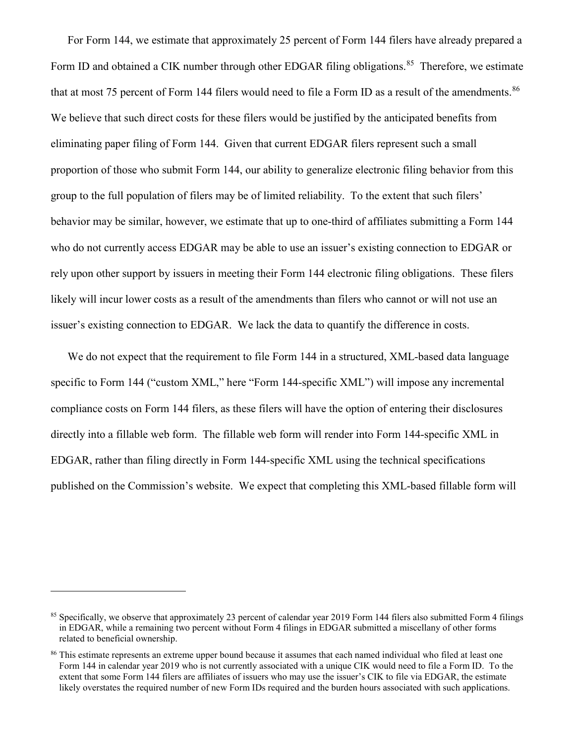For Form 144, we estimate that approximately 25 percent of Form 144 filers have already prepared a Form ID and obtained a CIK number through other EDGAR filing obligations.[85] Therefore, we estimate that at most 75 percent of Form 144 filers would need to file a Form ID as a result of the amendments.[86] We believe that such direct costs for these filers would be justified by the anticipated benefits from eliminating paper filing of Form 144. Given that current EDGAR filers represent such a small proportion of those who submit Form 144, our ability to generalize electronic filing behavior from this group to the full population of filers may be of limited reliability. To the extent that such filers' behavior may be similar, however, we estimate that up to one-third of affiliates submitting a Form 144 who do not currently access EDGAR may be able to use an issuer's existing connection to EDGAR or rely upon other support by issuers in meeting their Form 144 electronic filing obligations. These filers likely will incur lower costs as a result of the amendments than filers who cannot or will not use an issuer's existing connection to EDGAR. We lack the data to quantify the difference in costs.

We do not expect that the requirement to file Form 144 in a structured, XML-based data language specific to Form 144 ("custom XML," here "Form 144-specific XML") will impose any incremental compliance costs on Form 144 filers, as these filers will have the option of entering their disclosures directly into a fillable web form. The fillable web form will render into Form 144-specific XML in EDGAR, rather than filing directly in Form 144-specific XML using the technical specifications published on the Commission's website. We expect that completing this XML-based fillable form will

---

[85] Specifically, we observe that approximately 23 percent of calendar year 2019 Form 144 filers also submitted Form 4 filings in EDGAR, while a remaining two percent without Form 4 filings in EDGAR submitted a miscellany of other forms related to beneficial ownership.

[86] This estimate represents an extreme upper bound because it assumes that each named individual who filed at least one Form 144 in calendar year 2019 who is not currently associated with a unique CIK would need to file a Form ID. To the extent that some Form 144 filers are affiliates of issuers who may use the issuer's CIK to file via EDGAR, the estimate likely overstates the required number of new Form IDs required and the burden hours associated with such applications.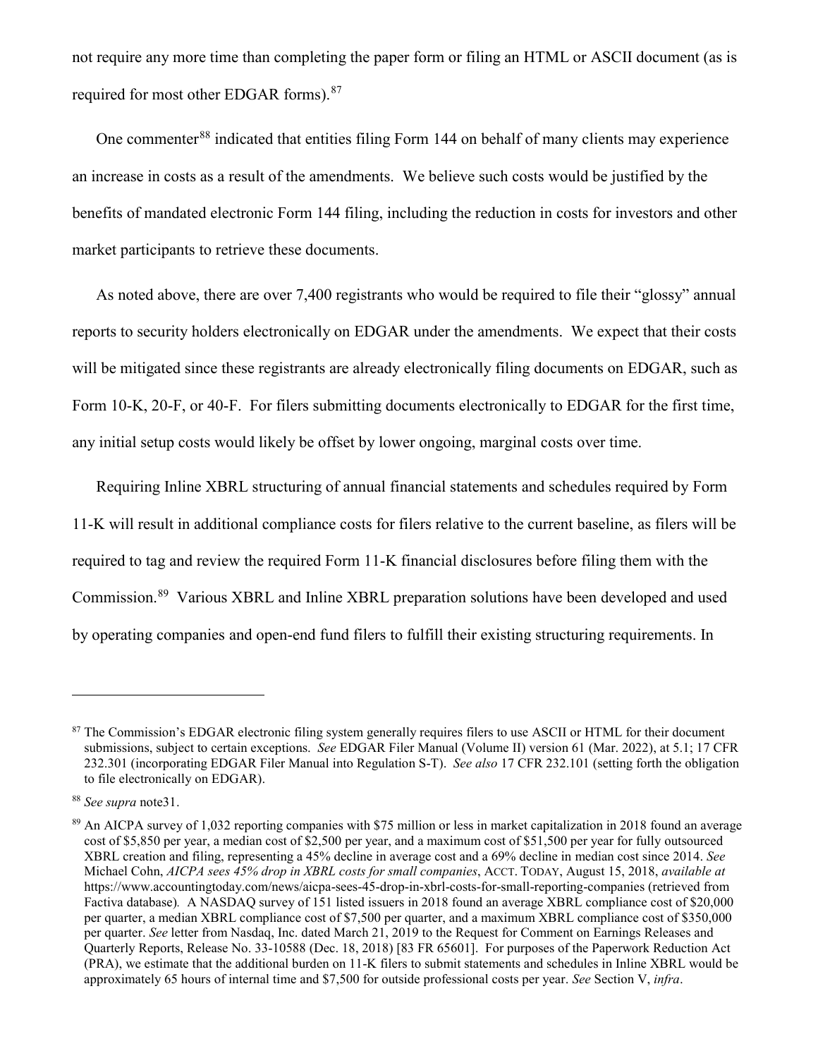not require any more time than completing the paper form or filing an HTML or ASCII document (as is required for most other EDGAR forms).[87]

One commenter[88] indicated that entities filing Form 144 on behalf of many clients may experience an increase in costs as a result of the amendments. We believe such costs would be justified by the benefits of mandated electronic Form 144 filing, including the reduction in costs for investors and other market participants to retrieve these documents.

As noted above, there are over 7,400 registrants who would be required to file their "glossy" annual reports to security holders electronically on EDGAR under the amendments. We expect that their costs will be mitigated since these registrants are already electronically filing documents on EDGAR, such as Form 10-K, 20-F, or 40-F. For filers submitting documents electronically to EDGAR for the first time, any initial setup costs would likely be offset by lower ongoing, marginal costs over time.

Requiring Inline XBRL structuring of annual financial statements and schedules required by Form 11-K will result in additional compliance costs for filers relative to the current baseline, as filers will be required to tag and review the required Form 11-K financial disclosures before filing them with the Commission.[89] Various XBRL and Inline XBRL preparation solutions have been developed and used by operating companies and open-end fund filers to fulfill their existing structuring requirements. In

---

[87] The Commission's EDGAR electronic filing system generally requires filers to use ASCII or HTML for their document submissions, subject to certain exceptions. *See* EDGAR Filer Manual (Volume II) version 61 (Mar. 2022), at 5.1; 17 CFR 232.301 (incorporating EDGAR Filer Manual into Regulation S-T). *See also* 17 CFR 232.101 (setting forth the obligation to file electronically on EDGAR).

[88] *See supra* note31.

[89] An AICPA survey of 1,032 reporting companies with $75 million or less in market capitalization in 2018 found an average cost of $5,850 per year, a median cost of $2,500 per year, and a maximum cost of $51,500 per year for fully outsourced XBRL creation and filing, representing a 45% decline in average cost and a 69% decline in median cost since 2014. *See* Michael Cohn, *AICPA sees 45% drop in XBRL costs for small companies*, ACCT. TODAY, August 15, 2018, *available at* https://www.accountingtoday.com/news/aicpa-sees-45-drop-in-xbrl-costs-for-small-reporting-companies (retrieved from Factiva database). A NASDAQ survey of 151 listed issuers in 2018 found an average XBRL compliance cost of $20,000 per quarter, a median XBRL compliance cost of $7,500 per quarter, and a maximum XBRL compliance cost of $350,000 per quarter. *See* letter from Nasdaq, Inc. dated March 21, 2019 to the Request for Comment on Earnings Releases and Quarterly Reports, Release No. 33-10588 (Dec. 18, 2018) [83 FR 65601]. For purposes of the Paperwork Reduction Act (PRA), we estimate that the additional burden on 11-K filers to submit statements and schedules in Inline XBRL would be approximately 65 hours of internal time and $7,500 for outside professional costs per year. *See* Section V, *infra*.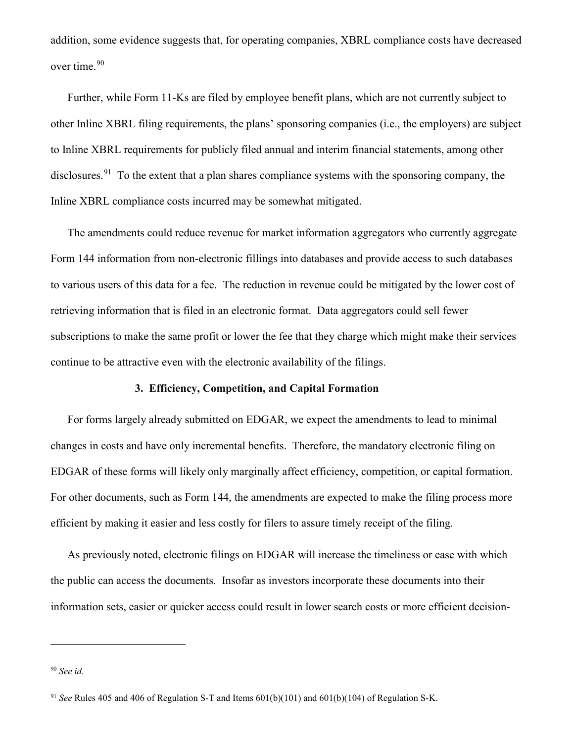addition, some evidence suggests that, for operating companies, XBRL compliance costs have decreased over time.[90]

Further, while Form 11-Ks are filed by employee benefit plans, which are not currently subject to other Inline XBRL filing requirements, the plans' sponsoring companies (i.e., the employers) are subject to Inline XBRL requirements for publicly filed annual and interim financial statements, among other disclosures.[91] To the extent that a plan shares compliance systems with the sponsoring company, the Inline XBRL compliance costs incurred may be somewhat mitigated.

The amendments could reduce revenue for market information aggregators who currently aggregate Form 144 information from non-electronic fillings into databases and provide access to such databases to various users of this data for a fee. The reduction in revenue could be mitigated by the lower cost of retrieving information that is filed in an electronic format. Data aggregators could sell fewer subscriptions to make the same profit or lower the fee that they charge which might make their services continue to be attractive even with the electronic availability of the filings.

### 3. Efficiency, Competition, and Capital Formation

For forms largely already submitted on EDGAR, we expect the amendments to lead to minimal changes in costs and have only incremental benefits. Therefore, the mandatory electronic filing on EDGAR of these forms will likely only marginally affect efficiency, competition, or capital formation. For other documents, such as Form 144, the amendments are expected to make the filing process more efficient by making it easier and less costly for filers to assure timely receipt of the filing.

As previously noted, electronic filings on EDGAR will increase the timeliness or ease with which the public can access the documents. Insofar as investors incorporate these documents into their information sets, easier or quicker access could result in lower search costs or more efficient decision-

---

[90] *See id.*

[91] *See* Rules 405 and 406 of Regulation S-T and Items 601(b)(101) and 601(b)(104) of Regulation S-K.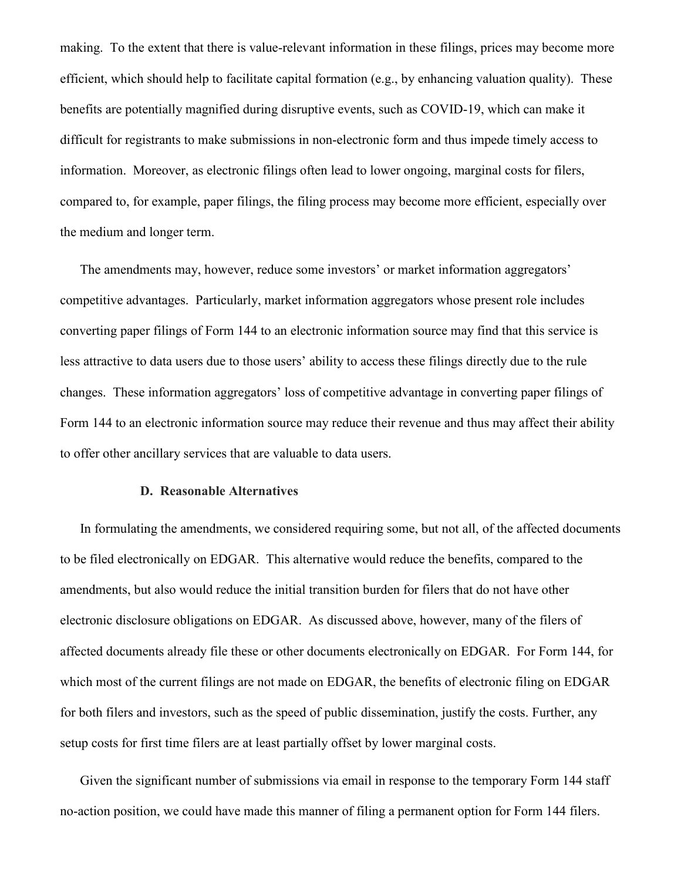making. To the extent that there is value-relevant information in these filings, prices may become more efficient, which should help to facilitate capital formation (e.g., by enhancing valuation quality). These benefits are potentially magnified during disruptive events, such as COVID-19, which can make it difficult for registrants to make submissions in non-electronic form and thus impede timely access to information. Moreover, as electronic filings often lead to lower ongoing, marginal costs for filers, compared to, for example, paper filings, the filing process may become more efficient, especially over the medium and longer term.

The amendments may, however, reduce some investors' or market information aggregators' competitive advantages. Particularly, market information aggregators whose present role includes converting paper filings of Form 144 to an electronic information source may find that this service is less attractive to data users due to those users' ability to access these filings directly due to the rule changes. These information aggregators' loss of competitive advantage in converting paper filings of Form 144 to an electronic information source may reduce their revenue and thus may affect their ability to offer other ancillary services that are valuable to data users.

### D. Reasonable Alternatives

In formulating the amendments, we considered requiring some, but not all, of the affected documents to be filed electronically on EDGAR. This alternative would reduce the benefits, compared to the amendments, but also would reduce the initial transition burden for filers that do not have other electronic disclosure obligations on EDGAR. As discussed above, however, many of the filers of affected documents already file these or other documents electronically on EDGAR. For Form 144, for which most of the current filings are not made on EDGAR, the benefits of electronic filing on EDGAR for both filers and investors, such as the speed of public dissemination, justify the costs. Further, any setup costs for first time filers are at least partially offset by lower marginal costs.

Given the significant number of submissions via email in response to the temporary Form 144 staff no-action position, we could have made this manner of filing a permanent option for Form 144 filers.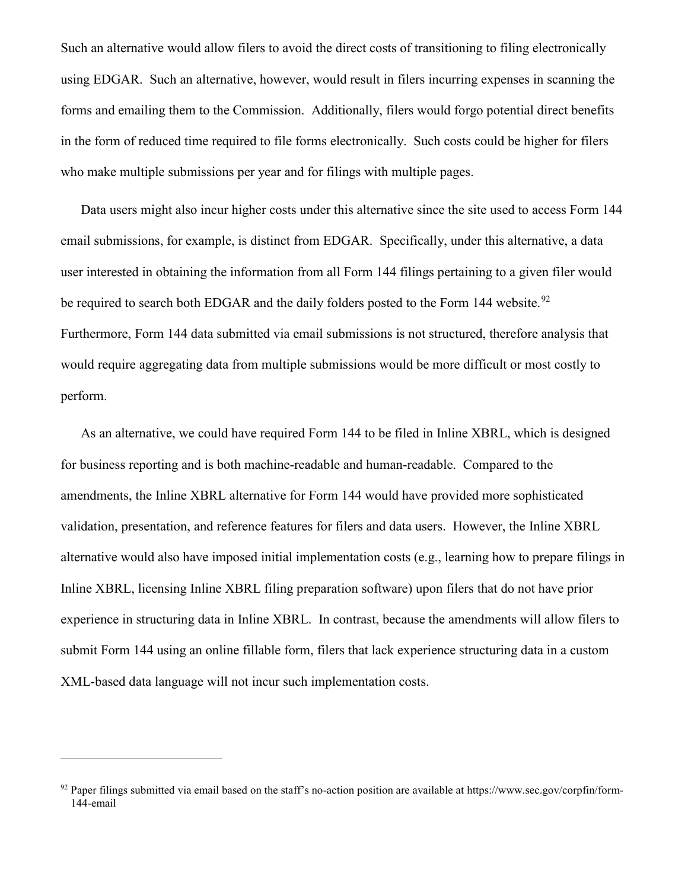Such an alternative would allow filers to avoid the direct costs of transitioning to filing electronically using EDGAR. Such an alternative, however, would result in filers incurring expenses in scanning the forms and emailing them to the Commission. Additionally, filers would forgo potential direct benefits in the form of reduced time required to file forms electronically. Such costs could be higher for filers who make multiple submissions per year and for filings with multiple pages.

Data users might also incur higher costs under this alternative since the site used to access Form 144 email submissions, for example, is distinct from EDGAR. Specifically, under this alternative, a data user interested in obtaining the information from all Form 144 filings pertaining to a given filer would be required to search both EDGAR and the daily folders posted to the Form 144 website.[92] Furthermore, Form 144 data submitted via email submissions is not structured, therefore analysis that would require aggregating data from multiple submissions would be more difficult or most costly to perform.

As an alternative, we could have required Form 144 to be filed in Inline XBRL, which is designed for business reporting and is both machine-readable and human-readable. Compared to the amendments, the Inline XBRL alternative for Form 144 would have provided more sophisticated validation, presentation, and reference features for filers and data users. However, the Inline XBRL alternative would also have imposed initial implementation costs (e.g., learning how to prepare filings in Inline XBRL, licensing Inline XBRL filing preparation software) upon filers that do not have prior experience in structuring data in Inline XBRL. In contrast, because the amendments will allow filers to submit Form 144 using an online fillable form, filers that lack experience structuring data in a custom XML-based data language will not incur such implementation costs.

---

[92] Paper filings submitted via email based on the staff's no-action position are available at https://www.sec.gov/corpfin/form-144-email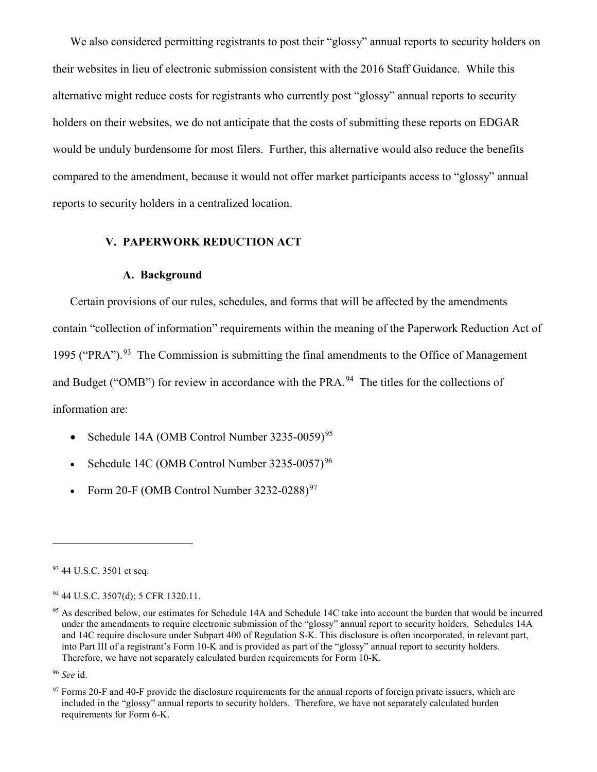We also considered permitting registrants to post their "glossy" annual reports to security holders on their websites in lieu of electronic submission consistent with the 2016 Staff Guidance. While this alternative might reduce costs for registrants who currently post "glossy" annual reports to security holders on their websites, we do not anticipate that the costs of submitting these reports on EDGAR would be unduly burdensome for most filers. Further, this alternative would also reduce the benefits compared to the amendment, because it would not offer market participants access to "glossy" annual reports to security holders in a centralized location.

## V. PAPERWORK REDUCTION ACT

### A. Background

Certain provisions of our rules, schedules, and forms that will be affected by the amendments contain "collection of information" requirements within the meaning of the Paperwork Reduction Act of 1995 ("PRA").[93] The Commission is submitting the final amendments to the Office of Management and Budget ("OMB") for review in accordance with the PRA.[94] The titles for the collections of information are:

- Schedule 14A (OMB Control Number 3235-0059)[95]
- Schedule 14C (OMB Control Number 3235-0057)[96]
- Form 20-F (OMB Control Number 3232-0288)[97]

---

[93] 44 U.S.C. 3501 et seq.

[94] 44 U.S.C. 3507(d); 5 CFR 1320.11.

[95] As described below, our estimates for Schedule 14A and Schedule 14C take into account the burden that would be incurred under the amendments to require electronic submission of the "glossy" annual report to security holders. Schedules 14A and 14C require disclosure under Subpart 400 of Regulation S-K. This disclosure is often incorporated, in relevant part, into Part III of a registrant's Form 10-K and is provided as part of the "glossy" annual report to security holders. Therefore, we have not separately calculated burden requirements for Form 10-K.

[96] *See* id.

[97] Forms 20-F and 40-F provide the disclosure requirements for the annual reports of foreign private issuers, which are included in the "glossy" annual reports to security holders. Therefore, we have not separately calculated burden requirements for Form 6-K.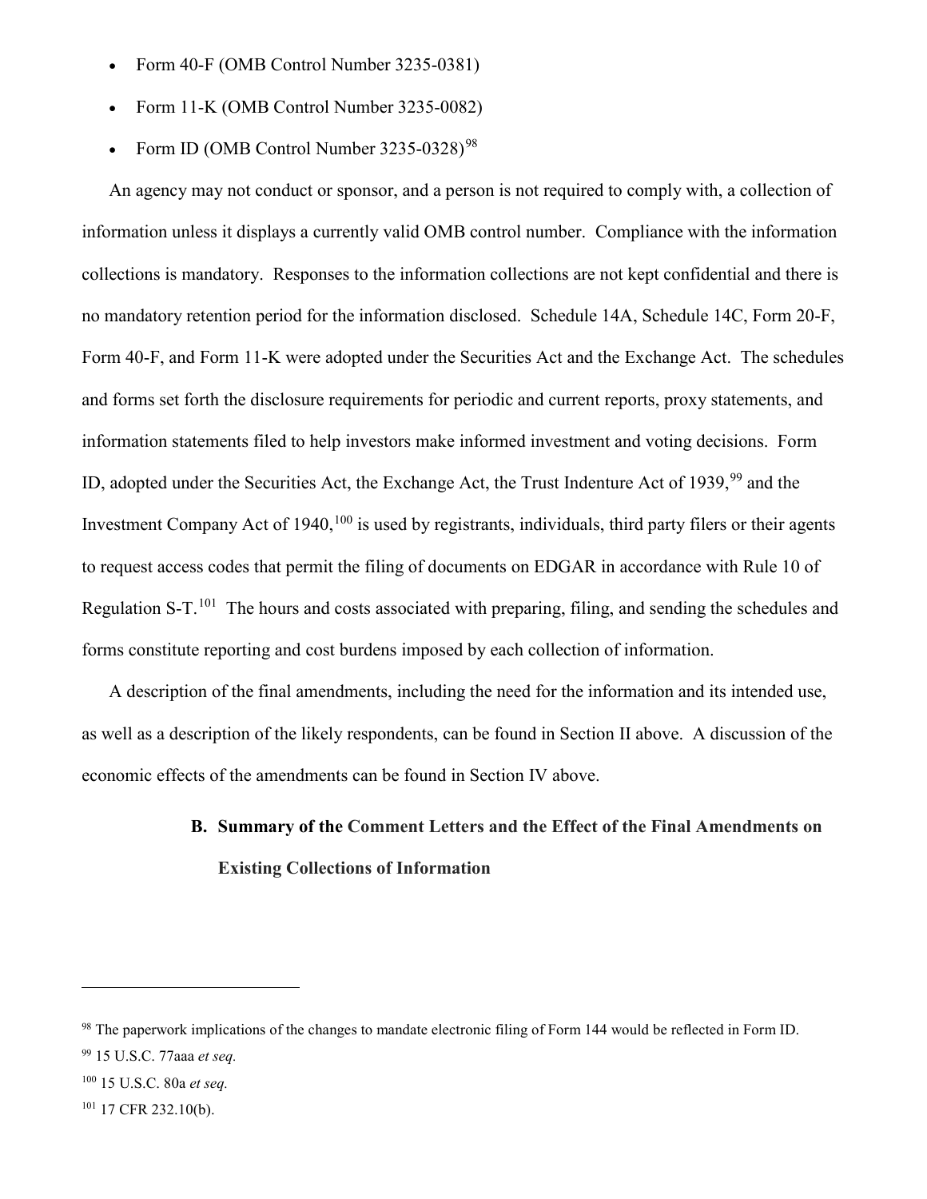- Form 40-F (OMB Control Number 3235-0381)
- Form 11-K (OMB Control Number 3235-0082)
- Form ID (OMB Control Number 3235-0328)[98]

An agency may not conduct or sponsor, and a person is not required to comply with, a collection of information unless it displays a currently valid OMB control number. Compliance with the information collections is mandatory. Responses to the information collections are not kept confidential and there is no mandatory retention period for the information disclosed. Schedule 14A, Schedule 14C, Form 20-F, Form 40-F, and Form 11-K were adopted under the Securities Act and the Exchange Act. The schedules and forms set forth the disclosure requirements for periodic and current reports, proxy statements, and information statements filed to help investors make informed investment and voting decisions. Form ID, adopted under the Securities Act, the Exchange Act, the Trust Indenture Act of 1939,[99] and the Investment Company Act of 1940,[100] is used by registrants, individuals, third party filers or their agents to request access codes that permit the filing of documents on EDGAR in accordance with Rule 10 of Regulation S-T.[101] The hours and costs associated with preparing, filing, and sending the schedules and forms constitute reporting and cost burdens imposed by each collection of information.

A description of the final amendments, including the need for the information and its intended use, as well as a description of the likely respondents, can be found in Section II above. A discussion of the economic effects of the amendments can be found in Section IV above.

### B. Summary of the Comment Letters and the Effect of the Final Amendments on Existing Collections of Information

---

[98] The paperwork implications of the changes to mandate electronic filing of Form 144 would be reflected in Form ID.

[99] 15 U.S.C. 77aaa *et seq.*

[100] 15 U.S.C. 80a *et seq.*

[101] 17 CFR 232.10(b).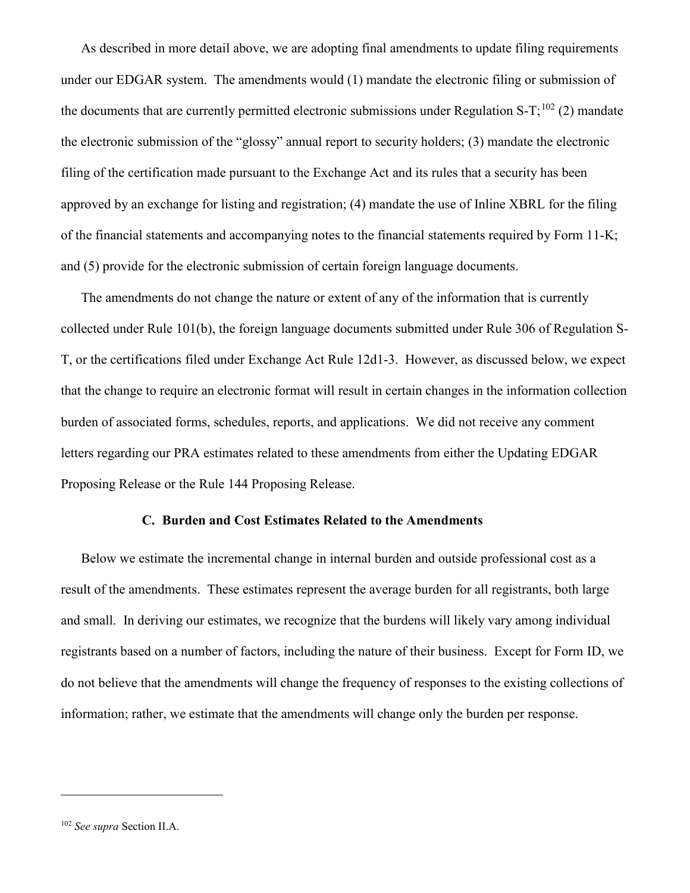As described in more detail above, we are adopting final amendments to update filing requirements under our EDGAR system. The amendments would (1) mandate the electronic filing or submission of the documents that are currently permitted electronic submissions under Regulation S-T;[102] (2) mandate the electronic submission of the "glossy" annual report to security holders; (3) mandate the electronic filing of the certification made pursuant to the Exchange Act and its rules that a security has been approved by an exchange for listing and registration; (4) mandate the use of Inline XBRL for the filing of the financial statements and accompanying notes to the financial statements required by Form 11-K; and (5) provide for the electronic submission of certain foreign language documents.

The amendments do not change the nature or extent of any of the information that is currently collected under Rule 101(b), the foreign language documents submitted under Rule 306 of Regulation S-T, or the certifications filed under Exchange Act Rule 12d1-3. However, as discussed below, we expect that the change to require an electronic format will result in certain changes in the information collection burden of associated forms, schedules, reports, and applications. We did not receive any comment letters regarding our PRA estimates related to these amendments from either the Updating EDGAR Proposing Release or the Rule 144 Proposing Release.

### C. Burden and Cost Estimates Related to the Amendments

Below we estimate the incremental change in internal burden and outside professional cost as a result of the amendments. These estimates represent the average burden for all registrants, both large and small. In deriving our estimates, we recognize that the burdens will likely vary among individual registrants based on a number of factors, including the nature of their business. Except for Form ID, we do not believe that the amendments will change the frequency of responses to the existing collections of information; rather, we estimate that the amendments will change only the burden per response.

---

[102] *See supra* Section II.A.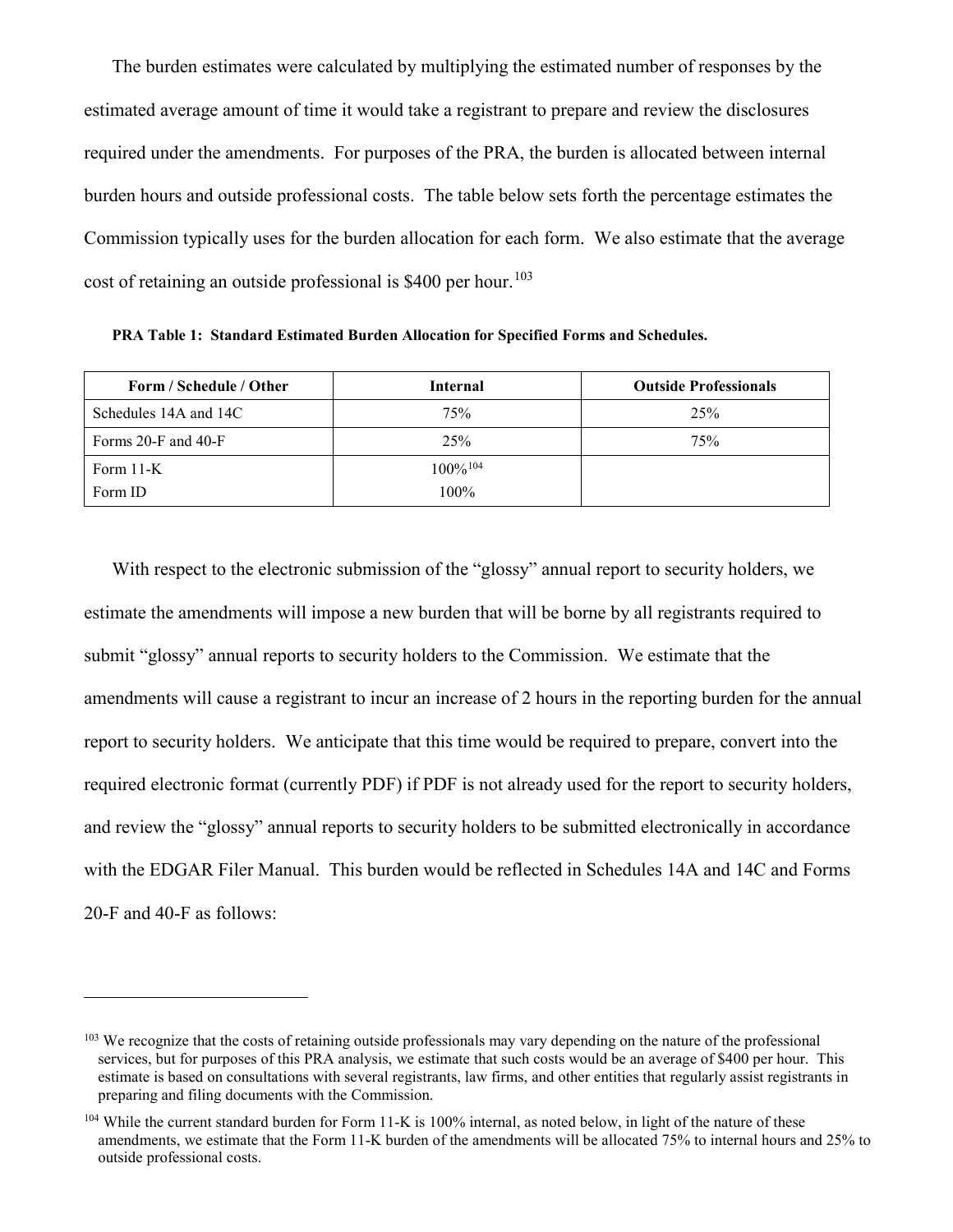The burden estimates were calculated by multiplying the estimated number of responses by the estimated average amount of time it would take a registrant to prepare and review the disclosures required under the amendments. For purposes of the PRA, the burden is allocated between internal burden hours and outside professional costs. The table below sets forth the percentage estimates the Commission typically uses for the burden allocation for each form. We also estimate that the average cost of retaining an outside professional is $400 per hour.[103]

**PRA Table 1: Standard Estimated Burden Allocation for Specified Forms and Schedules.**

| Form / Schedule / Other | Internal | Outside Professionals |
|---|---|---|
| Schedules 14A and 14C | 75% | 25% |
| Forms 20-F and 40-F | 25% | 75% |
| Form 11-K<br>Form ID | 100%[104]<br>100% | |

With respect to the electronic submission of the "glossy" annual report to security holders, we estimate the amendments will impose a new burden that will be borne by all registrants required to submit "glossy" annual reports to security holders to the Commission. We estimate that the amendments will cause a registrant to incur an increase of 2 hours in the reporting burden for the annual report to security holders. We anticipate that this time would be required to prepare, convert into the required electronic format (currently PDF) if PDF is not already used for the report to security holders, and review the "glossy" annual reports to security holders to be submitted electronically in accordance with the EDGAR Filer Manual. This burden would be reflected in Schedules 14A and 14C and Forms 20-F and 40-F as follows:

---

[103] We recognize that the costs of retaining outside professionals may vary depending on the nature of the professional services, but for purposes of this PRA analysis, we estimate that such costs would be an average of $400 per hour. This estimate is based on consultations with several registrants, law firms, and other entities that regularly assist registrants in preparing and filing documents with the Commission.

[104] While the current standard burden for Form 11-K is 100% internal, as noted below, in light of the nature of these amendments, we estimate that the Form 11-K burden of the amendments will be allocated 75% to internal hours and 25% to outside professional costs.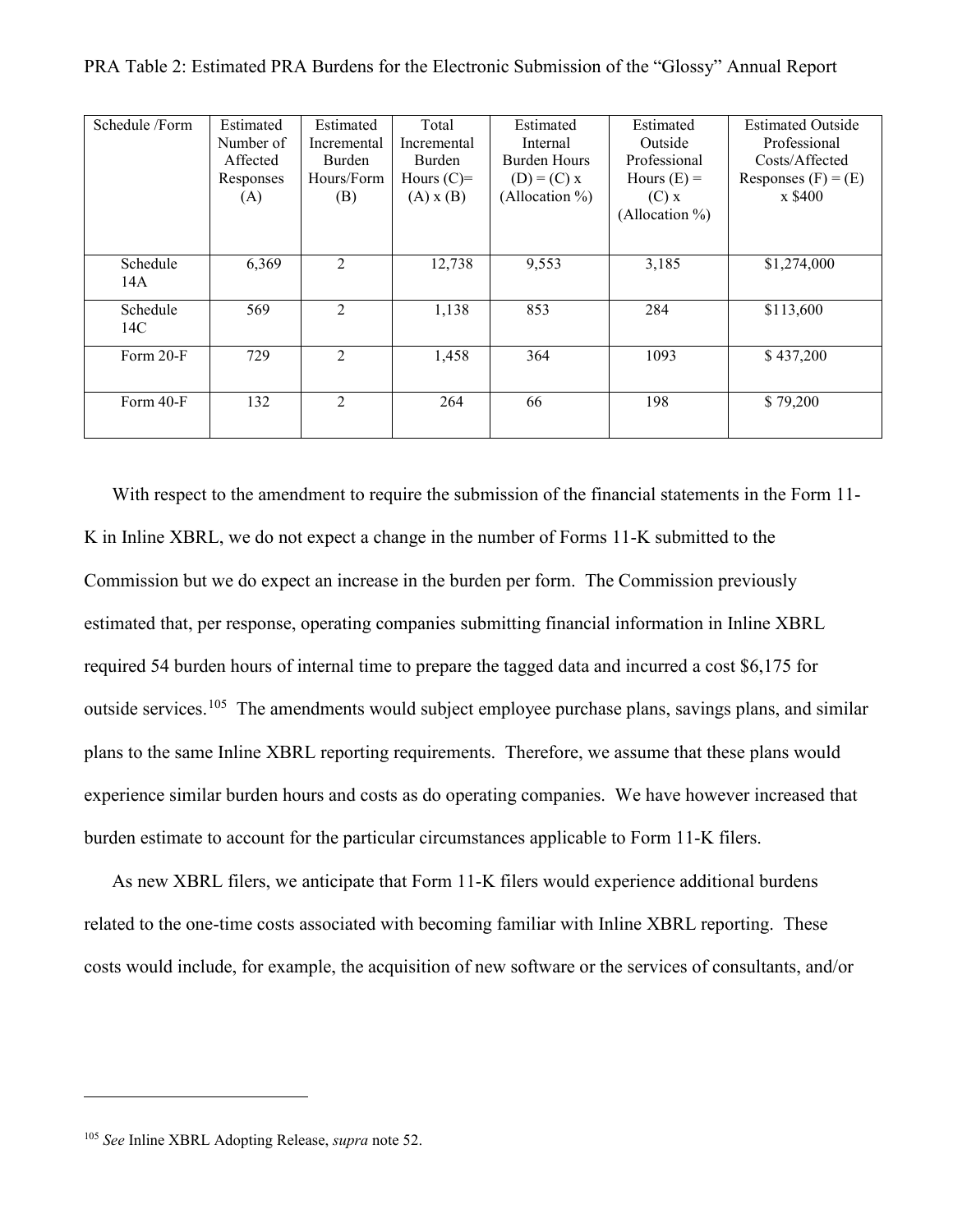PRA Table 2: Estimated PRA Burdens for the Electronic Submission of the "Glossy" Annual Report

| Schedule /Form | Estimated Number of Affected Responses (A) | Estimated Incremental Burden Hours/Form (B) | Total Incremental Burden Hours (C)= (A) x (B) | Estimated Internal Burden Hours (D) = (C) x (Allocation %) | Estimated Outside Professional Hours (E) = (C) x (Allocation %) | Estimated Outside Professional Costs/Affected Responses (F) = (E) x $400 |
|---|---|---|---|---|---|---|
| Schedule 14A | 6,369 | 2 | 12,738 | 9,553 | 3,185 | $1,274,000 |
| Schedule 14C | 569 | 2 | 1,138 | 853 | 284 | $113,600 |
| Form 20-F | 729 | 2 | 1,458 | 364 | 1093 | $ 437,200 |
| Form 40-F | 132 | 2 | 264 | 66 | 198 | $ 79,200 |

With respect to the amendment to require the submission of the financial statements in the Form 11-K in Inline XBRL, we do not expect a change in the number of Forms 11-K submitted to the Commission but we do expect an increase in the burden per form. The Commission previously estimated that, per response, operating companies submitting financial information in Inline XBRL required 54 burden hours of internal time to prepare the tagged data and incurred a cost $6,175 for outside services.[105] The amendments would subject employee purchase plans, savings plans, and similar plans to the same Inline XBRL reporting requirements. Therefore, we assume that these plans would experience similar burden hours and costs as do operating companies. We have however increased that burden estimate to account for the particular circumstances applicable to Form 11-K filers.

As new XBRL filers, we anticipate that Form 11-K filers would experience additional burdens related to the one-time costs associated with becoming familiar with Inline XBRL reporting. These costs would include, for example, the acquisition of new software or the services of consultants, and/or

[105] *See* Inline XBRL Adopting Release, *supra* note 52.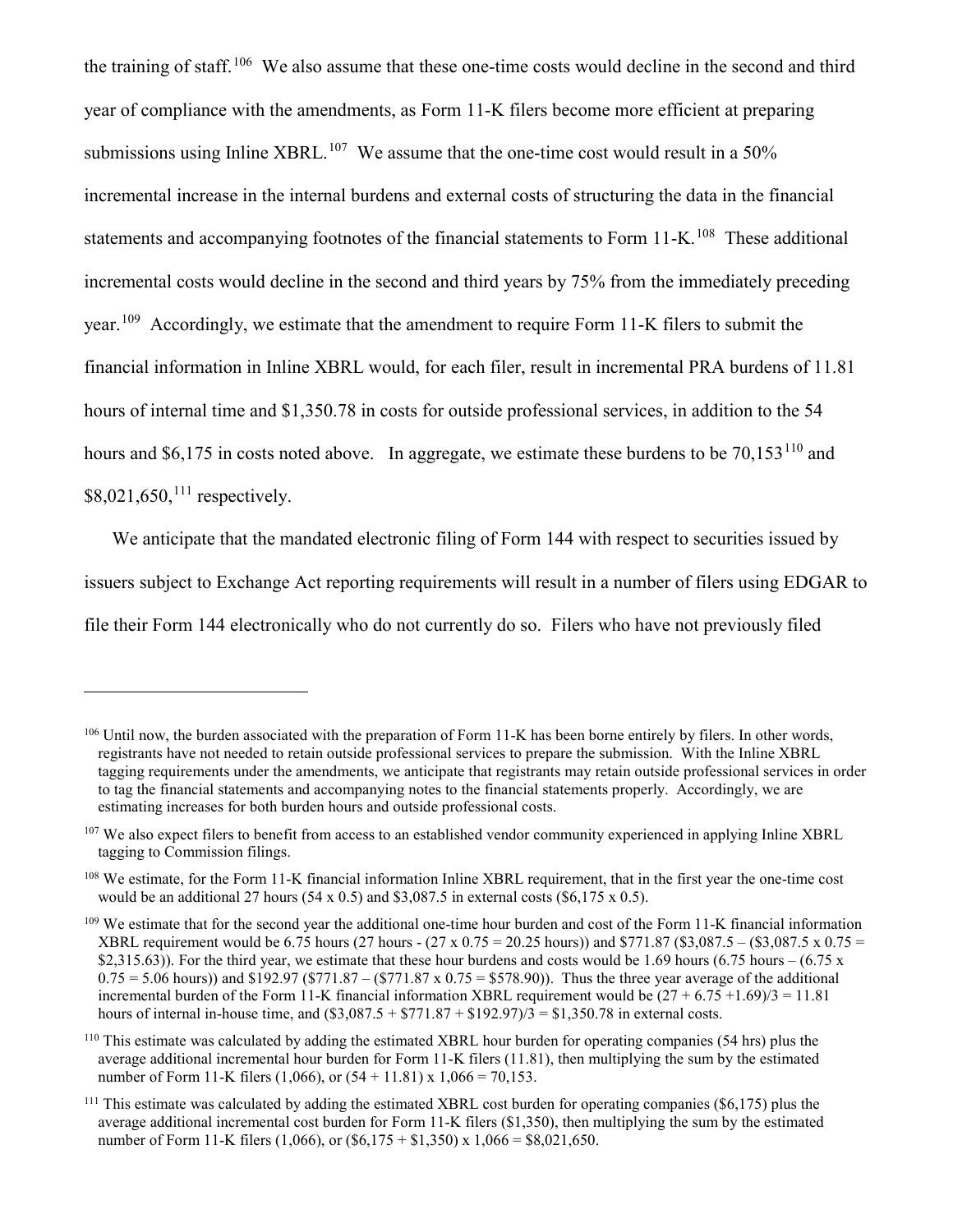the training of staff.[106] We also assume that these one-time costs would decline in the second and third year of compliance with the amendments, as Form 11-K filers become more efficient at preparing submissions using Inline XBRL.[107] We assume that the one-time cost would result in a 50% incremental increase in the internal burdens and external costs of structuring the data in the financial statements and accompanying footnotes of the financial statements to Form 11-K.[108] These additional incremental costs would decline in the second and third years by 75% from the immediately preceding year.[109] Accordingly, we estimate that the amendment to require Form 11-K filers to submit the financial information in Inline XBRL would, for each filer, result in incremental PRA burdens of 11.81 hours of internal time and $1,350.78 in costs for outside professional services, in addition to the 54 hours and $6,175 in costs noted above. In aggregate, we estimate these burdens to be 70,153[110] and $8,021,650,[111] respectively.

We anticipate that the mandated electronic filing of Form 144 with respect to securities issued by issuers subject to Exchange Act reporting requirements will result in a number of filers using EDGAR to file their Form 144 electronically who do not currently do so. Filers who have not previously filed

---

[106] Until now, the burden associated with the preparation of Form 11-K has been borne entirely by filers. In other words, registrants have not needed to retain outside professional services to prepare the submission. With the Inline XBRL tagging requirements under the amendments, we anticipate that registrants may retain outside professional services in order to tag the financial statements and accompanying notes to the financial statements properly. Accordingly, we are estimating increases for both burden hours and outside professional costs.

[107] We also expect filers to benefit from access to an established vendor community experienced in applying Inline XBRL tagging to Commission filings.

[108] We estimate, for the Form 11-K financial information Inline XBRL requirement, that in the first year the one-time cost would be an additional 27 hours (54 x 0.5) and $3,087.5 in external costs ($6,175 x 0.5).

[109] We estimate that for the second year the additional one-time hour burden and cost of the Form 11-K financial information XBRL requirement would be 6.75 hours (27 hours - (27 x 0.75 = 20.25 hours)) and $771.87 ($3,087.5 – ($3,087.5 x 0.75 = $2,315.63)). For the third year, we estimate that these hour burdens and costs would be 1.69 hours (6.75 hours – (6.75 x 0.75 = 5.06 hours)) and $192.97 ($771.87 – ($771.87 x 0.75 = $578.90)). Thus the three year average of the additional incremental burden of the Form 11-K financial information XBRL requirement would be (27 + 6.75 +1.69)/3 = 11.81 hours of internal in-house time, and ($3,087.5 + $771.87 + $192.97)/3 = $1,350.78 in external costs.

[110] This estimate was calculated by adding the estimated XBRL hour burden for operating companies (54 hrs) plus the average additional incremental hour burden for Form 11-K filers (11.81), then multiplying the sum by the estimated number of Form 11-K filers (1,066), or (54 + 11.81) x 1,066 = 70,153.

[111] This estimate was calculated by adding the estimated XBRL cost burden for operating companies ($6,175) plus the average additional incremental cost burden for Form 11-K filers ($1,350), then multiplying the sum by the estimated number of Form 11-K filers (1,066), or ($6,175 + $1,350) x 1,066 = $8,021,650.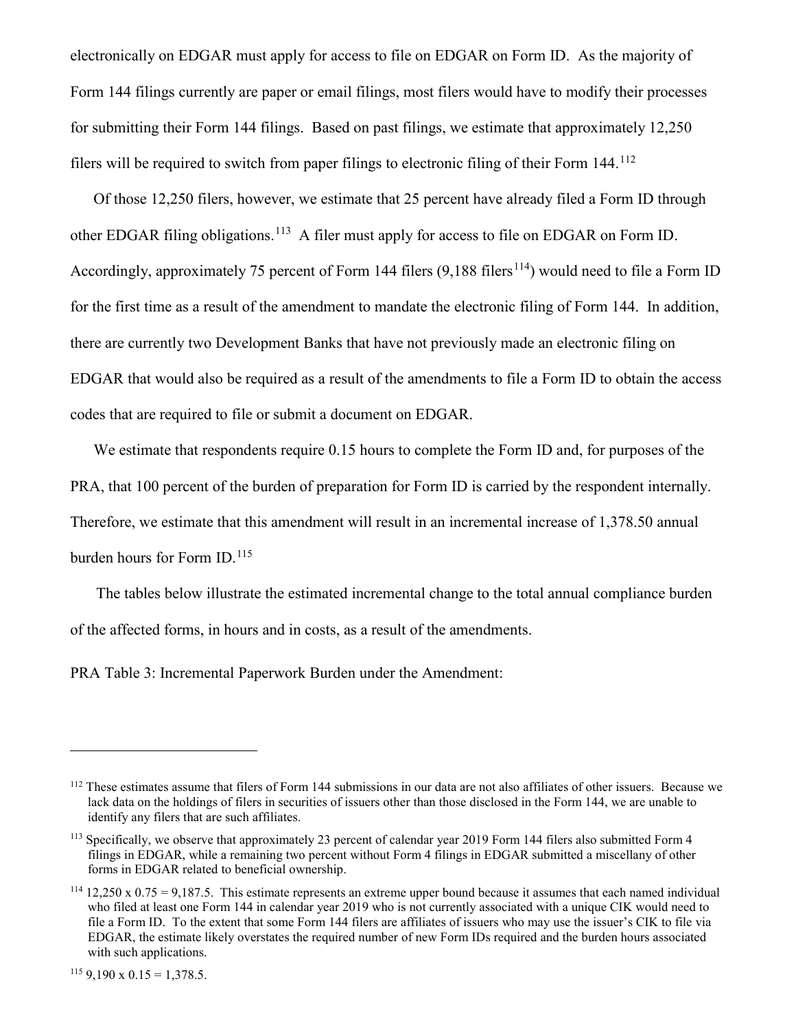electronically on EDGAR must apply for access to file on EDGAR on Form ID. As the majority of Form 144 filings currently are paper or email filings, most filers would have to modify their processes for submitting their Form 144 filings. Based on past filings, we estimate that approximately 12,250 filers will be required to switch from paper filings to electronic filing of their Form 144.[112]

Of those 12,250 filers, however, we estimate that 25 percent have already filed a Form ID through other EDGAR filing obligations.[113] A filer must apply for access to file on EDGAR on Form ID. Accordingly, approximately 75 percent of Form 144 filers (9,188 filers[114]) would need to file a Form ID for the first time as a result of the amendment to mandate the electronic filing of Form 144. In addition, there are currently two Development Banks that have not previously made an electronic filing on EDGAR that would also be required as a result of the amendments to file a Form ID to obtain the access codes that are required to file or submit a document on EDGAR.

We estimate that respondents require 0.15 hours to complete the Form ID and, for purposes of the PRA, that 100 percent of the burden of preparation for Form ID is carried by the respondent internally. Therefore, we estimate that this amendment will result in an incremental increase of 1,378.50 annual burden hours for Form ID.[115]

The tables below illustrate the estimated incremental change to the total annual compliance burden of the affected forms, in hours and in costs, as a result of the amendments.

PRA Table 3: Incremental Paperwork Burden under the Amendment:

---

[112] These estimates assume that filers of Form 144 submissions in our data are not also affiliates of other issuers. Because we lack data on the holdings of filers in securities of issuers other than those disclosed in the Form 144, we are unable to identify any filers that are such affiliates.

[113] Specifically, we observe that approximately 23 percent of calendar year 2019 Form 144 filers also submitted Form 4 filings in EDGAR, while a remaining two percent without Form 4 filings in EDGAR submitted a miscellany of other forms in EDGAR related to beneficial ownership.

[114] 12,250 x 0.75 = 9,187.5. This estimate represents an extreme upper bound because it assumes that each named individual who filed at least one Form 144 in calendar year 2019 who is not currently associated with a unique CIK would need to file a Form ID. To the extent that some Form 144 filers are affiliates of issuers who may use the issuer's CIK to file via EDGAR, the estimate likely overstates the required number of new Form IDs required and the burden hours associated with such applications.

[115] 9,190 x 0.15 = 1,378.5.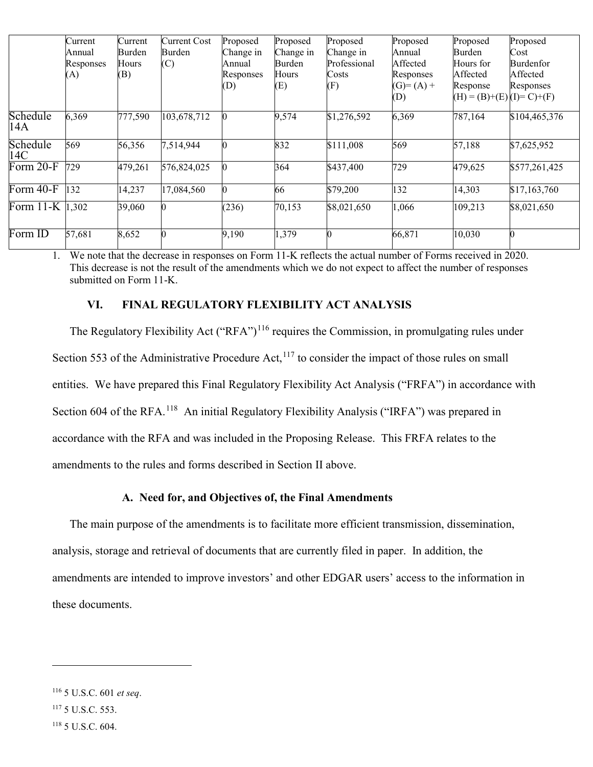| | Current Annual Responses (A) | Current Burden Hours (B) | Current Cost Burden (C) | Proposed Change in Annual Responses (D) | Proposed Change in Burden Hours (E) | Proposed Change in Professional Costs (F) | Proposed Annual Affected Responses (G)= (A) + (D) | Proposed Burden Hours for Affected Response (H) = (B)+(E) | Proposed Cost Burdenfor Affected Responses (I)= C)+(F) |
|---|---|---|---|---|---|---|---|---|---|
| Schedule 14A | 6,369 | 777,590 | 103,678,712 | 0 | 9,574 | $1,276,592 | 6,369 | 787,164 | $104,465,376 |
| Schedule 14C | 569 | 56,356 | 7,514,944 | 0 | 832 | $111,008 | 569 | 57,188 | $7,625,952 |
| Form 20-F | 729 | 479,261 | 576,824,025 | 0 | 364 | $437,400 | 729 | 479,625 | $577,261,425 |
| Form 40-F | 132 | 14,237 | 17,084,560 | 0 | 66 | $79,200 | 132 | 14,303 | $17,163,760 |
| Form 11-K | 1,302 | 39,060 | 0 | (236) | 70,153 | $8,021,650 | 1,066 | 109,213 | $8,021,650 |
| Form ID | 57,681 | 8,652 | 0 | 9,190 | 1,379 | 0 | 66,871 | 10,030 | 0 |

1. We note that the decrease in responses on Form 11-K reflects the actual number of Forms received in 2020. This decrease is not the result of the amendments which we do not expect to affect the number of responses submitted on Form 11-K.

## VI. FINAL REGULATORY FLEXIBILITY ACT ANALYSIS

The Regulatory Flexibility Act ("RFA")[116] requires the Commission, in promulgating rules under Section 553 of the Administrative Procedure Act,[117] to consider the impact of those rules on small entities. We have prepared this Final Regulatory Flexibility Act Analysis ("FRFA") in accordance with Section 604 of the RFA.[118] An initial Regulatory Flexibility Analysis ("IRFA") was prepared in accordance with the RFA and was included in the Proposing Release. This FRFA relates to the amendments to the rules and forms described in Section II above.

### A. Need for, and Objectives of, the Final Amendments

The main purpose of the amendments is to facilitate more efficient transmission, dissemination, analysis, storage and retrieval of documents that are currently filed in paper. In addition, the amendments are intended to improve investors' and other EDGAR users' access to the information in these documents.

---

[116] 5 U.S.C. 601 *et seq*.

[117] 5 U.S.C. 553.

[118] 5 U.S.C. 604.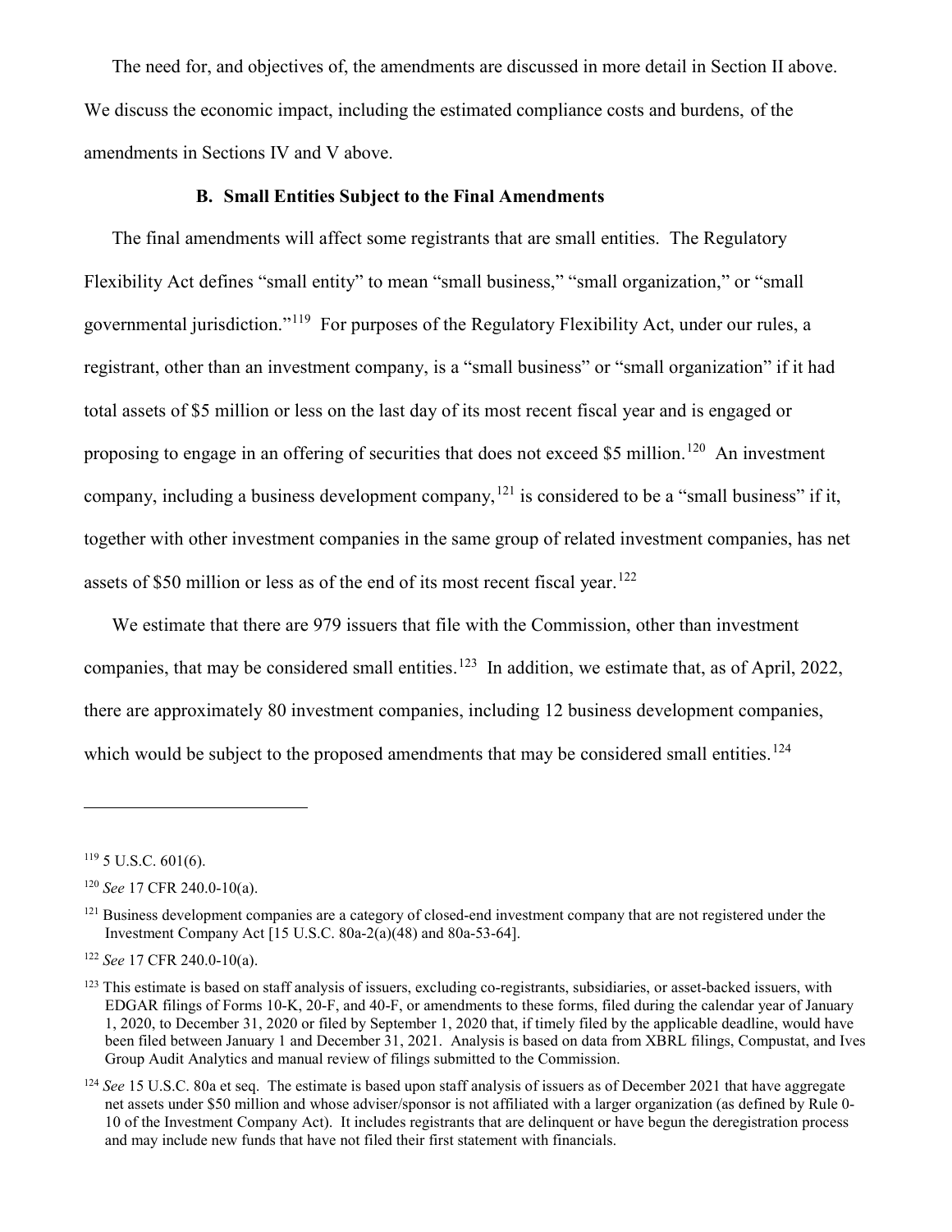The need for, and objectives of, the amendments are discussed in more detail in Section II above. We discuss the economic impact, including the estimated compliance costs and burdens, of the amendments in Sections IV and V above.

### B. Small Entities Subject to the Final Amendments

The final amendments will affect some registrants that are small entities. The Regulatory Flexibility Act defines "small entity" to mean "small business," "small organization," or "small governmental jurisdiction."[119] For purposes of the Regulatory Flexibility Act, under our rules, a registrant, other than an investment company, is a "small business" or "small organization" if it had total assets of $5 million or less on the last day of its most recent fiscal year and is engaged or proposing to engage in an offering of securities that does not exceed $5 million.[120] An investment company, including a business development company,[121] is considered to be a "small business" if it, together with other investment companies in the same group of related investment companies, has net assets of $50 million or less as of the end of its most recent fiscal year.[122]

We estimate that there are 979 issuers that file with the Commission, other than investment companies, that may be considered small entities.[123] In addition, we estimate that, as of April, 2022, there are approximately 80 investment companies, including 12 business development companies, which would be subject to the proposed amendments that may be considered small entities.[124]

---

[119] 5 U.S.C. 601(6).

[120] *See* 17 CFR 240.0-10(a).

[121] Business development companies are a category of closed-end investment company that are not registered under the Investment Company Act [15 U.S.C. 80a-2(a)(48) and 80a-53-64].

[122] *See* 17 CFR 240.0-10(a).

[123] This estimate is based on staff analysis of issuers, excluding co-registrants, subsidiaries, or asset-backed issuers, with EDGAR filings of Forms 10-K, 20-F, and 40-F, or amendments to these forms, filed during the calendar year of January 1, 2020, to December 31, 2020 or filed by September 1, 2020 that, if timely filed by the applicable deadline, would have been filed between January 1 and December 31, 2021. Analysis is based on data from XBRL filings, Compustat, and Ives Group Audit Analytics and manual review of filings submitted to the Commission.

[124] *See* 15 U.S.C. 80a et seq. The estimate is based upon staff analysis of issuers as of December 2021 that have aggregate net assets under $50 million and whose adviser/sponsor is not affiliated with a larger organization (as defined by Rule 0-10 of the Investment Company Act). It includes registrants that are delinquent or have begun the deregistration process and may include new funds that have not filed their first statement with financials.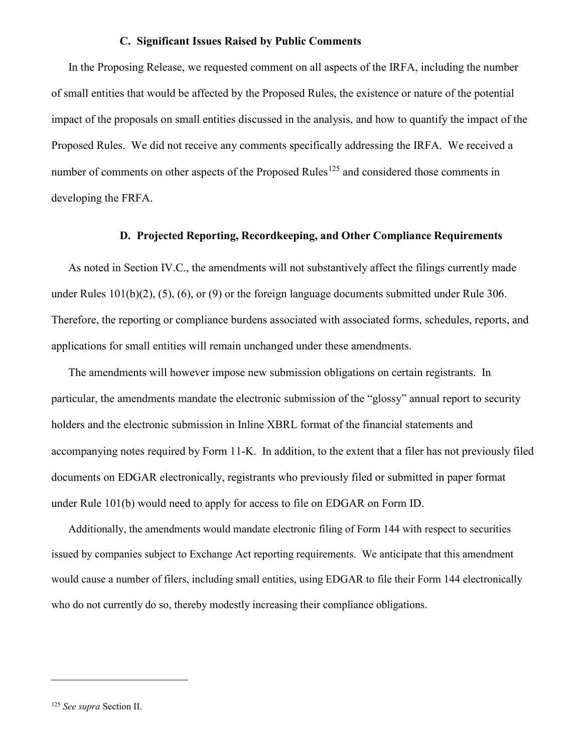### C. Significant Issues Raised by Public Comments

In the Proposing Release, we requested comment on all aspects of the IRFA, including the number of small entities that would be affected by the Proposed Rules, the existence or nature of the potential impact of the proposals on small entities discussed in the analysis, and how to quantify the impact of the Proposed Rules. We did not receive any comments specifically addressing the IRFA. We received a number of comments on other aspects of the Proposed Rules[125] and considered those comments in developing the FRFA.

### D. Projected Reporting, Recordkeeping, and Other Compliance Requirements

As noted in Section IV.C., the amendments will not substantively affect the filings currently made under Rules 101(b)(2), (5), (6), or (9) or the foreign language documents submitted under Rule 306. Therefore, the reporting or compliance burdens associated with associated forms, schedules, reports, and applications for small entities will remain unchanged under these amendments.

The amendments will however impose new submission obligations on certain registrants. In particular, the amendments mandate the electronic submission of the "glossy" annual report to security holders and the electronic submission in Inline XBRL format of the financial statements and accompanying notes required by Form 11-K. In addition, to the extent that a filer has not previously filed documents on EDGAR electronically, registrants who previously filed or submitted in paper format under Rule 101(b) would need to apply for access to file on EDGAR on Form ID.

Additionally, the amendments would mandate electronic filing of Form 144 with respect to securities issued by companies subject to Exchange Act reporting requirements. We anticipate that this amendment would cause a number of filers, including small entities, using EDGAR to file their Form 144 electronically who do not currently do so, thereby modestly increasing their compliance obligations.

---

[125] *See supra* Section II.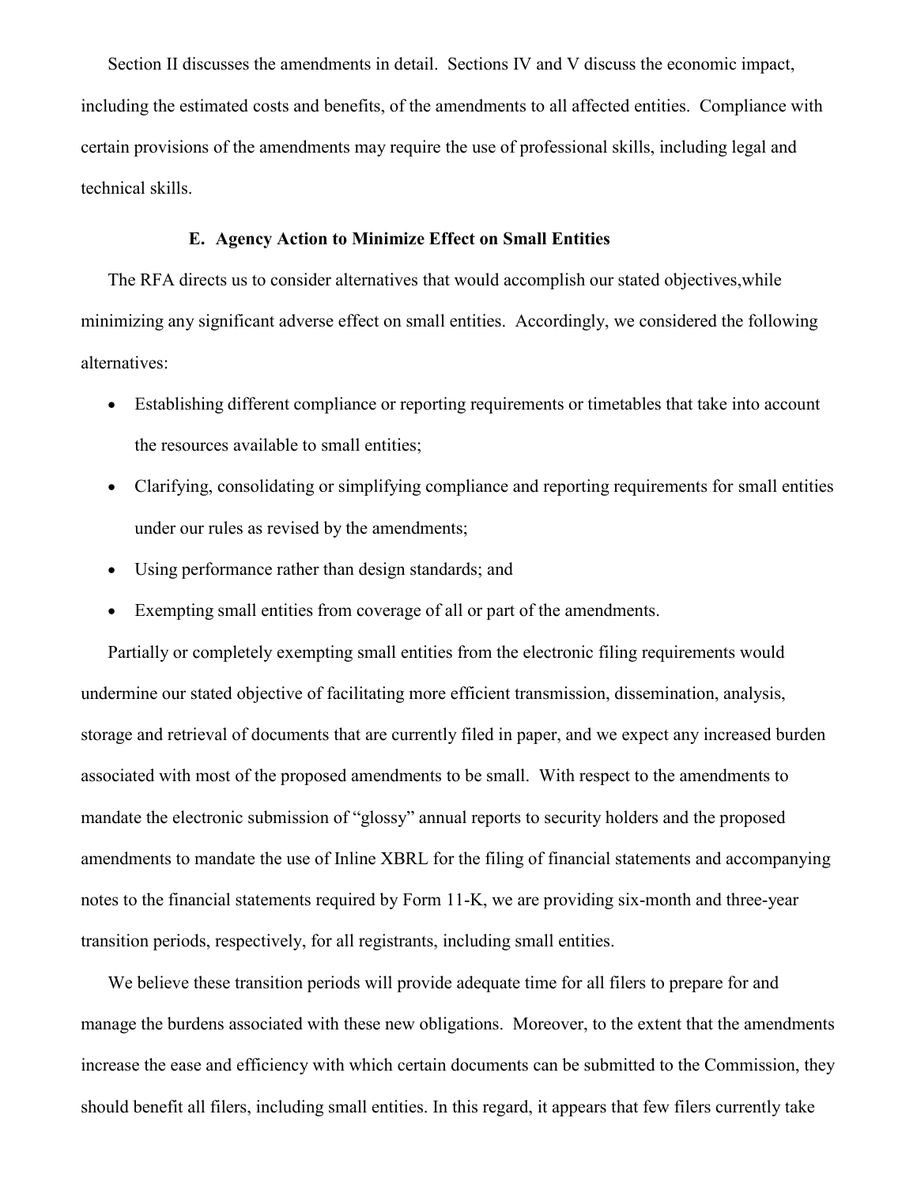Section II discusses the amendments in detail. Sections IV and V discuss the economic impact, including the estimated costs and benefits, of the amendments to all affected entities. Compliance with certain provisions of the amendments may require the use of professional skills, including legal and technical skills.

### E. Agency Action to Minimize Effect on Small Entities

The RFA directs us to consider alternatives that would accomplish our stated objectives,while minimizing any significant adverse effect on small entities. Accordingly, we considered the following alternatives:

- Establishing different compliance or reporting requirements or timetables that take into account the resources available to small entities;
- Clarifying, consolidating or simplifying compliance and reporting requirements for small entities under our rules as revised by the amendments;
- Using performance rather than design standards; and
- Exempting small entities from coverage of all or part of the amendments.

Partially or completely exempting small entities from the electronic filing requirements would undermine our stated objective of facilitating more efficient transmission, dissemination, analysis, storage and retrieval of documents that are currently filed in paper, and we expect any increased burden associated with most of the proposed amendments to be small. With respect to the amendments to mandate the electronic submission of "glossy" annual reports to security holders and the proposed amendments to mandate the use of Inline XBRL for the filing of financial statements and accompanying notes to the financial statements required by Form 11-K, we are providing six-month and three-year transition periods, respectively, for all registrants, including small entities.

We believe these transition periods will provide adequate time for all filers to prepare for and manage the burdens associated with these new obligations. Moreover, to the extent that the amendments increase the ease and efficiency with which certain documents can be submitted to the Commission, they should benefit all filers, including small entities. In this regard, it appears that few filers currently take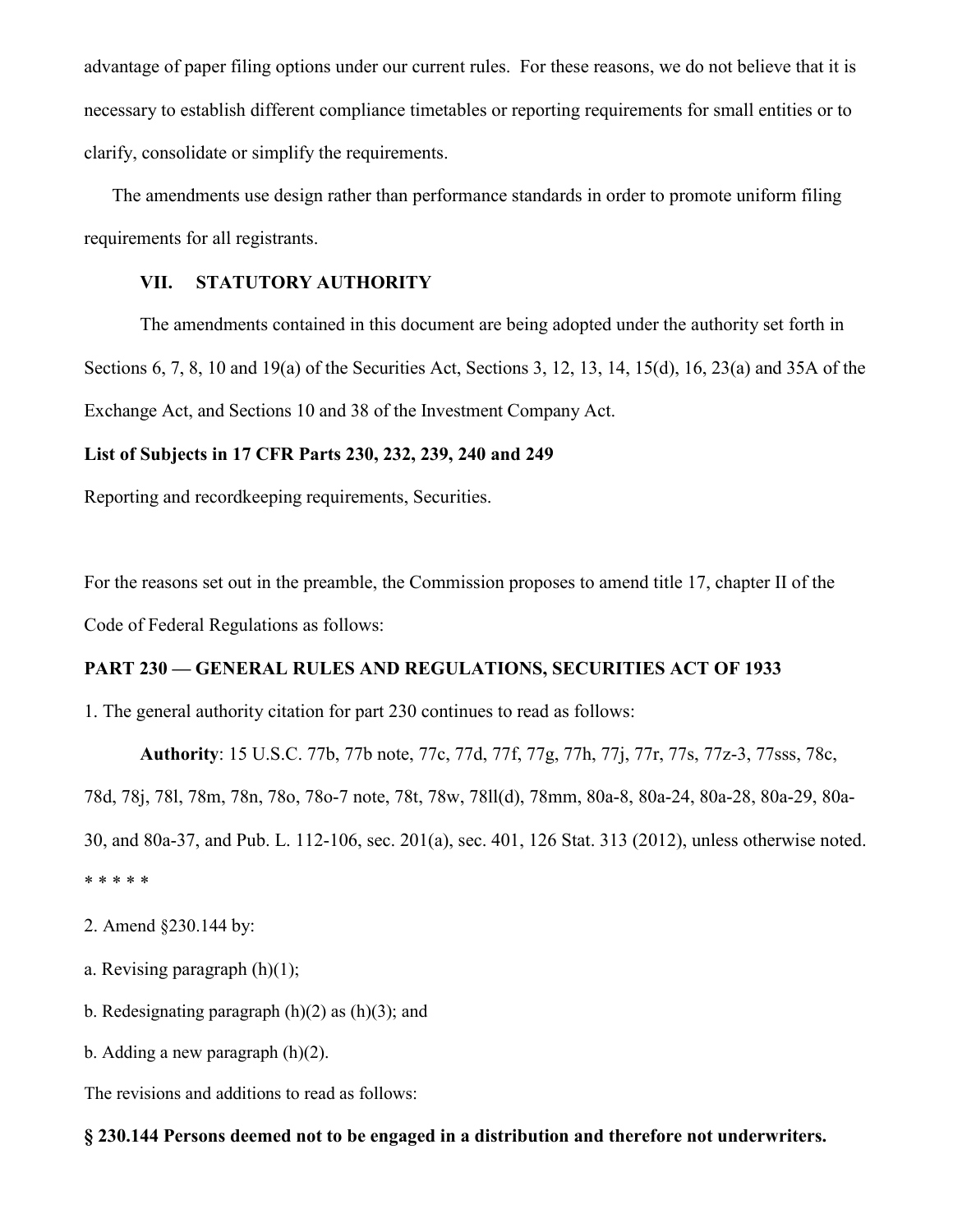advantage of paper filing options under our current rules. For these reasons, we do not believe that it is necessary to establish different compliance timetables or reporting requirements for small entities or to clarify, consolidate or simplify the requirements.

The amendments use design rather than performance standards in order to promote uniform filing requirements for all registrants.

## VII. STATUTORY AUTHORITY

The amendments contained in this document are being adopted under the authority set forth in Sections 6, 7, 8, 10 and 19(a) of the Securities Act, Sections 3, 12, 13, 14, 15(d), 16, 23(a) and 35A of the Exchange Act, and Sections 10 and 38 of the Investment Company Act.

**List of Subjects in 17 CFR Parts 230, 232, 239, 240 and 249**

Reporting and recordkeeping requirements, Securities.

For the reasons set out in the preamble, the Commission proposes to amend title 17, chapter II of the Code of Federal Regulations as follows:

**PART 230 — GENERAL RULES AND REGULATIONS, SECURITIES ACT OF 1933**

1. The general authority citation for part 230 continues to read as follows:

**Authority**: 15 U.S.C. 77b, 77b note, 77c, 77d, 77f, 77g, 77h, 77j, 77r, 77s, 77z-3, 77sss, 78c, 78d, 78j, 78l, 78m, 78n, 78o, 78o-7 note, 78t, 78w, 78ll(d), 78mm, 80a-8, 80a-24, 80a-28, 80a-29, 80a-30, and 80a-37, and Pub. L. 112-106, sec. 201(a), sec. 401, 126 Stat. 313 (2012), unless otherwise noted.

\* \* \* \* \*

2. Amend §230.144 by:

a. Revising paragraph (h)(1);

b. Redesignating paragraph (h)(2) as (h)(3); and

b. Adding a new paragraph (h)(2).

The revisions and additions to read as follows:

**§ 230.144 Persons deemed not to be engaged in a distribution and therefore not underwriters.**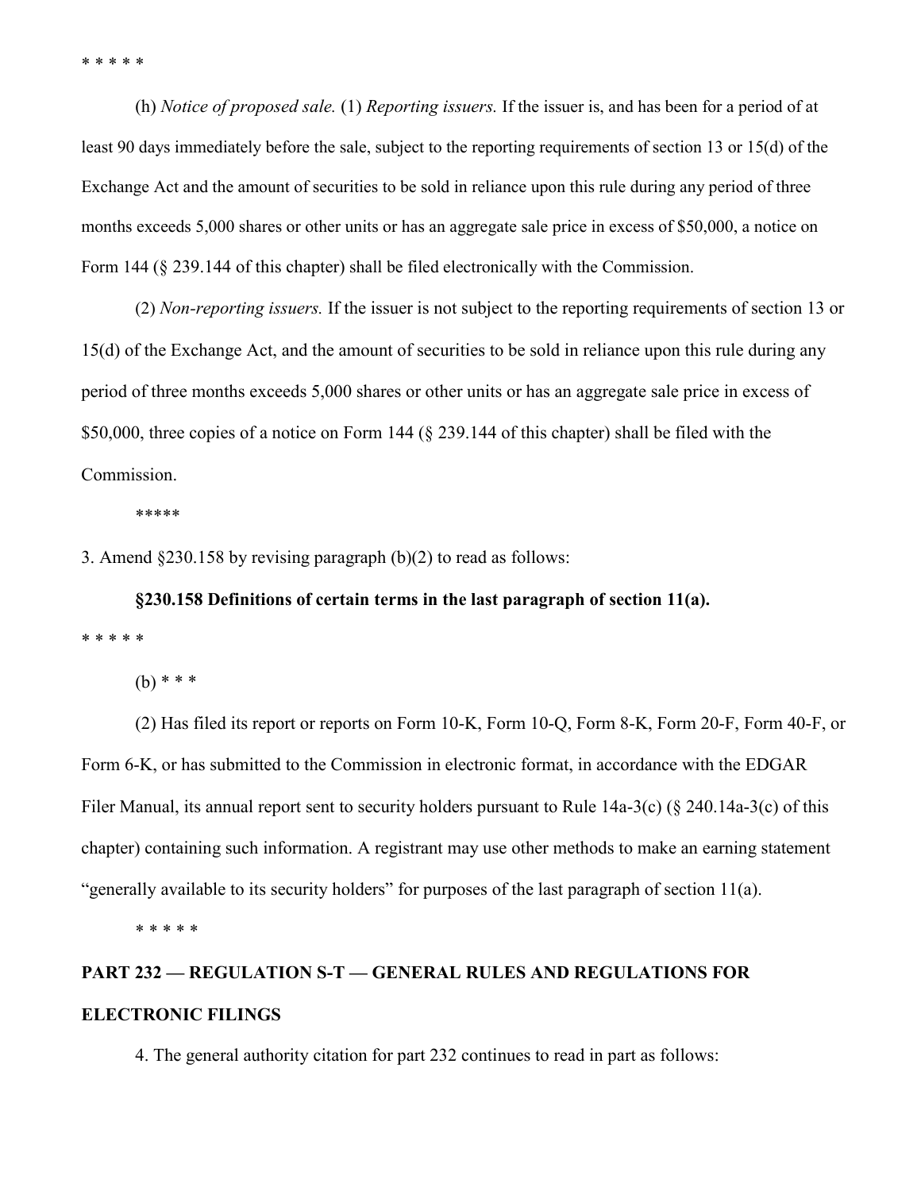* * * * *

(h) *Notice of proposed sale.* (1) *Reporting issuers.* If the issuer is, and has been for a period of at least 90 days immediately before the sale, subject to the reporting requirements of section 13 or 15(d) of the Exchange Act and the amount of securities to be sold in reliance upon this rule during any period of three months exceeds 5,000 shares or other units or has an aggregate sale price in excess of $50,000, a notice on Form 144 (§ 239.144 of this chapter) shall be filed electronically with the Commission.

(2) *Non-reporting issuers.* If the issuer is not subject to the reporting requirements of section 13 or 15(d) of the Exchange Act, and the amount of securities to be sold in reliance upon this rule during any period of three months exceeds 5,000 shares or other units or has an aggregate sale price in excess of $50,000, three copies of a notice on Form 144 (§ 239.144 of this chapter) shall be filed with the Commission.

*****

3. Amend §230.158 by revising paragraph (b)(2) to read as follows:

**§230.158 Definitions of certain terms in the last paragraph of section 11(a).**

* * * * *

(b) * * *

(2) Has filed its report or reports on Form 10-K, Form 10-Q, Form 8-K, Form 20-F, Form 40-F, or Form 6-K, or has submitted to the Commission in electronic format, in accordance with the EDGAR Filer Manual, its annual report sent to security holders pursuant to Rule 14a-3(c) (§ 240.14a-3(c) of this chapter) containing such information. A registrant may use other methods to make an earning statement "generally available to its security holders" for purposes of the last paragraph of section 11(a).

* * * * *

**PART 232 — REGULATION S-T — GENERAL RULES AND REGULATIONS FOR ELECTRONIC FILINGS**

4. The general authority citation for part 232 continues to read in part as follows: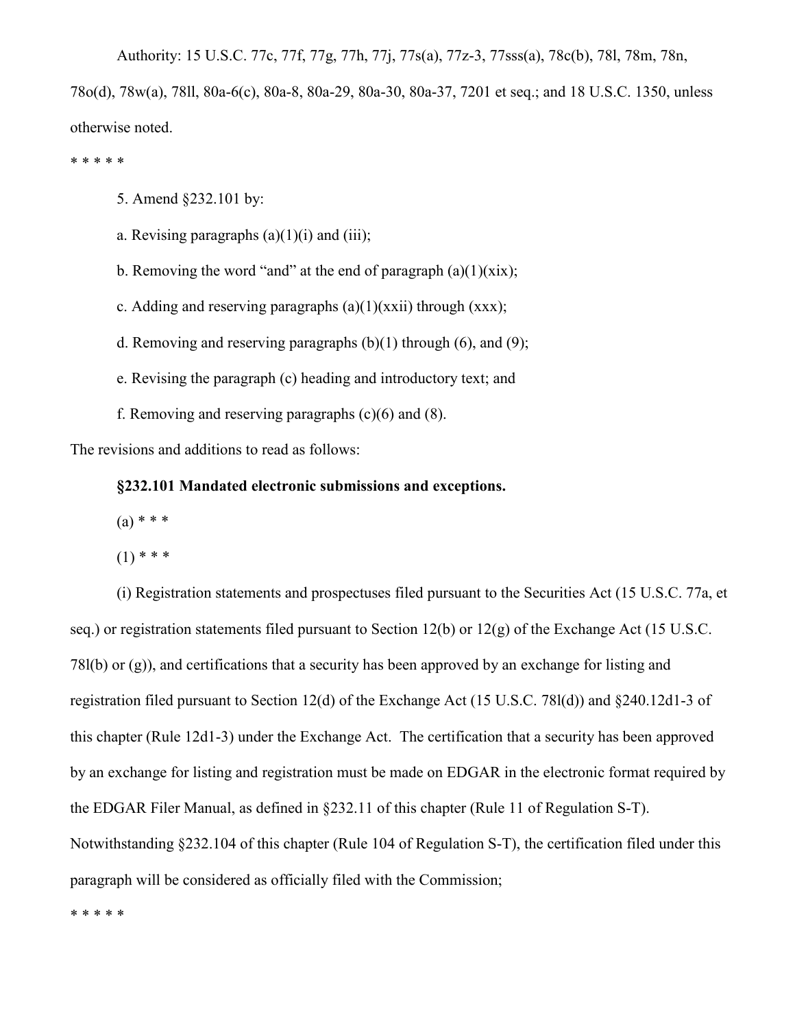Authority: 15 U.S.C. 77c, 77f, 77g, 77h, 77j, 77s(a), 77z-3, 77sss(a), 78c(b), 78l, 78m, 78n, 78o(d), 78w(a), 78ll, 80a-6(c), 80a-8, 80a-29, 80a-30, 80a-37, 7201 et seq.; and 18 U.S.C. 1350, unless otherwise noted.

\* \* \* \* \*

5. Amend §232.101 by:

a. Revising paragraphs (a)(1)(i) and (iii);

b. Removing the word "and" at the end of paragraph (a)(1)(xix);

c. Adding and reserving paragraphs (a)(1)(xxii) through (xxx);

d. Removing and reserving paragraphs (b)(1) through (6), and (9);

e. Revising the paragraph (c) heading and introductory text; and

f. Removing and reserving paragraphs (c)(6) and (8).

The revisions and additions to read as follows:

**§232.101 Mandated electronic submissions and exceptions.**

(a) * * *

(1) * * *

(i) Registration statements and prospectuses filed pursuant to the Securities Act (15 U.S.C. 77a, et seq.) or registration statements filed pursuant to Section 12(b) or 12(g) of the Exchange Act (15 U.S.C. 78l(b) or (g)), and certifications that a security has been approved by an exchange for listing and registration filed pursuant to Section 12(d) of the Exchange Act (15 U.S.C. 78l(d)) and §240.12d1-3 of this chapter (Rule 12d1-3) under the Exchange Act. The certification that a security has been approved by an exchange for listing and registration must be made on EDGAR in the electronic format required by the EDGAR Filer Manual, as defined in §232.11 of this chapter (Rule 11 of Regulation S-T). Notwithstanding §232.104 of this chapter (Rule 104 of Regulation S-T), the certification filed under this paragraph will be considered as officially filed with the Commission;

\* \* \* \* \*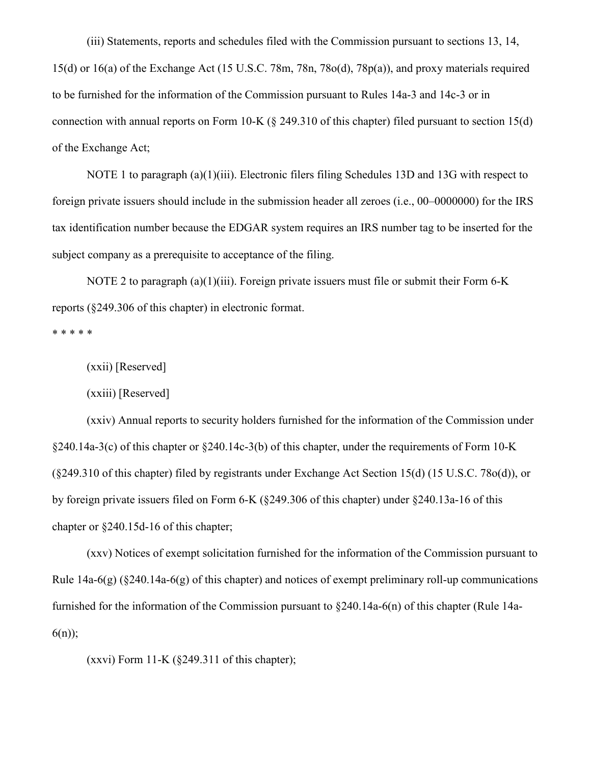(iii) Statements, reports and schedules filed with the Commission pursuant to sections 13, 14, 15(d) or 16(a) of the Exchange Act (15 U.S.C. 78m, 78n, 78o(d), 78p(a)), and proxy materials required to be furnished for the information of the Commission pursuant to Rules 14a-3 and 14c-3 or in connection with annual reports on Form 10-K (§ 249.310 of this chapter) filed pursuant to section 15(d) of the Exchange Act;

NOTE 1 to paragraph (a)(1)(iii). Electronic filers filing Schedules 13D and 13G with respect to foreign private issuers should include in the submission header all zeroes (i.e., 00–0000000) for the IRS tax identification number because the EDGAR system requires an IRS number tag to be inserted for the subject company as a prerequisite to acceptance of the filing.

NOTE 2 to paragraph (a)(1)(iii). Foreign private issuers must file or submit their Form 6-K reports (§249.306 of this chapter) in electronic format.

* * * * *

(xxii) [Reserved]

(xxiii) [Reserved]

(xxiv) Annual reports to security holders furnished for the information of the Commission under §240.14a-3(c) of this chapter or §240.14c-3(b) of this chapter, under the requirements of Form 10-K (§249.310 of this chapter) filed by registrants under Exchange Act Section 15(d) (15 U.S.C. 78o(d)), or by foreign private issuers filed on Form 6-K (§249.306 of this chapter) under §240.13a-16 of this chapter or §240.15d-16 of this chapter;

(xxv) Notices of exempt solicitation furnished for the information of the Commission pursuant to Rule 14a-6(g) (§240.14a-6(g) of this chapter) and notices of exempt preliminary roll-up communications furnished for the information of the Commission pursuant to §240.14a-6(n) of this chapter (Rule 14a-6(n));

(xxvi) Form 11-K (§249.311 of this chapter);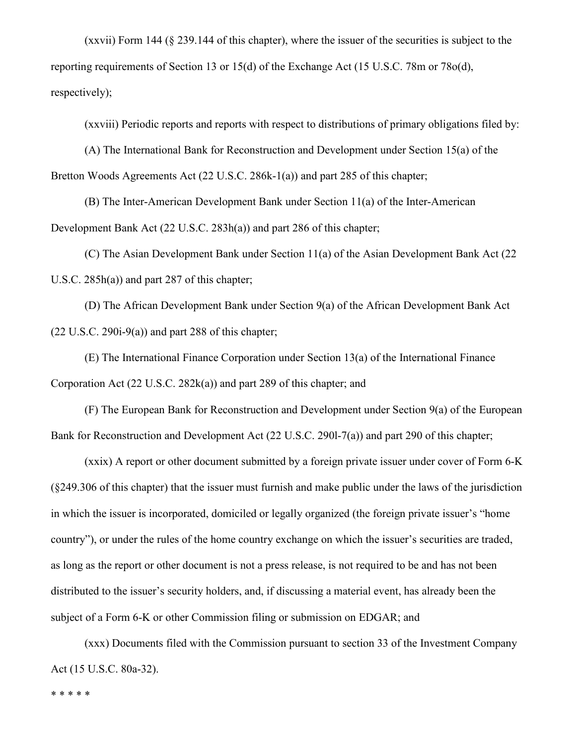(xxvii) Form 144 (§ 239.144 of this chapter), where the issuer of the securities is subject to the reporting requirements of Section 13 or 15(d) of the Exchange Act (15 U.S.C. 78m or 78o(d), respectively);

(xxviii) Periodic reports and reports with respect to distributions of primary obligations filed by:

(A) The International Bank for Reconstruction and Development under Section 15(a) of the Bretton Woods Agreements Act (22 U.S.C. 286k-1(a)) and part 285 of this chapter;

(B) The Inter-American Development Bank under Section 11(a) of the Inter-American Development Bank Act (22 U.S.C. 283h(a)) and part 286 of this chapter;

(C) The Asian Development Bank under Section 11(a) of the Asian Development Bank Act (22 U.S.C. 285h(a)) and part 287 of this chapter;

(D) The African Development Bank under Section 9(a) of the African Development Bank Act (22 U.S.C. 290i-9(a)) and part 288 of this chapter;

(E) The International Finance Corporation under Section 13(a) of the International Finance Corporation Act (22 U.S.C. 282k(a)) and part 289 of this chapter; and

(F) The European Bank for Reconstruction and Development under Section 9(a) of the European Bank for Reconstruction and Development Act (22 U.S.C. 290l-7(a)) and part 290 of this chapter;

(xxix) A report or other document submitted by a foreign private issuer under cover of Form 6-K (§249.306 of this chapter) that the issuer must furnish and make public under the laws of the jurisdiction in which the issuer is incorporated, domiciled or legally organized (the foreign private issuer's "home country"), or under the rules of the home country exchange on which the issuer's securities are traded, as long as the report or other document is not a press release, is not required to be and has not been distributed to the issuer's security holders, and, if discussing a material event, has already been the subject of a Form 6-K or other Commission filing or submission on EDGAR; and

(xxx) Documents filed with the Commission pursuant to section 33 of the Investment Company Act (15 U.S.C. 80a-32).

\* \* \* \* \*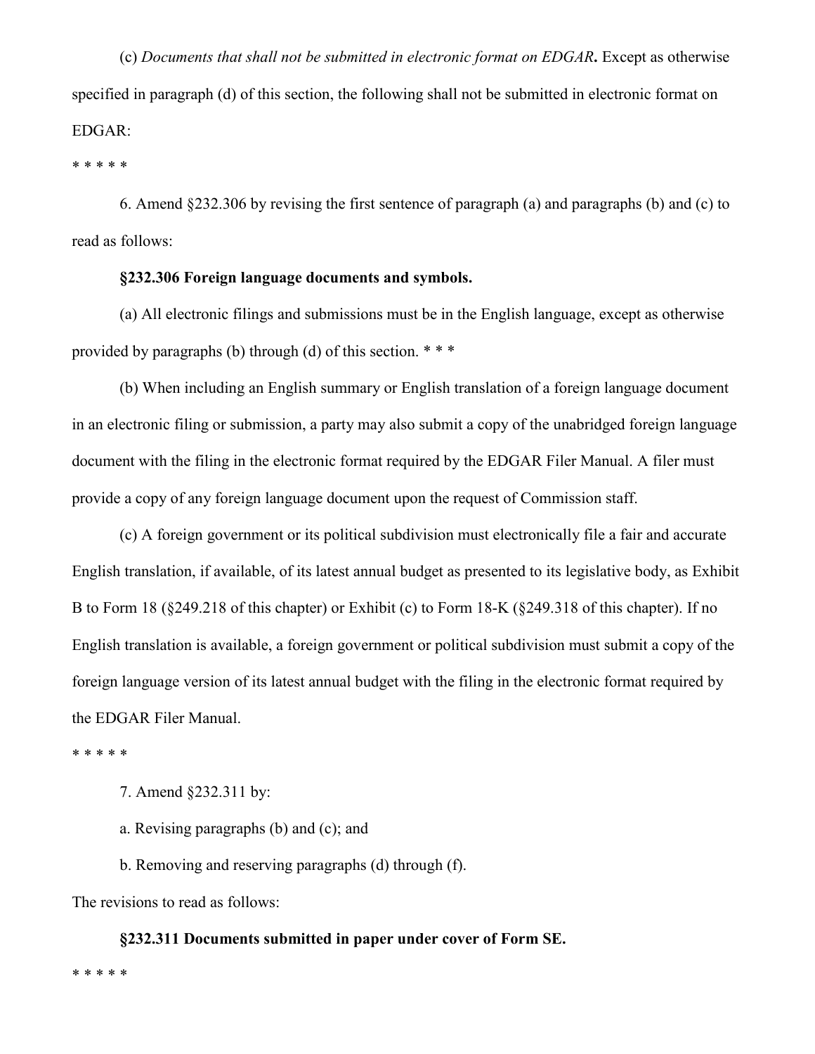(c) *Documents that shall not be submitted in electronic format on EDGAR***.** Except as otherwise specified in paragraph (d) of this section, the following shall not be submitted in electronic format on EDGAR:

\* \* \* \* \*

6. Amend §232.306 by revising the first sentence of paragraph (a) and paragraphs (b) and (c) to read as follows:

**§232.306 Foreign language documents and symbols.**

(a) All electronic filings and submissions must be in the English language, except as otherwise provided by paragraphs (b) through (d) of this section. \* \* \*

(b) When including an English summary or English translation of a foreign language document in an electronic filing or submission, a party may also submit a copy of the unabridged foreign language document with the filing in the electronic format required by the EDGAR Filer Manual. A filer must provide a copy of any foreign language document upon the request of Commission staff.

(c) A foreign government or its political subdivision must electronically file a fair and accurate English translation, if available, of its latest annual budget as presented to its legislative body, as Exhibit B to Form 18 (§249.218 of this chapter) or Exhibit (c) to Form 18-K (§249.318 of this chapter). If no English translation is available, a foreign government or political subdivision must submit a copy of the foreign language version of its latest annual budget with the filing in the electronic format required by the EDGAR Filer Manual.

\* \* \* \* \*

7. Amend §232.311 by:

a. Revising paragraphs (b) and (c); and

b. Removing and reserving paragraphs (d) through (f).

The revisions to read as follows:

**§232.311 Documents submitted in paper under cover of Form SE.**

\* \* \* \* \*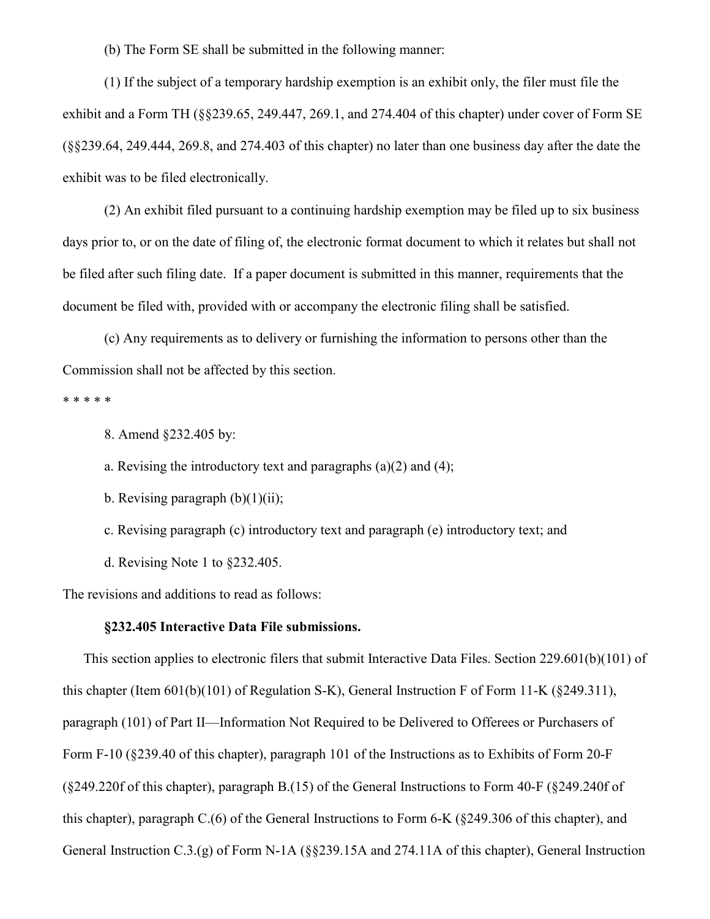(b) The Form SE shall be submitted in the following manner:

(1) If the subject of a temporary hardship exemption is an exhibit only, the filer must file the exhibit and a Form TH (§§239.65, 249.447, 269.1, and 274.404 of this chapter) under cover of Form SE (§§239.64, 249.444, 269.8, and 274.403 of this chapter) no later than one business day after the date the exhibit was to be filed electronically.

(2) An exhibit filed pursuant to a continuing hardship exemption may be filed up to six business days prior to, or on the date of filing of, the electronic format document to which it relates but shall not be filed after such filing date. If a paper document is submitted in this manner, requirements that the document be filed with, provided with or accompany the electronic filing shall be satisfied.

(c) Any requirements as to delivery or furnishing the information to persons other than the Commission shall not be affected by this section.

* * * * *

8. Amend §232.405 by:

a. Revising the introductory text and paragraphs (a)(2) and (4);

b. Revising paragraph (b)(1)(ii);

c. Revising paragraph (c) introductory text and paragraph (e) introductory text; and

d. Revising Note 1 to §232.405.

The revisions and additions to read as follows:

**§232.405 Interactive Data File submissions.**

This section applies to electronic filers that submit Interactive Data Files. Section 229.601(b)(101) of this chapter (Item 601(b)(101) of Regulation S-K), General Instruction F of Form 11-K (§249.311), paragraph (101) of Part II—Information Not Required to be Delivered to Offerees or Purchasers of Form F-10 (§239.40 of this chapter), paragraph 101 of the Instructions as to Exhibits of Form 20-F (§249.220f of this chapter), paragraph B.(15) of the General Instructions to Form 40-F (§249.240f of this chapter), paragraph C.(6) of the General Instructions to Form 6-K (§249.306 of this chapter), and General Instruction C.3.(g) of Form N-1A (§§239.15A and 274.11A of this chapter), General Instruction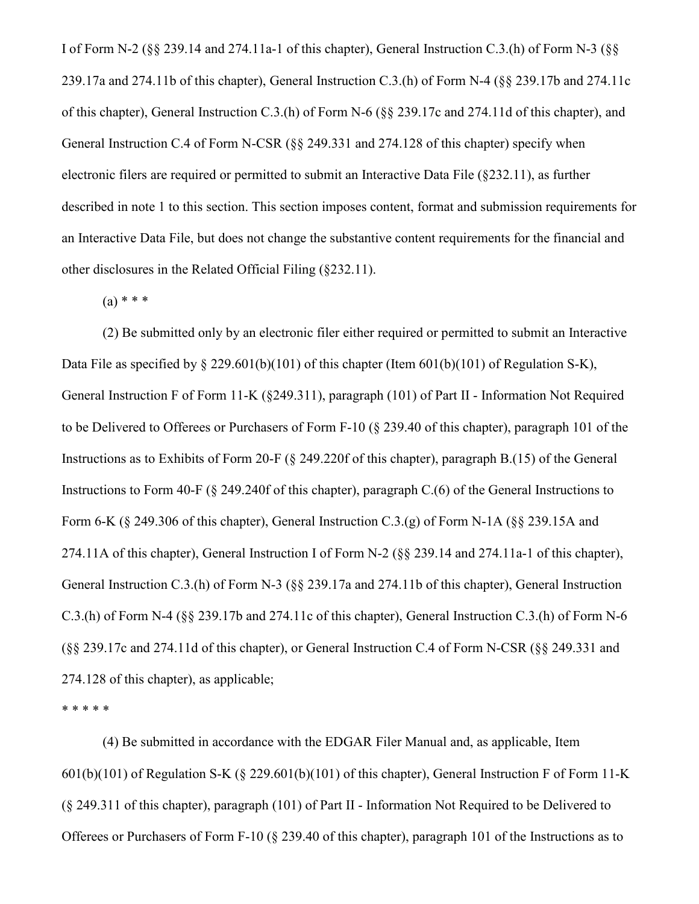I of Form N-2 (§§ 239.14 and 274.11a-1 of this chapter), General Instruction C.3.(h) of Form N-3 (§§ 239.17a and 274.11b of this chapter), General Instruction C.3.(h) of Form N-4 (§§ 239.17b and 274.11c of this chapter), General Instruction C.3.(h) of Form N-6 (§§ 239.17c and 274.11d of this chapter), and General Instruction C.4 of Form N-CSR (§§ 249.331 and 274.128 of this chapter) specify when electronic filers are required or permitted to submit an Interactive Data File (§232.11), as further described in note 1 to this section. This section imposes content, format and submission requirements for an Interactive Data File, but does not change the substantive content requirements for the financial and other disclosures in the Related Official Filing (§232.11).

(a) * * *

(2) Be submitted only by an electronic filer either required or permitted to submit an Interactive Data File as specified by § 229.601(b)(101) of this chapter (Item 601(b)(101) of Regulation S-K), General Instruction F of Form 11-K (§249.311), paragraph (101) of Part II - Information Not Required to be Delivered to Offerees or Purchasers of Form F-10 (§ 239.40 of this chapter), paragraph 101 of the Instructions as to Exhibits of Form 20-F (§ 249.220f of this chapter), paragraph B.(15) of the General Instructions to Form 40-F (§ 249.240f of this chapter), paragraph C.(6) of the General Instructions to Form 6-K (§ 249.306 of this chapter), General Instruction C.3.(g) of Form N-1A (§§ 239.15A and 274.11A of this chapter), General Instruction I of Form N-2 (§§ 239.14 and 274.11a-1 of this chapter), General Instruction C.3.(h) of Form N-3 (§§ 239.17a and 274.11b of this chapter), General Instruction C.3.(h) of Form N-4 (§§ 239.17b and 274.11c of this chapter), General Instruction C.3.(h) of Form N-6 (§§ 239.17c and 274.11d of this chapter), or General Instruction C.4 of Form N-CSR (§§ 249.331 and 274.128 of this chapter), as applicable;

* * * * *

(4) Be submitted in accordance with the EDGAR Filer Manual and, as applicable, Item 601(b)(101) of Regulation S-K (§ 229.601(b)(101) of this chapter), General Instruction F of Form 11-K (§ 249.311 of this chapter), paragraph (101) of Part II - Information Not Required to be Delivered to Offerees or Purchasers of Form F-10 (§ 239.40 of this chapter), paragraph 101 of the Instructions as to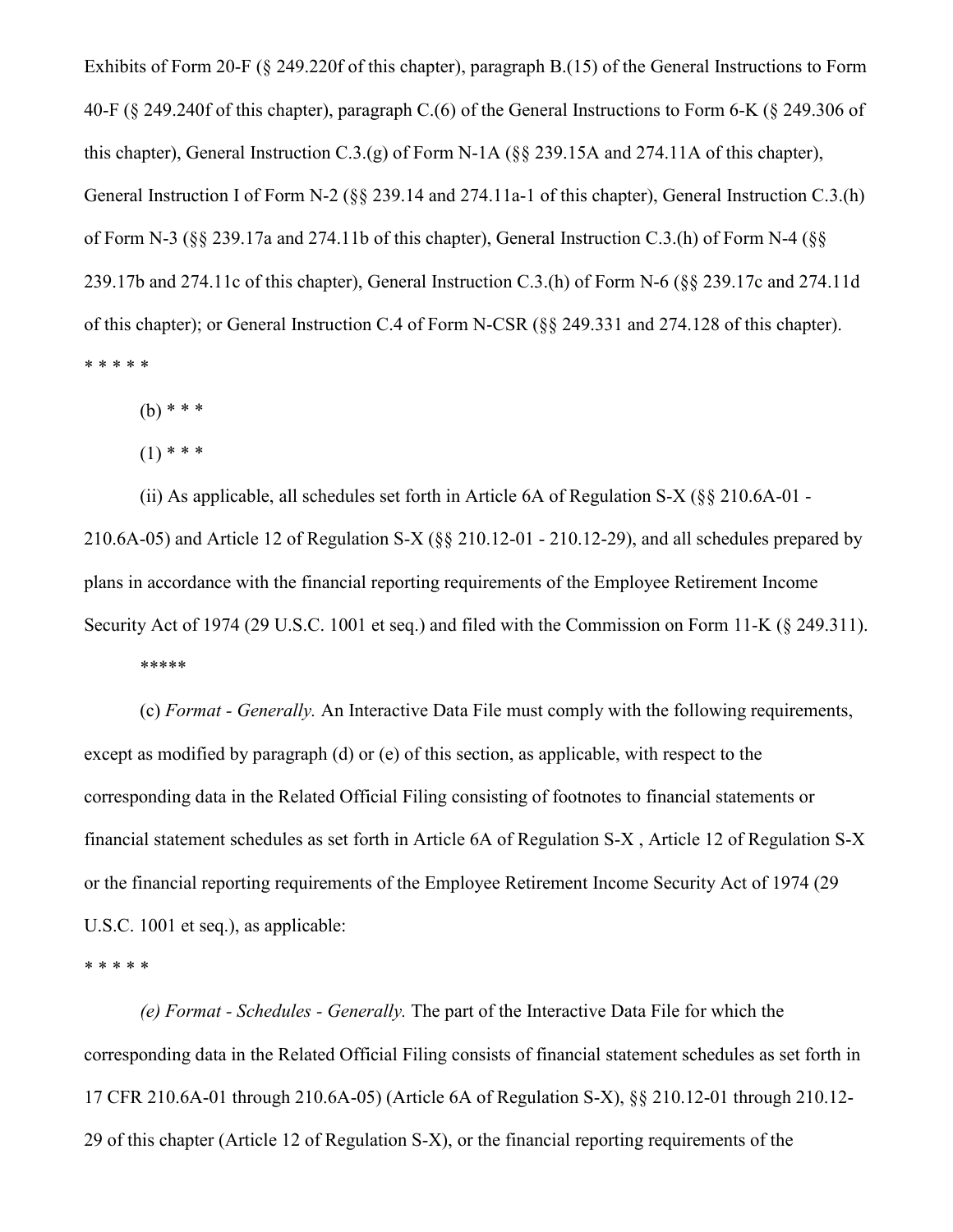Exhibits of Form 20-F (§ 249.220f of this chapter), paragraph B.(15) of the General Instructions to Form 40-F (§ 249.240f of this chapter), paragraph C.(6) of the General Instructions to Form 6-K (§ 249.306 of this chapter), General Instruction C.3.(g) of Form N-1A (§§ 239.15A and 274.11A of this chapter), General Instruction I of Form N-2 (§§ 239.14 and 274.11a-1 of this chapter), General Instruction C.3.(h) of Form N-3 (§§ 239.17a and 274.11b of this chapter), General Instruction C.3.(h) of Form N-4 (§§ 239.17b and 274.11c of this chapter), General Instruction C.3.(h) of Form N-6 (§§ 239.17c and 274.11d of this chapter); or General Instruction C.4 of Form N-CSR (§§ 249.331 and 274.128 of this chapter).

\* \* \* \* \*

(b) \* \* \*

(1) \* \* \*

(ii) As applicable, all schedules set forth in Article 6A of Regulation S-X (§§ 210.6A-01 - 210.6A-05) and Article 12 of Regulation S-X (§§ 210.12-01 - 210.12-29), and all schedules prepared by plans in accordance with the financial reporting requirements of the Employee Retirement Income Security Act of 1974 (29 U.S.C. 1001 et seq.) and filed with the Commission on Form 11-K (§ 249.311).

\*\*\*\*\*

(c) *Format - Generally.* An Interactive Data File must comply with the following requirements, except as modified by paragraph (d) or (e) of this section, as applicable, with respect to the corresponding data in the Related Official Filing consisting of footnotes to financial statements or financial statement schedules as set forth in Article 6A of Regulation S-X , Article 12 of Regulation S-X or the financial reporting requirements of the Employee Retirement Income Security Act of 1974 (29 U.S.C. 1001 et seq.), as applicable:

\* \* \* \* \*

*(e) Format - Schedules - Generally.* The part of the Interactive Data File for which the corresponding data in the Related Official Filing consists of financial statement schedules as set forth in 17 CFR 210.6A-01 through 210.6A-05) (Article 6A of Regulation S-X), §§ 210.12-01 through 210.12-29 of this chapter (Article 12 of Regulation S-X), or the financial reporting requirements of the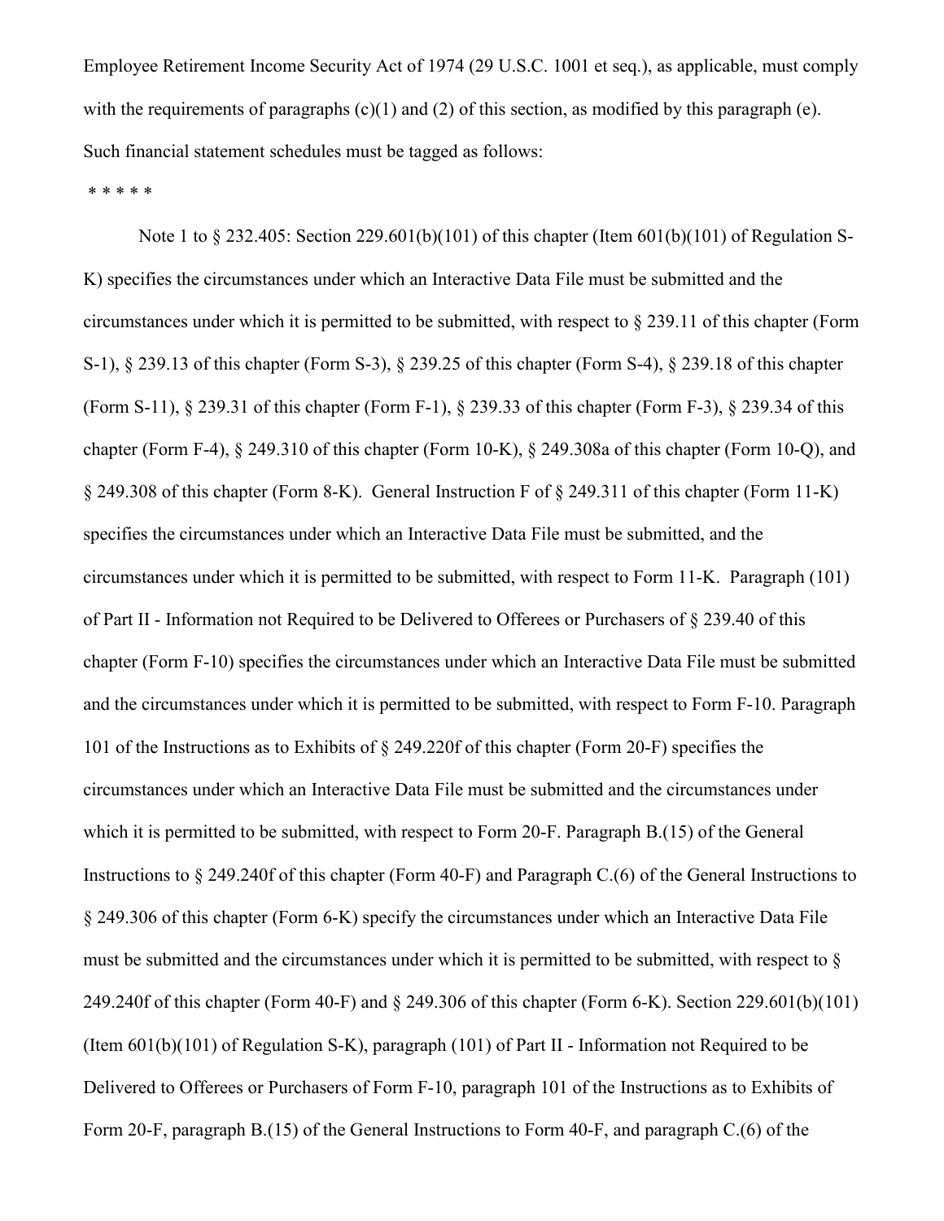Employee Retirement Income Security Act of 1974 (29 U.S.C. 1001 et seq.), as applicable, must comply with the requirements of paragraphs (c)(1) and (2) of this section, as modified by this paragraph (e). Such financial statement schedules must be tagged as follows:

\* \* \* \* \*

Note 1 to § 232.405: Section 229.601(b)(101) of this chapter (Item 601(b)(101) of Regulation S-K) specifies the circumstances under which an Interactive Data File must be submitted and the circumstances under which it is permitted to be submitted, with respect to § 239.11 of this chapter (Form S-1), § 239.13 of this chapter (Form S-3), § 239.25 of this chapter (Form S-4), § 239.18 of this chapter (Form S-11), § 239.31 of this chapter (Form F-1), § 239.33 of this chapter (Form F-3), § 239.34 of this chapter (Form F-4), § 249.310 of this chapter (Form 10-K), § 249.308a of this chapter (Form 10-Q), and § 249.308 of this chapter (Form 8-K). General Instruction F of § 249.311 of this chapter (Form 11-K) specifies the circumstances under which an Interactive Data File must be submitted, and the circumstances under which it is permitted to be submitted, with respect to Form 11-K. Paragraph (101) of Part II - Information not Required to be Delivered to Offerees or Purchasers of § 239.40 of this chapter (Form F-10) specifies the circumstances under which an Interactive Data File must be submitted and the circumstances under which it is permitted to be submitted, with respect to Form F-10. Paragraph 101 of the Instructions as to Exhibits of § 249.220f of this chapter (Form 20-F) specifies the circumstances under which an Interactive Data File must be submitted and the circumstances under which it is permitted to be submitted, with respect to Form 20-F. Paragraph B.(15) of the General Instructions to § 249.240f of this chapter (Form 40-F) and Paragraph C.(6) of the General Instructions to § 249.306 of this chapter (Form 6-K) specify the circumstances under which an Interactive Data File must be submitted and the circumstances under which it is permitted to be submitted, with respect to § 249.240f of this chapter (Form 40-F) and § 249.306 of this chapter (Form 6-K). Section 229.601(b)(101) (Item 601(b)(101) of Regulation S-K), paragraph (101) of Part II - Information not Required to be Delivered to Offerees or Purchasers of Form F-10, paragraph 101 of the Instructions as to Exhibits of Form 20-F, paragraph B.(15) of the General Instructions to Form 40-F, and paragraph C.(6) of the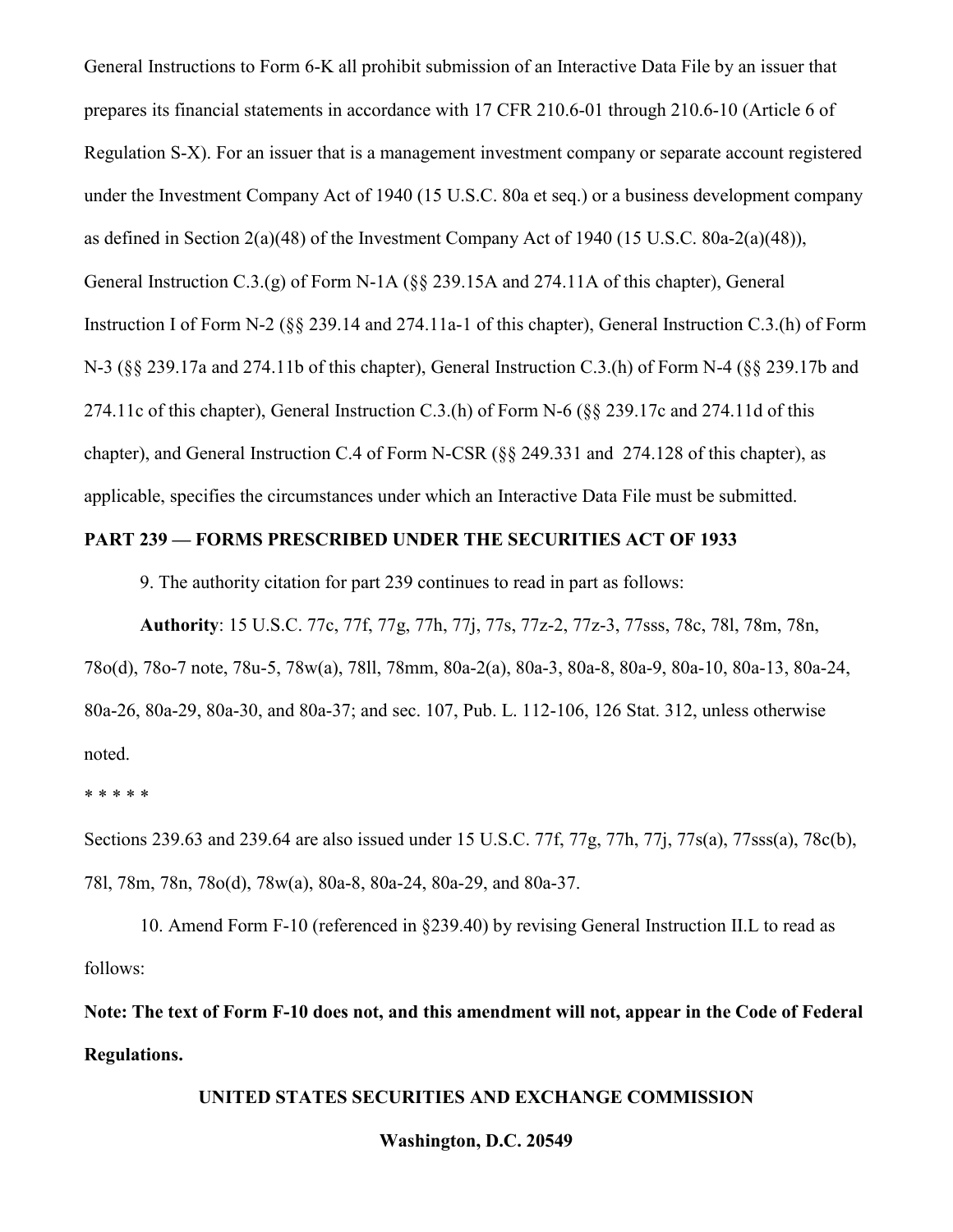General Instructions to Form 6-K all prohibit submission of an Interactive Data File by an issuer that prepares its financial statements in accordance with 17 CFR 210.6-01 through 210.6-10 (Article 6 of Regulation S-X). For an issuer that is a management investment company or separate account registered under the Investment Company Act of 1940 (15 U.S.C. 80a et seq.) or a business development company as defined in Section 2(a)(48) of the Investment Company Act of 1940 (15 U.S.C. 80a-2(a)(48)), General Instruction C.3.(g) of Form N-1A (§§ 239.15A and 274.11A of this chapter), General Instruction I of Form N-2 (§§ 239.14 and 274.11a-1 of this chapter), General Instruction C.3.(h) of Form N-3 (§§ 239.17a and 274.11b of this chapter), General Instruction C.3.(h) of Form N-4 (§§ 239.17b and 274.11c of this chapter), General Instruction C.3.(h) of Form N-6 (§§ 239.17c and 274.11d of this chapter), and General Instruction C.4 of Form N-CSR (§§ 249.331 and 274.128 of this chapter), as applicable, specifies the circumstances under which an Interactive Data File must be submitted.

**PART 239 — FORMS PRESCRIBED UNDER THE SECURITIES ACT OF 1933**

9. The authority citation for part 239 continues to read in part as follows:

**Authority**: 15 U.S.C. 77c, 77f, 77g, 77h, 77j, 77s, 77z-2, 77z-3, 77sss, 78c, 78l, 78m, 78n, 78o(d), 78o-7 note, 78u-5, 78w(a), 78ll, 78mm, 80a-2(a), 80a-3, 80a-8, 80a-9, 80a-10, 80a-13, 80a-24, 80a-26, 80a-29, 80a-30, and 80a-37; and sec. 107, Pub. L. 112-106, 126 Stat. 312, unless otherwise noted.

* * * * *

Sections 239.63 and 239.64 are also issued under 15 U.S.C. 77f, 77g, 77h, 77j, 77s(a), 77sss(a), 78c(b), 78l, 78m, 78n, 78o(d), 78w(a), 80a-8, 80a-24, 80a-29, and 80a-37.

10. Amend Form F-10 (referenced in §239.40) by revising General Instruction II.L to read as follows:

**Note: The text of Form F-10 does not, and this amendment will not, appear in the Code of Federal Regulations.**

**UNITED STATES SECURITIES AND EXCHANGE COMMISSION**

**Washington, D.C. 20549**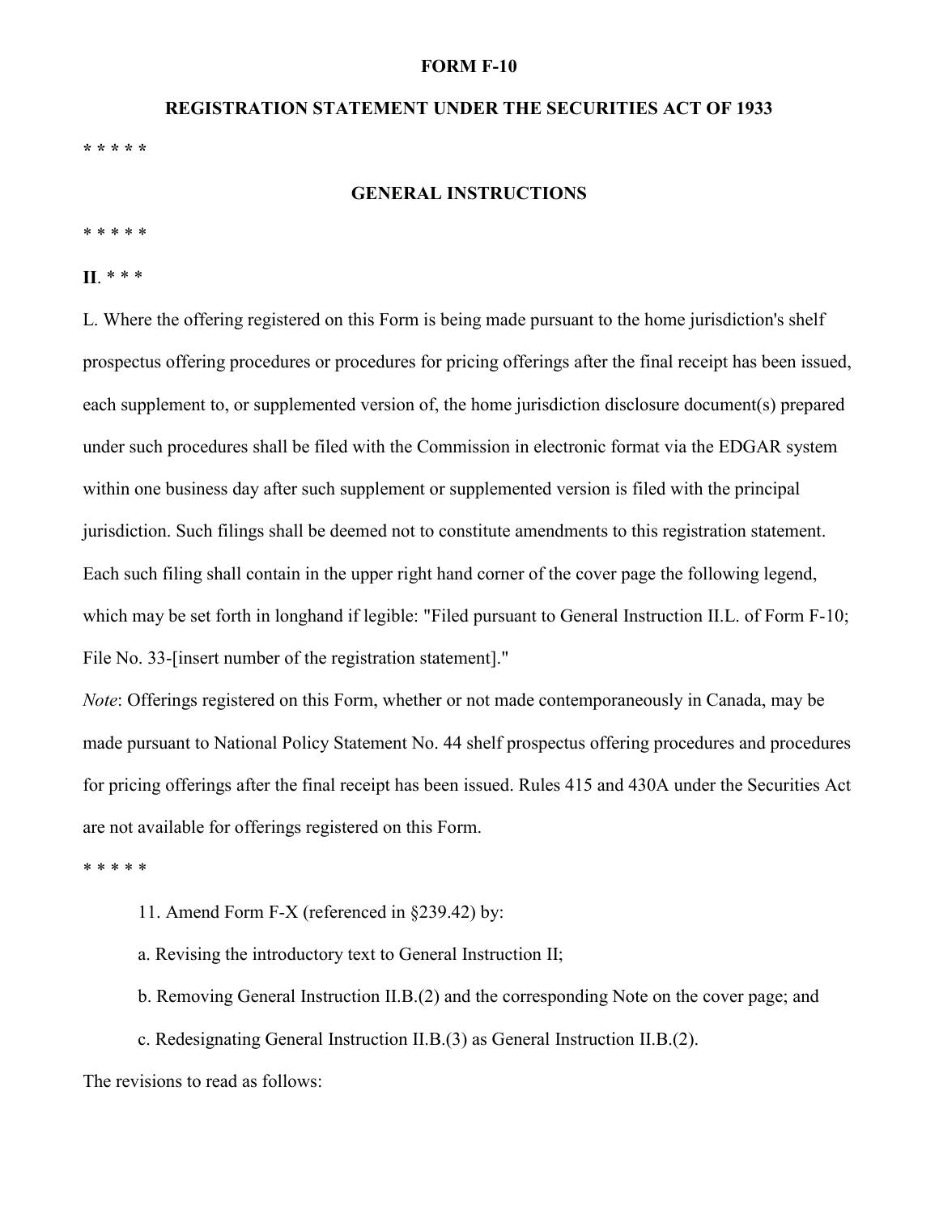**FORM F-10**

**REGISTRATION STATEMENT UNDER THE SECURITIES ACT OF 1933**

\* \* \* \* \*

**GENERAL INSTRUCTIONS**

\* \* \* \* \*

**II**. \* \* \*

L. Where the offering registered on this Form is being made pursuant to the home jurisdiction's shelf prospectus offering procedures or procedures for pricing offerings after the final receipt has been issued, each supplement to, or supplemented version of, the home jurisdiction disclosure document(s) prepared under such procedures shall be filed with the Commission in electronic format via the EDGAR system within one business day after such supplement or supplemented version is filed with the principal jurisdiction. Such filings shall be deemed not to constitute amendments to this registration statement. Each such filing shall contain in the upper right hand corner of the cover page the following legend, which may be set forth in longhand if legible: "Filed pursuant to General Instruction II.L. of Form F-10; File No. 33-[insert number of the registration statement]."

*Note*: Offerings registered on this Form, whether or not made contemporaneously in Canada, may be made pursuant to National Policy Statement No. 44 shelf prospectus offering procedures and procedures for pricing offerings after the final receipt has been issued. Rules 415 and 430A under the Securities Act are not available for offerings registered on this Form.

\* \* \* \* \*

11. Amend Form F-X (referenced in §239.42) by:

a. Revising the introductory text to General Instruction II;

b. Removing General Instruction II.B.(2) and the corresponding Note on the cover page; and

c. Redesignating General Instruction II.B.(3) as General Instruction II.B.(2).

The revisions to read as follows: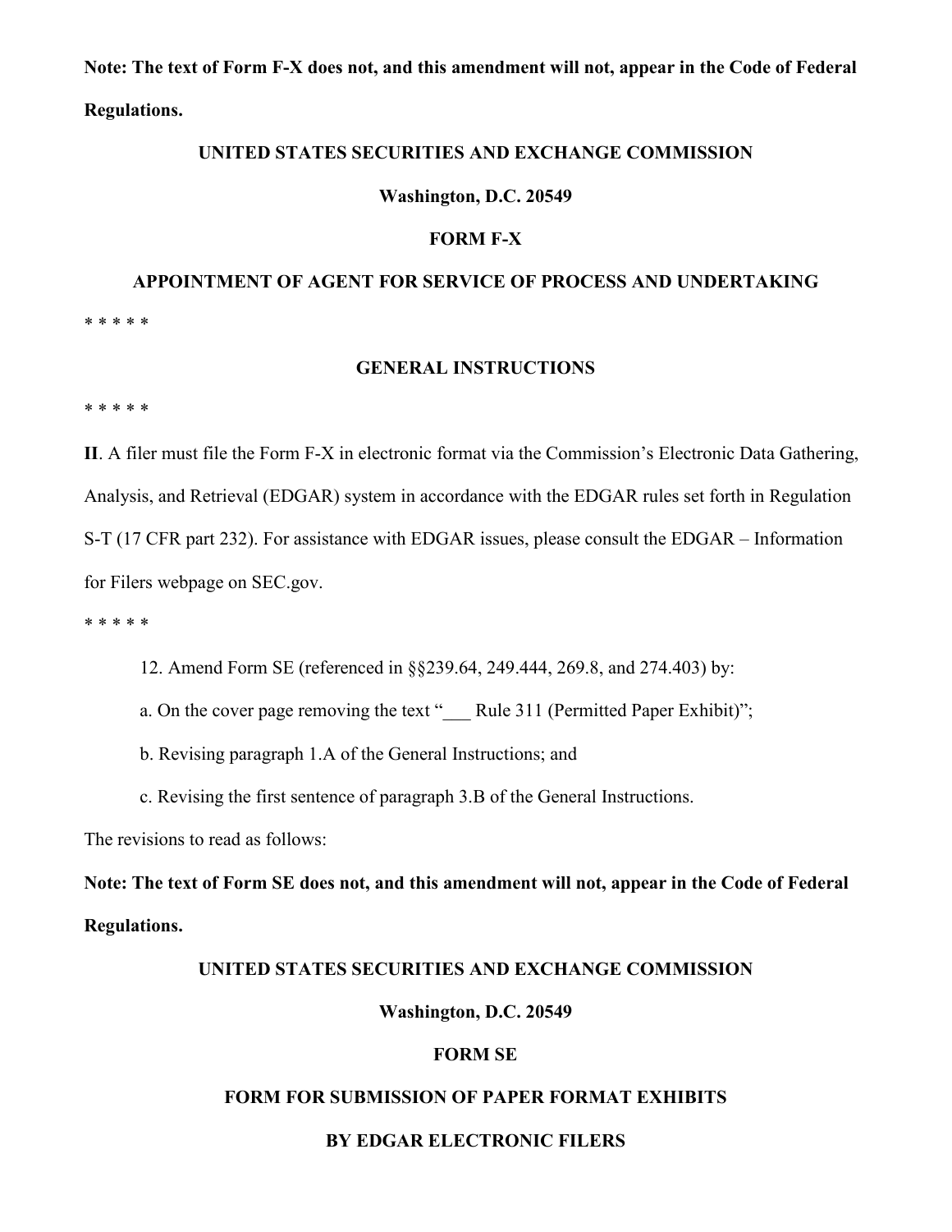**Note: The text of Form F-X does not, and this amendment will not, appear in the Code of Federal Regulations.**

**UNITED STATES SECURITIES AND EXCHANGE COMMISSION**

**Washington, D.C. 20549**

**FORM F-X**

**APPOINTMENT OF AGENT FOR SERVICE OF PROCESS AND UNDERTAKING**

* * * * *

**GENERAL INSTRUCTIONS**

* * * * *

**II**. A filer must file the Form F-X in electronic format via the Commission's Electronic Data Gathering, Analysis, and Retrieval (EDGAR) system in accordance with the EDGAR rules set forth in Regulation S-T (17 CFR part 232). For assistance with EDGAR issues, please consult the EDGAR – Information for Filers webpage on SEC.gov.

* * * * *

12. Amend Form SE (referenced in §§239.64, 249.444, 269.8, and 274.403) by:

a. On the cover page removing the text "___ Rule 311 (Permitted Paper Exhibit)";

b. Revising paragraph 1.A of the General Instructions; and

c. Revising the first sentence of paragraph 3.B of the General Instructions.

The revisions to read as follows:

**Note: The text of Form SE does not, and this amendment will not, appear in the Code of Federal Regulations.**

**UNITED STATES SECURITIES AND EXCHANGE COMMISSION**

**Washington, D.C. 20549**

**FORM SE**

**FORM FOR SUBMISSION OF PAPER FORMAT EXHIBITS**

**BY EDGAR ELECTRONIC FILERS**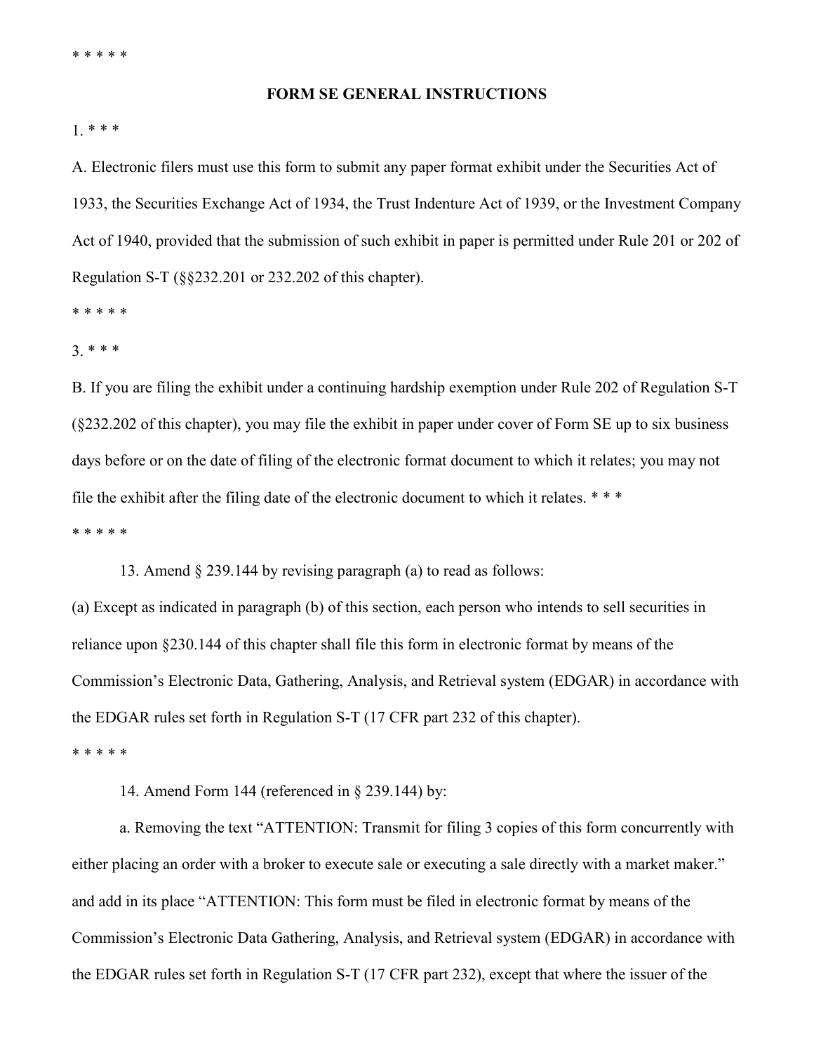* * * * *

**FORM SE GENERAL INSTRUCTIONS**

1. * * *

A. Electronic filers must use this form to submit any paper format exhibit under the Securities Act of 1933, the Securities Exchange Act of 1934, the Trust Indenture Act of 1939, or the Investment Company Act of 1940, provided that the submission of such exhibit in paper is permitted under Rule 201 or 202 of Regulation S-T (§§232.201 or 232.202 of this chapter).

* * * * *

3. * * *

B. If you are filing the exhibit under a continuing hardship exemption under Rule 202 of Regulation S-T (§232.202 of this chapter), you may file the exhibit in paper under cover of Form SE up to six business days before or on the date of filing of the electronic format document to which it relates; you may not file the exhibit after the filing date of the electronic document to which it relates. * * *

* * * * *

13. Amend § 239.144 by revising paragraph (a) to read as follows:

(a) Except as indicated in paragraph (b) of this section, each person who intends to sell securities in reliance upon §230.144 of this chapter shall file this form in electronic format by means of the Commission's Electronic Data, Gathering, Analysis, and Retrieval system (EDGAR) in accordance with the EDGAR rules set forth in Regulation S-T (17 CFR part 232 of this chapter).

* * * * *

14. Amend Form 144 (referenced in § 239.144) by:

a. Removing the text "ATTENTION: Transmit for filing 3 copies of this form concurrently with either placing an order with a broker to execute sale or executing a sale directly with a market maker." and add in its place "ATTENTION: This form must be filed in electronic format by means of the Commission's Electronic Data Gathering, Analysis, and Retrieval system (EDGAR) in accordance with the EDGAR rules set forth in Regulation S-T (17 CFR part 232), except that where the issuer of the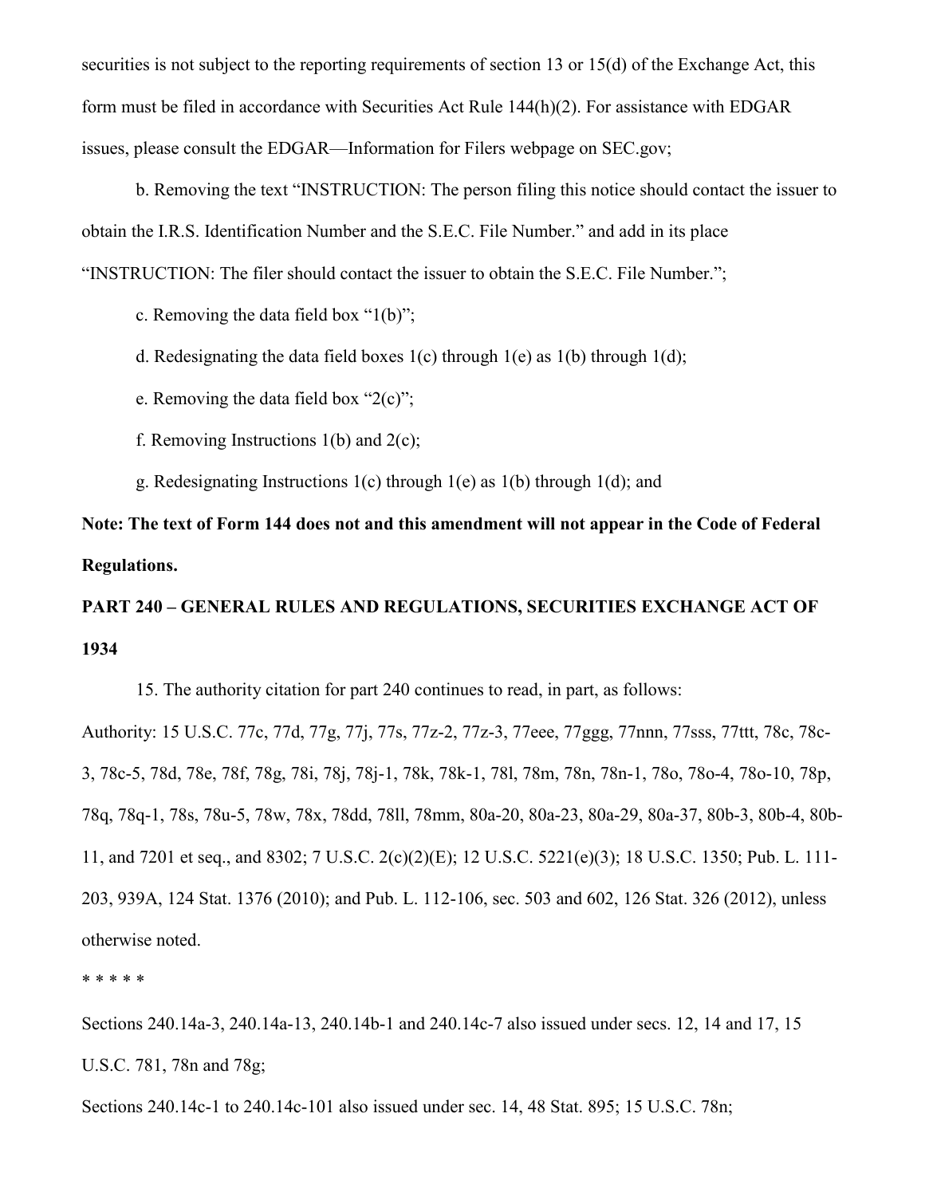securities is not subject to the reporting requirements of section 13 or 15(d) of the Exchange Act, this form must be filed in accordance with Securities Act Rule 144(h)(2). For assistance with EDGAR issues, please consult the EDGAR—Information for Filers webpage on SEC.gov;

b. Removing the text "INSTRUCTION: The person filing this notice should contact the issuer to obtain the I.R.S. Identification Number and the S.E.C. File Number." and add in its place "INSTRUCTION: The filer should contact the issuer to obtain the S.E.C. File Number.";

c. Removing the data field box "1(b)";

d. Redesignating the data field boxes 1(c) through 1(e) as 1(b) through 1(d);

e. Removing the data field box "2(c)";

f. Removing Instructions 1(b) and 2(c);

g. Redesignating Instructions 1(c) through 1(e) as 1(b) through 1(d); and

**Note: The text of Form 144 does not and this amendment will not appear in the Code of Federal Regulations.**

**PART 240 – GENERAL RULES AND REGULATIONS, SECURITIES EXCHANGE ACT OF 1934**

15. The authority citation for part 240 continues to read, in part, as follows:

Authority: 15 U.S.C. 77c, 77d, 77g, 77j, 77s, 77z-2, 77z-3, 77eee, 77ggg, 77nnn, 77sss, 77ttt, 78c, 78c-3, 78c-5, 78d, 78e, 78f, 78g, 78i, 78j, 78j-1, 78k, 78k-1, 78l, 78m, 78n, 78n-1, 78o, 78o-4, 78o-10, 78p, 78q, 78q-1, 78s, 78u-5, 78w, 78x, 78dd, 78ll, 78mm, 80a-20, 80a-23, 80a-29, 80a-37, 80b-3, 80b-4, 80b-11, and 7201 et seq., and 8302; 7 U.S.C. 2(c)(2)(E); 12 U.S.C. 5221(e)(3); 18 U.S.C. 1350; Pub. L. 111-203, 939A, 124 Stat. 1376 (2010); and Pub. L. 112-106, sec. 503 and 602, 126 Stat. 326 (2012), unless otherwise noted.

* * * * *

Sections 240.14a-3, 240.14a-13, 240.14b-1 and 240.14c-7 also issued under secs. 12, 14 and 17, 15 U.S.C. 781, 78n and 78g;

Sections 240.14c-1 to 240.14c-101 also issued under sec. 14, 48 Stat. 895; 15 U.S.C. 78n;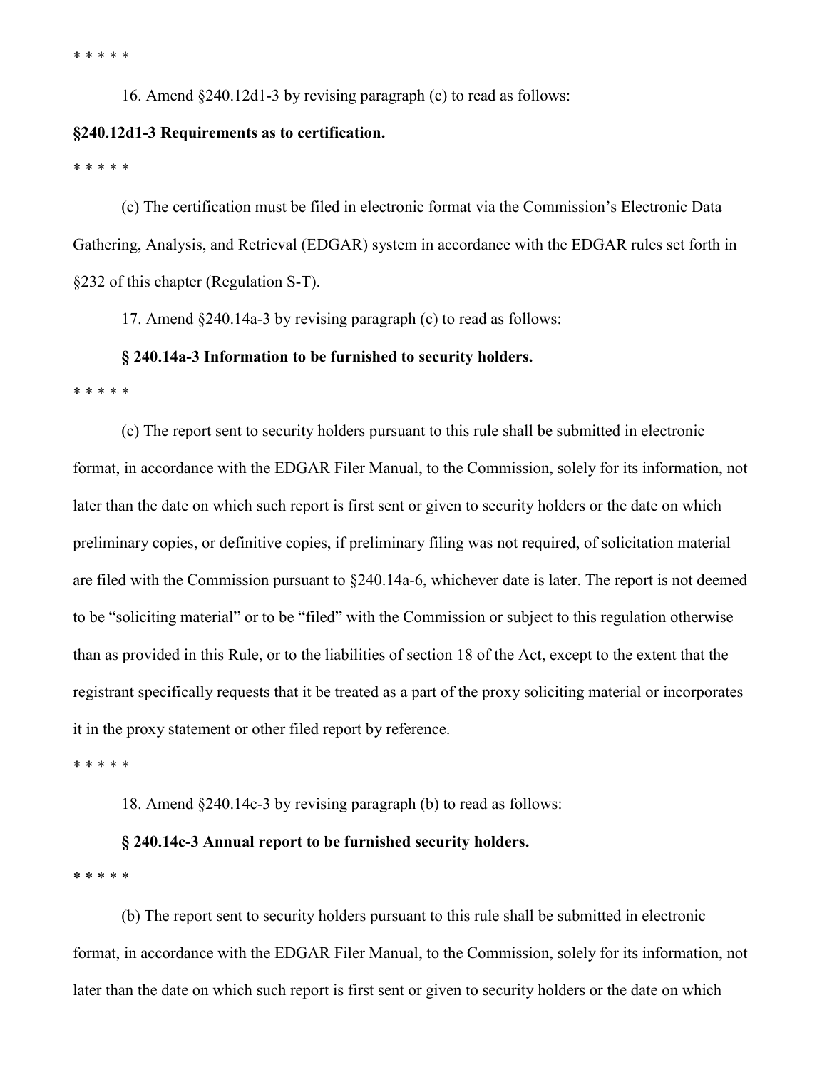* * * * *

16. Amend §240.12d1-3 by revising paragraph (c) to read as follows:

**§240.12d1-3 Requirements as to certification.**

* * * * *

(c) The certification must be filed in electronic format via the Commission's Electronic Data Gathering, Analysis, and Retrieval (EDGAR) system in accordance with the EDGAR rules set forth in §232 of this chapter (Regulation S-T).

17. Amend §240.14a-3 by revising paragraph (c) to read as follows:

**§ 240.14a-3 Information to be furnished to security holders.**

* * * * *

(c) The report sent to security holders pursuant to this rule shall be submitted in electronic format, in accordance with the EDGAR Filer Manual, to the Commission, solely for its information, not later than the date on which such report is first sent or given to security holders or the date on which preliminary copies, or definitive copies, if preliminary filing was not required, of solicitation material are filed with the Commission pursuant to §240.14a-6, whichever date is later. The report is not deemed to be "soliciting material" or to be "filed" with the Commission or subject to this regulation otherwise than as provided in this Rule, or to the liabilities of section 18 of the Act, except to the extent that the registrant specifically requests that it be treated as a part of the proxy soliciting material or incorporates it in the proxy statement or other filed report by reference.

* * * * *

18. Amend §240.14c-3 by revising paragraph (b) to read as follows:

**§ 240.14c-3 Annual report to be furnished security holders.**

* * * * *

(b) The report sent to security holders pursuant to this rule shall be submitted in electronic format, in accordance with the EDGAR Filer Manual, to the Commission, solely for its information, not later than the date on which such report is first sent or given to security holders or the date on which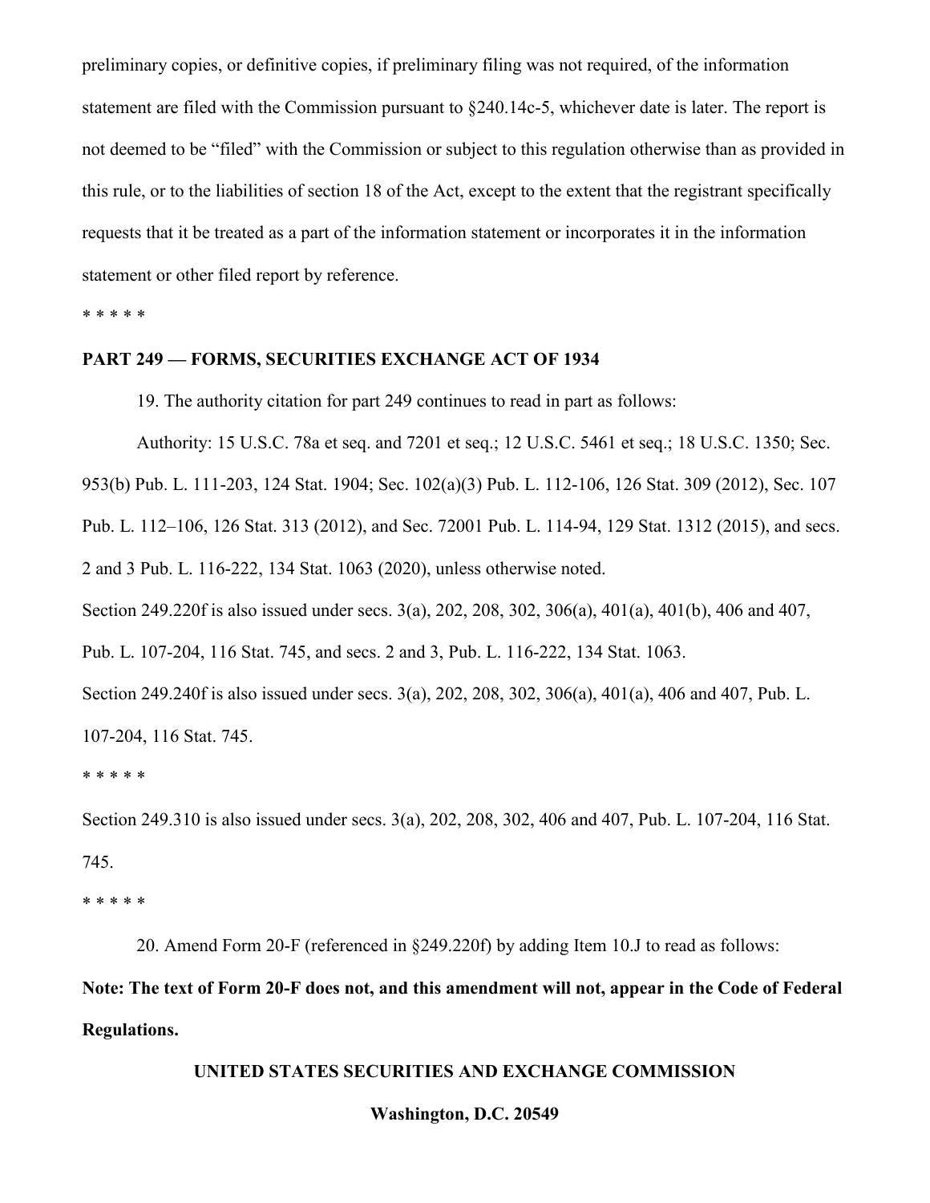preliminary copies, or definitive copies, if preliminary filing was not required, of the information statement are filed with the Commission pursuant to §240.14c-5, whichever date is later. The report is not deemed to be "filed" with the Commission or subject to this regulation otherwise than as provided in this rule, or to the liabilities of section 18 of the Act, except to the extent that the registrant specifically requests that it be treated as a part of the information statement or incorporates it in the information statement or other filed report by reference.

* * * * *

**PART 249 — FORMS, SECURITIES EXCHANGE ACT OF 1934**

19. The authority citation for part 249 continues to read in part as follows:

Authority: 15 U.S.C. 78a et seq. and 7201 et seq.; 12 U.S.C. 5461 et seq.; 18 U.S.C. 1350; Sec. 953(b) Pub. L. 111-203, 124 Stat. 1904; Sec. 102(a)(3) Pub. L. 112-106, 126 Stat. 309 (2012), Sec. 107 Pub. L. 112–106, 126 Stat. 313 (2012), and Sec. 72001 Pub. L. 114-94, 129 Stat. 1312 (2015), and secs. 2 and 3 Pub. L. 116-222, 134 Stat. 1063 (2020), unless otherwise noted.

Section 249.220f is also issued under secs. 3(a), 202, 208, 302, 306(a), 401(a), 401(b), 406 and 407, Pub. L. 107-204, 116 Stat. 745, and secs. 2 and 3, Pub. L. 116-222, 134 Stat. 1063.

Section 249.240f is also issued under secs. 3(a), 202, 208, 302, 306(a), 401(a), 406 and 407, Pub. L. 107-204, 116 Stat. 745.

* * * * *

Section 249.310 is also issued under secs. 3(a), 202, 208, 302, 406 and 407, Pub. L. 107-204, 116 Stat. 745.

* * * * *

20. Amend Form 20-F (referenced in §249.220f) by adding Item 10.J to read as follows:

**Note: The text of Form 20-F does not, and this amendment will not, appear in the Code of Federal Regulations.**

**UNITED STATES SECURITIES AND EXCHANGE COMMISSION**

**Washington, D.C. 20549**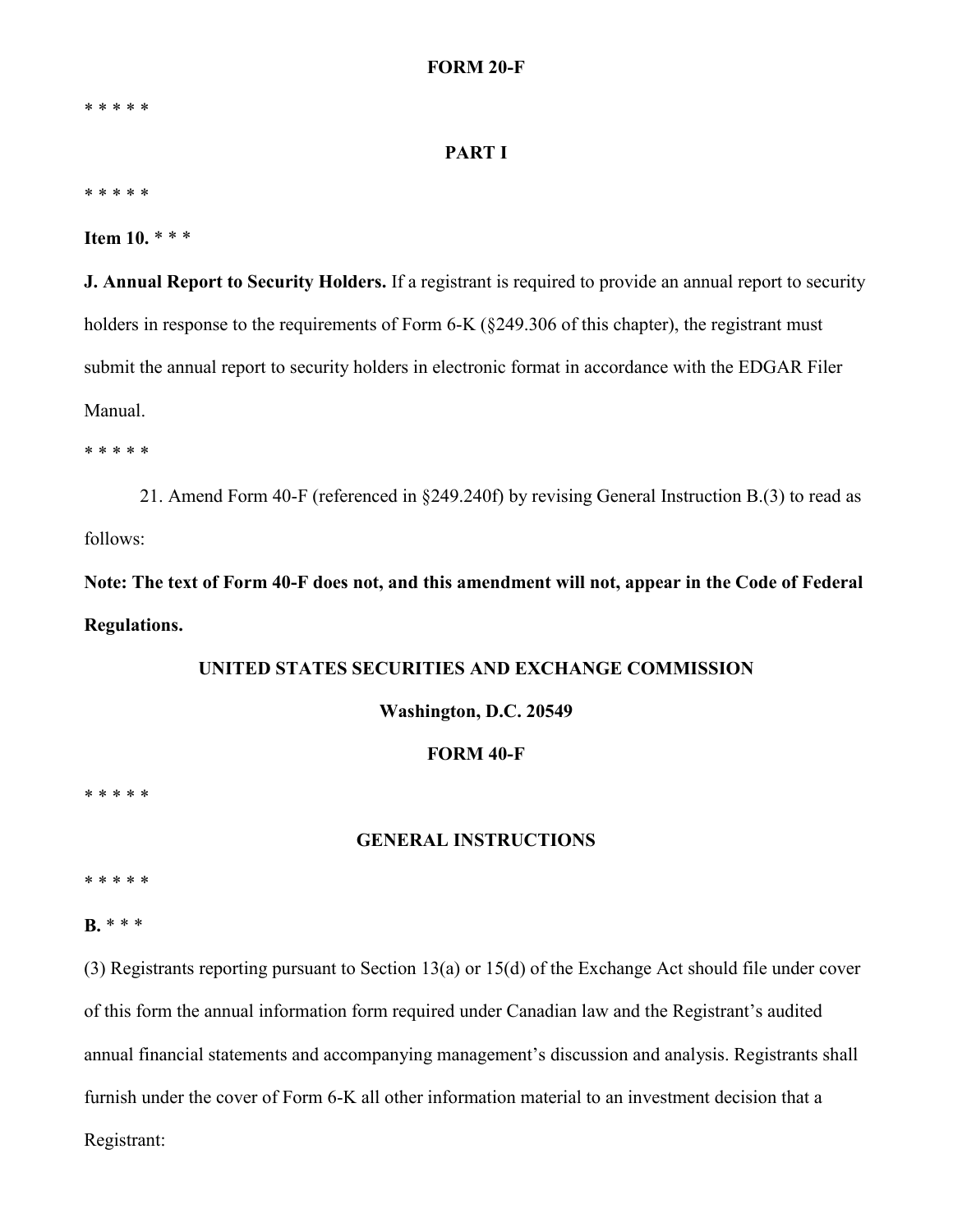**FORM 20-F**

* * * * *

**PART I**

* * * * *

**Item 10.** * * *

**J. Annual Report to Security Holders.** If a registrant is required to provide an annual report to security holders in response to the requirements of Form 6-K (§249.306 of this chapter), the registrant must submit the annual report to security holders in electronic format in accordance with the EDGAR Filer Manual.

* * * * *

21. Amend Form 40-F (referenced in §249.240f) by revising General Instruction B.(3) to read as follows:

**Note: The text of Form 40-F does not, and this amendment will not, appear in the Code of Federal Regulations.**

**UNITED STATES SECURITIES AND EXCHANGE COMMISSION**

**Washington, D.C. 20549**

**FORM 40-F**

* * * * *

**GENERAL INSTRUCTIONS**

* * * * *

**B.** * * *

(3) Registrants reporting pursuant to Section 13(a) or 15(d) of the Exchange Act should file under cover of this form the annual information form required under Canadian law and the Registrant's audited annual financial statements and accompanying management's discussion and analysis. Registrants shall furnish under the cover of Form 6-K all other information material to an investment decision that a Registrant: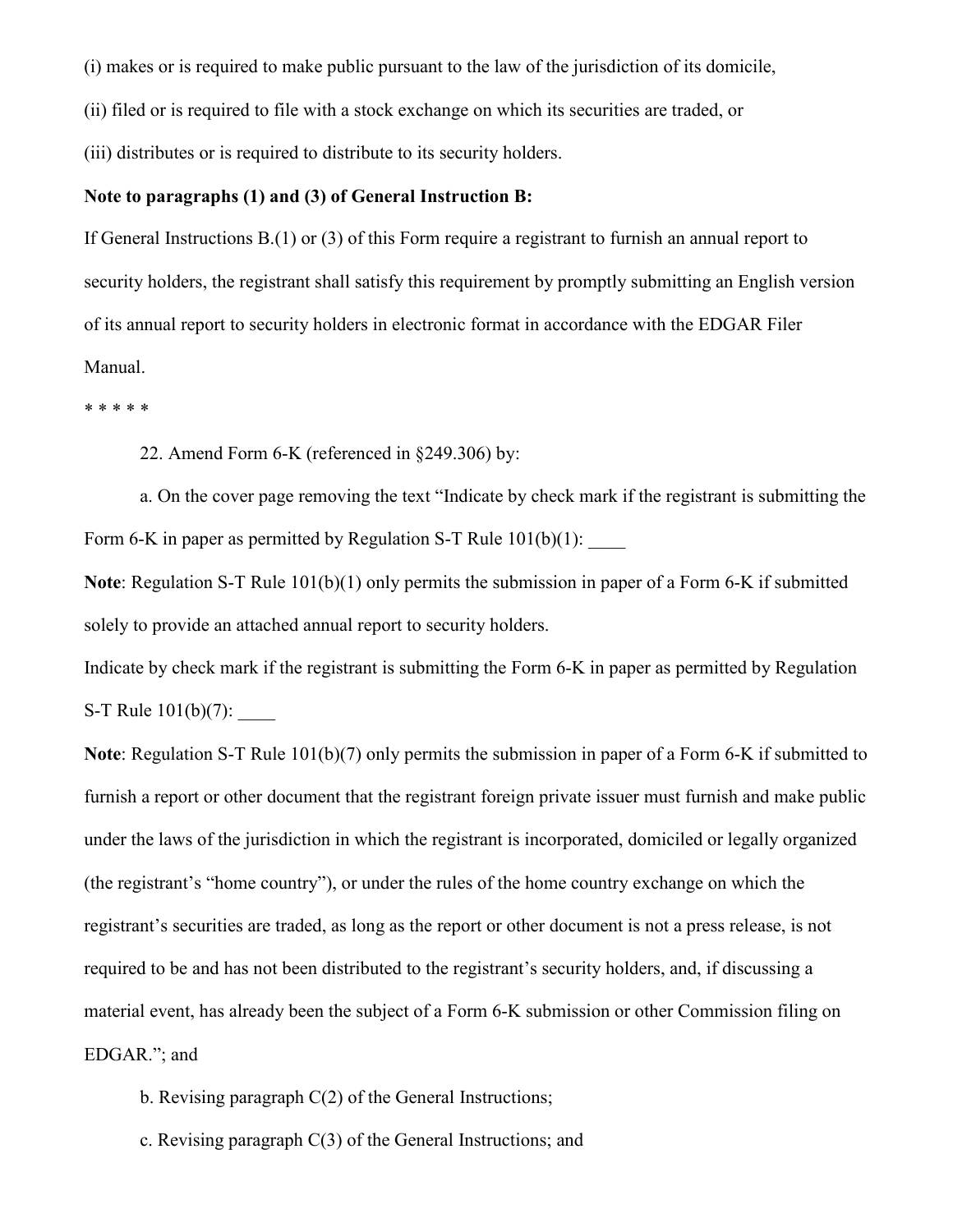(i) makes or is required to make public pursuant to the law of the jurisdiction of its domicile,

(ii) filed or is required to file with a stock exchange on which its securities are traded, or

(iii) distributes or is required to distribute to its security holders.

**Note to paragraphs (1) and (3) of General Instruction B:**

If General Instructions B.(1) or (3) of this Form require a registrant to furnish an annual report to security holders, the registrant shall satisfy this requirement by promptly submitting an English version of its annual report to security holders in electronic format in accordance with the EDGAR Filer Manual.

* * * * *

22. Amend Form 6-K (referenced in §249.306) by:

a. On the cover page removing the text "Indicate by check mark if the registrant is submitting the Form 6-K in paper as permitted by Regulation S-T Rule 101(b)(1): ____

**Note**: Regulation S-T Rule 101(b)(1) only permits the submission in paper of a Form 6-K if submitted solely to provide an attached annual report to security holders.

Indicate by check mark if the registrant is submitting the Form 6-K in paper as permitted by Regulation S-T Rule 101(b)(7): ____

**Note**: Regulation S-T Rule 101(b)(7) only permits the submission in paper of a Form 6-K if submitted to furnish a report or other document that the registrant foreign private issuer must furnish and make public under the laws of the jurisdiction in which the registrant is incorporated, domiciled or legally organized (the registrant's "home country"), or under the rules of the home country exchange on which the registrant's securities are traded, as long as the report or other document is not a press release, is not required to be and has not been distributed to the registrant's security holders, and, if discussing a material event, has already been the subject of a Form 6-K submission or other Commission filing on EDGAR."; and

b. Revising paragraph C(2) of the General Instructions;

c. Revising paragraph C(3) of the General Instructions; and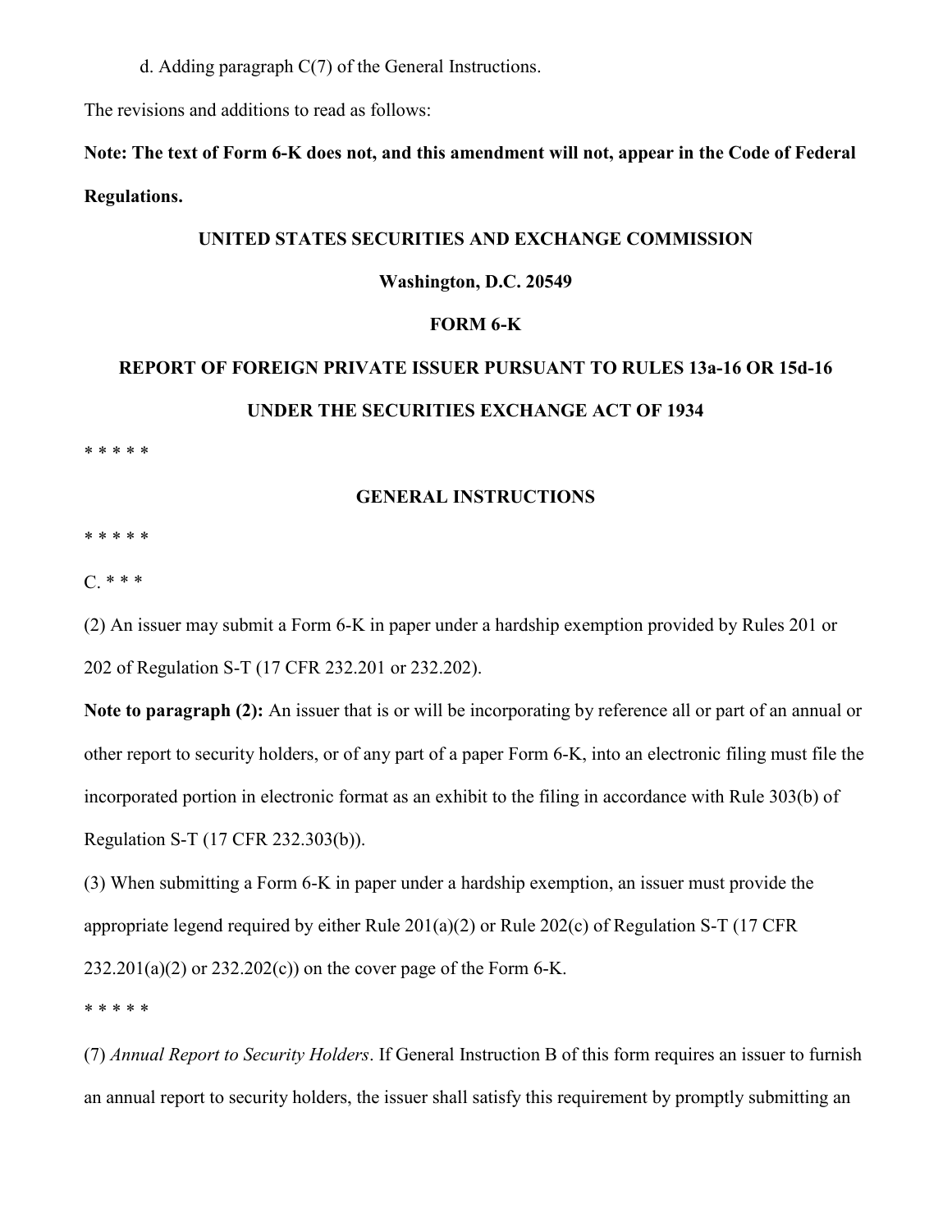d. Adding paragraph C(7) of the General Instructions.

The revisions and additions to read as follows:

**Note: The text of Form 6-K does not, and this amendment will not, appear in the Code of Federal Regulations.**

**UNITED STATES SECURITIES AND EXCHANGE COMMISSION**

**Washington, D.C. 20549**

**FORM 6-K**

**REPORT OF FOREIGN PRIVATE ISSUER PURSUANT TO RULES 13a-16 OR 15d-16 UNDER THE SECURITIES EXCHANGE ACT OF 1934**

\* \* \* \* \*

**GENERAL INSTRUCTIONS**

\* \* \* \* \*

C. \* \* \*

(2) An issuer may submit a Form 6-K in paper under a hardship exemption provided by Rules 201 or 202 of Regulation S-T (17 CFR 232.201 or 232.202).

**Note to paragraph (2):** An issuer that is or will be incorporating by reference all or part of an annual or other report to security holders, or of any part of a paper Form 6-K, into an electronic filing must file the incorporated portion in electronic format as an exhibit to the filing in accordance with Rule 303(b) of Regulation S-T (17 CFR 232.303(b)).

(3) When submitting a Form 6-K in paper under a hardship exemption, an issuer must provide the appropriate legend required by either Rule 201(a)(2) or Rule 202(c) of Regulation S-T (17 CFR 232.201(a)(2) or 232.202(c)) on the cover page of the Form 6-K.

\* \* \* \* \*

(7) *Annual Report to Security Holders*. If General Instruction B of this form requires an issuer to furnish an annual report to security holders, the issuer shall satisfy this requirement by promptly submitting an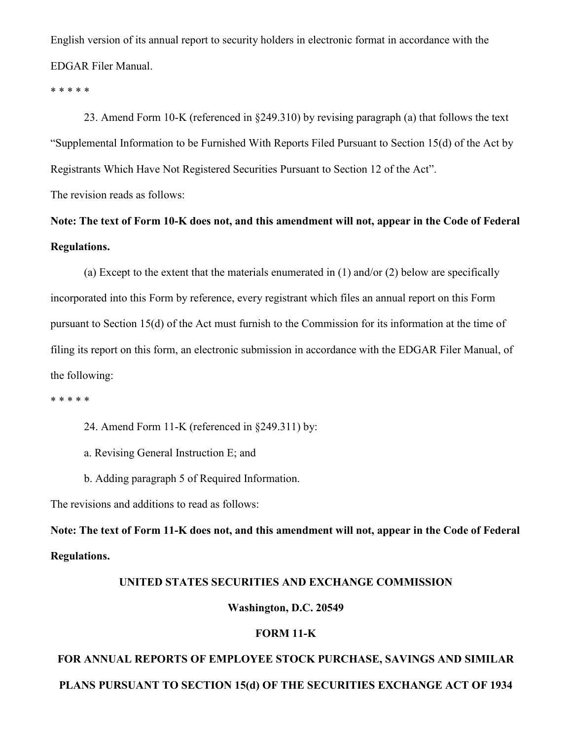English version of its annual report to security holders in electronic format in accordance with the EDGAR Filer Manual.

* * * * *

23. Amend Form 10-K (referenced in §249.310) by revising paragraph (a) that follows the text "Supplemental Information to be Furnished With Reports Filed Pursuant to Section 15(d) of the Act by Registrants Which Have Not Registered Securities Pursuant to Section 12 of the Act".

The revision reads as follows:

**Note: The text of Form 10-K does not, and this amendment will not, appear in the Code of Federal Regulations.**

(a) Except to the extent that the materials enumerated in (1) and/or (2) below are specifically incorporated into this Form by reference, every registrant which files an annual report on this Form pursuant to Section 15(d) of the Act must furnish to the Commission for its information at the time of filing its report on this form, an electronic submission in accordance with the EDGAR Filer Manual, of the following:

* * * * *

24. Amend Form 11-K (referenced in §249.311) by:

a. Revising General Instruction E; and

b. Adding paragraph 5 of Required Information.

The revisions and additions to read as follows:

**Note: The text of Form 11-K does not, and this amendment will not, appear in the Code of Federal Regulations.**

**UNITED STATES SECURITIES AND EXCHANGE COMMISSION**

**Washington, D.C. 20549**

**FORM 11-K**

**FOR ANNUAL REPORTS OF EMPLOYEE STOCK PURCHASE, SAVINGS AND SIMILAR PLANS PURSUANT TO SECTION 15(d) OF THE SECURITIES EXCHANGE ACT OF 1934**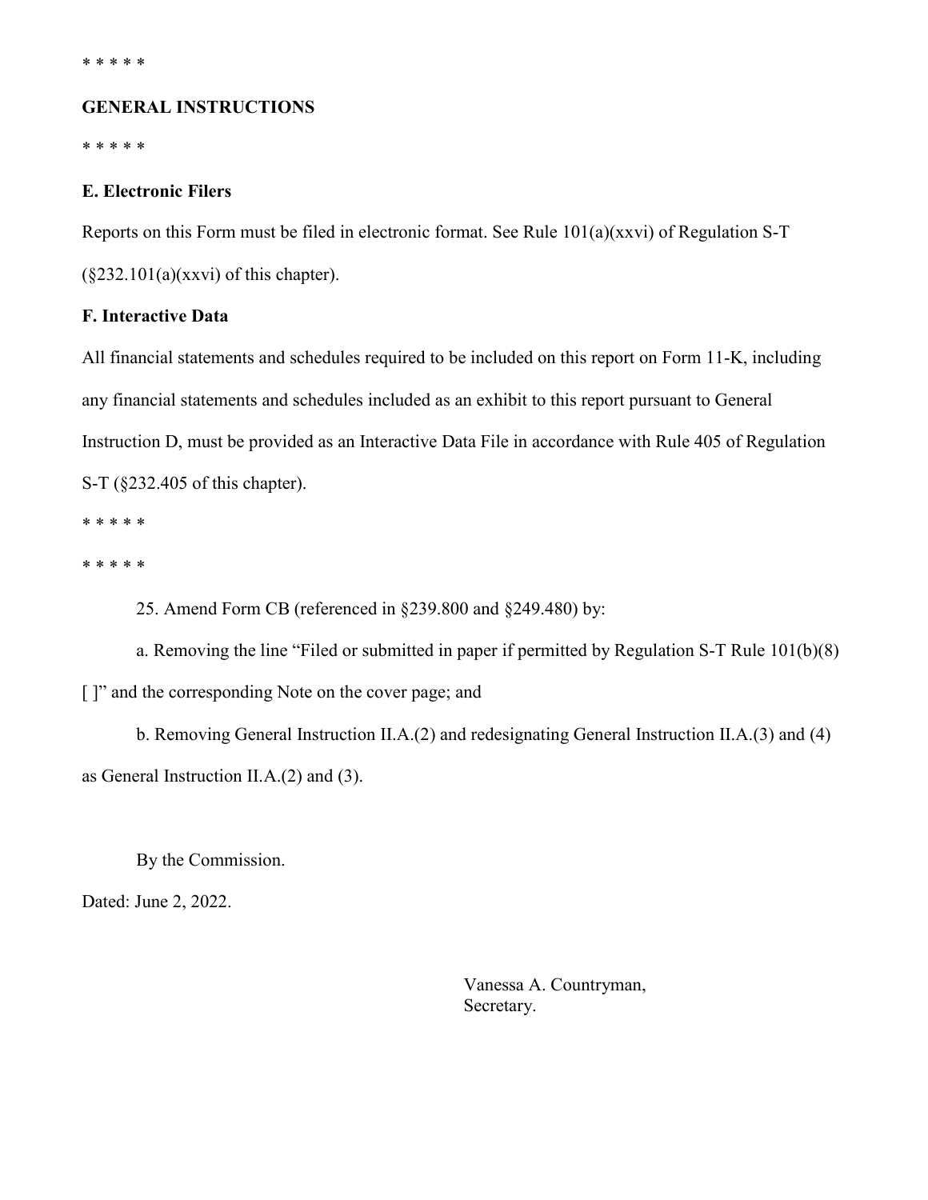* * * * *

**GENERAL INSTRUCTIONS**

* * * * *

**E. Electronic Filers**

Reports on this Form must be filed in electronic format. See Rule 101(a)(xxvi) of Regulation S-T (§232.101(a)(xxvi) of this chapter).

**F. Interactive Data**

All financial statements and schedules required to be included on this report on Form 11-K, including any financial statements and schedules included as an exhibit to this report pursuant to General Instruction D, must be provided as an Interactive Data File in accordance with Rule 405 of Regulation S-T (§232.405 of this chapter).

* * * * *

* * * * *

25. Amend Form CB (referenced in §239.800 and §249.480) by:

a. Removing the line "Filed or submitted in paper if permitted by Regulation S-T Rule 101(b)(8) [ ]" and the corresponding Note on the cover page; and

b. Removing General Instruction II.A.(2) and redesignating General Instruction II.A.(3) and (4) as General Instruction II.A.(2) and (3).

By the Commission.

Dated: June 2, 2022.

Vanessa A. Countryman,
Secretary.